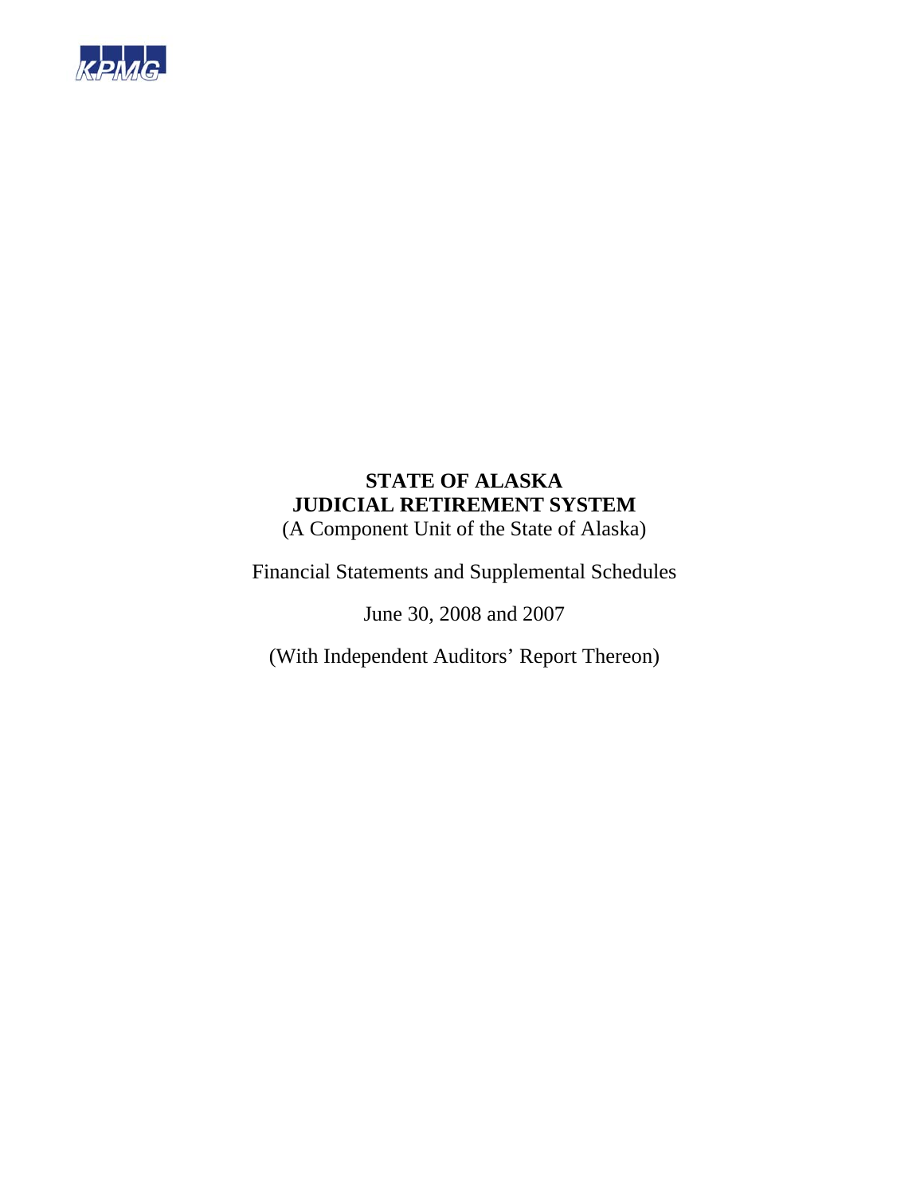KPMG

# STATE OF ALASKA
# JUDICIAL RETIREMENT SYSTEM

(A Component Unit of the State of Alaska)

Financial Statements and Supplemental Schedules

June 30, 2008 and 2007

(With Independent Auditors' Report Thereon)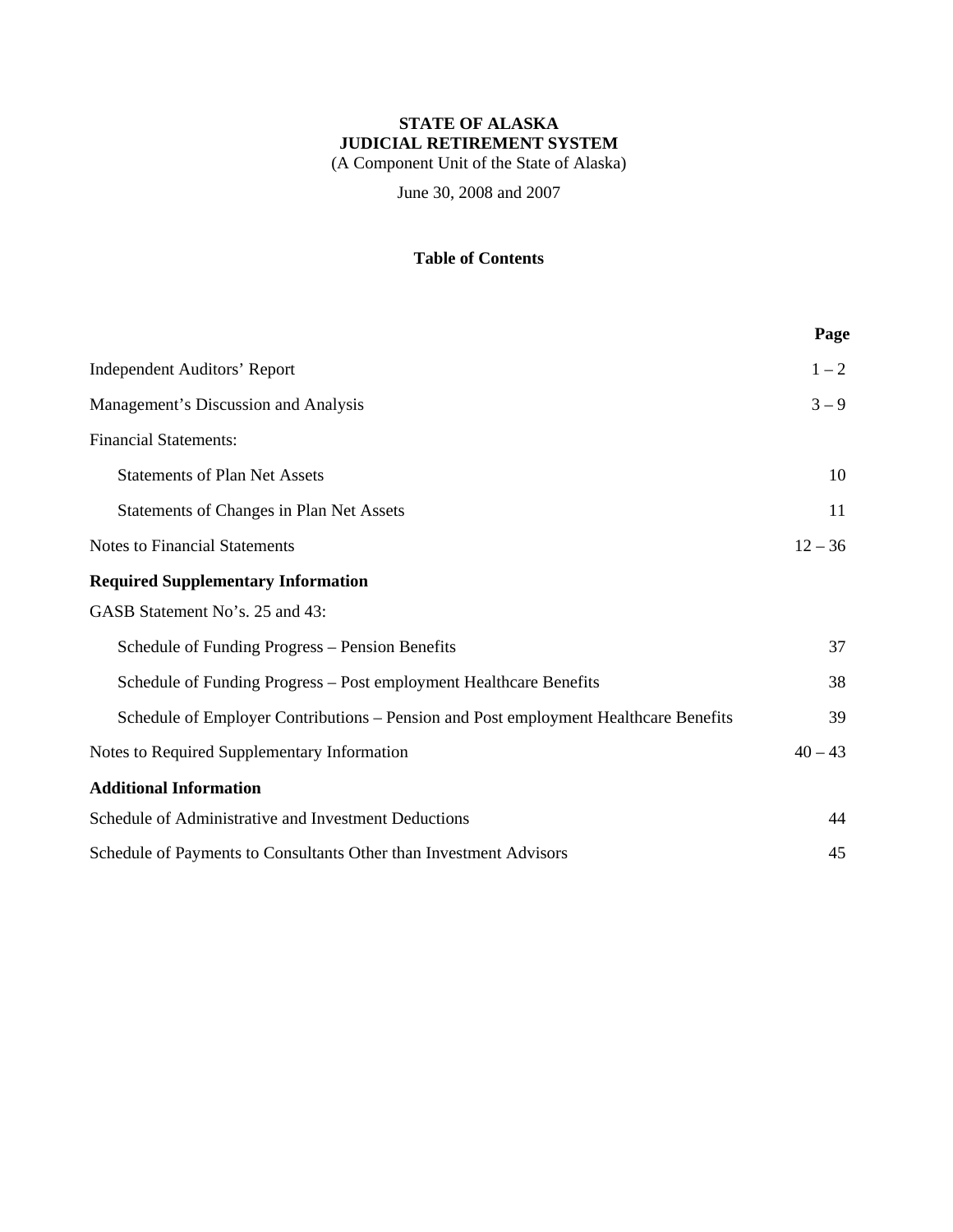**STATE OF ALASKA**
**JUDICIAL RETIREMENT SYSTEM**
(A Component Unit of the State of Alaska)

June 30, 2008 and 2007

**Table of Contents**

| | Page |
|---|---|
| Independent Auditors' Report | 1 – 2 |
| Management's Discussion and Analysis | 3 – 9 |
| Financial Statements: | |
| Statements of Plan Net Assets | 10 |
| Statements of Changes in Plan Net Assets | 11 |
| Notes to Financial Statements | 12 – 36 |
| **Required Supplementary Information** | |
| GASB Statement No's. 25 and 43: | |
| Schedule of Funding Progress – Pension Benefits | 37 |
| Schedule of Funding Progress – Post employment Healthcare Benefits | 38 |
| Schedule of Employer Contributions – Pension and Post employment Healthcare Benefits | 39 |
| Notes to Required Supplementary Information | 40 – 43 |
| **Additional Information** | |
| Schedule of Administrative and Investment Deductions | 44 |
| Schedule of Payments to Consultants Other than Investment Advisors | 45 |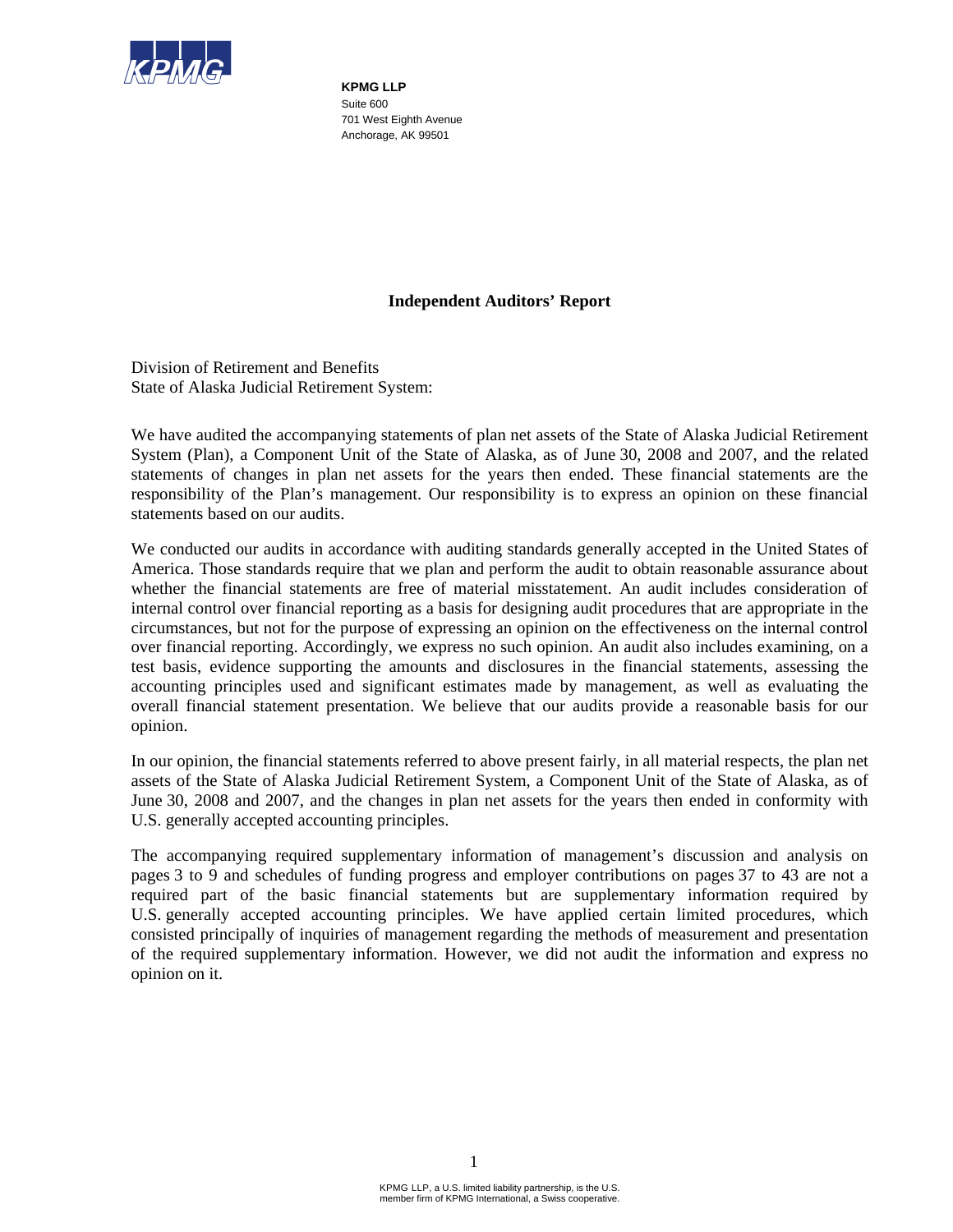**KPMG LLP**
Suite 600
701 West Eighth Avenue
Anchorage, AK 99501

## Independent Auditors' Report

Division of Retirement and Benefits
State of Alaska Judicial Retirement System:

We have audited the accompanying statements of plan net assets of the State of Alaska Judicial Retirement System (Plan), a Component Unit of the State of Alaska, as of June 30, 2008 and 2007, and the related statements of changes in plan net assets for the years then ended. These financial statements are the responsibility of the Plan's management. Our responsibility is to express an opinion on these financial statements based on our audits.

We conducted our audits in accordance with auditing standards generally accepted in the United States of America. Those standards require that we plan and perform the audit to obtain reasonable assurance about whether the financial statements are free of material misstatement. An audit includes consideration of internal control over financial reporting as a basis for designing audit procedures that are appropriate in the circumstances, but not for the purpose of expressing an opinion on the effectiveness on the internal control over financial reporting. Accordingly, we express no such opinion. An audit also includes examining, on a test basis, evidence supporting the amounts and disclosures in the financial statements, assessing the accounting principles used and significant estimates made by management, as well as evaluating the overall financial statement presentation. We believe that our audits provide a reasonable basis for our opinion.

In our opinion, the financial statements referred to above present fairly, in all material respects, the plan net assets of the State of Alaska Judicial Retirement System, a Component Unit of the State of Alaska, as of June 30, 2008 and 2007, and the changes in plan net assets for the years then ended in conformity with U.S. generally accepted accounting principles.

The accompanying required supplementary information of management's discussion and analysis on pages 3 to 9 and schedules of funding progress and employer contributions on pages 37 to 43 are not a required part of the basic financial statements but are supplementary information required by U.S. generally accepted accounting principles. We have applied certain limited procedures, which consisted principally of inquiries of management regarding the methods of measurement and presentation of the required supplementary information. However, we did not audit the information and express no opinion on it.

KPMG LLP, a U.S. limited liability partnership, is the U.S. member firm of KPMG International, a Swiss cooperative.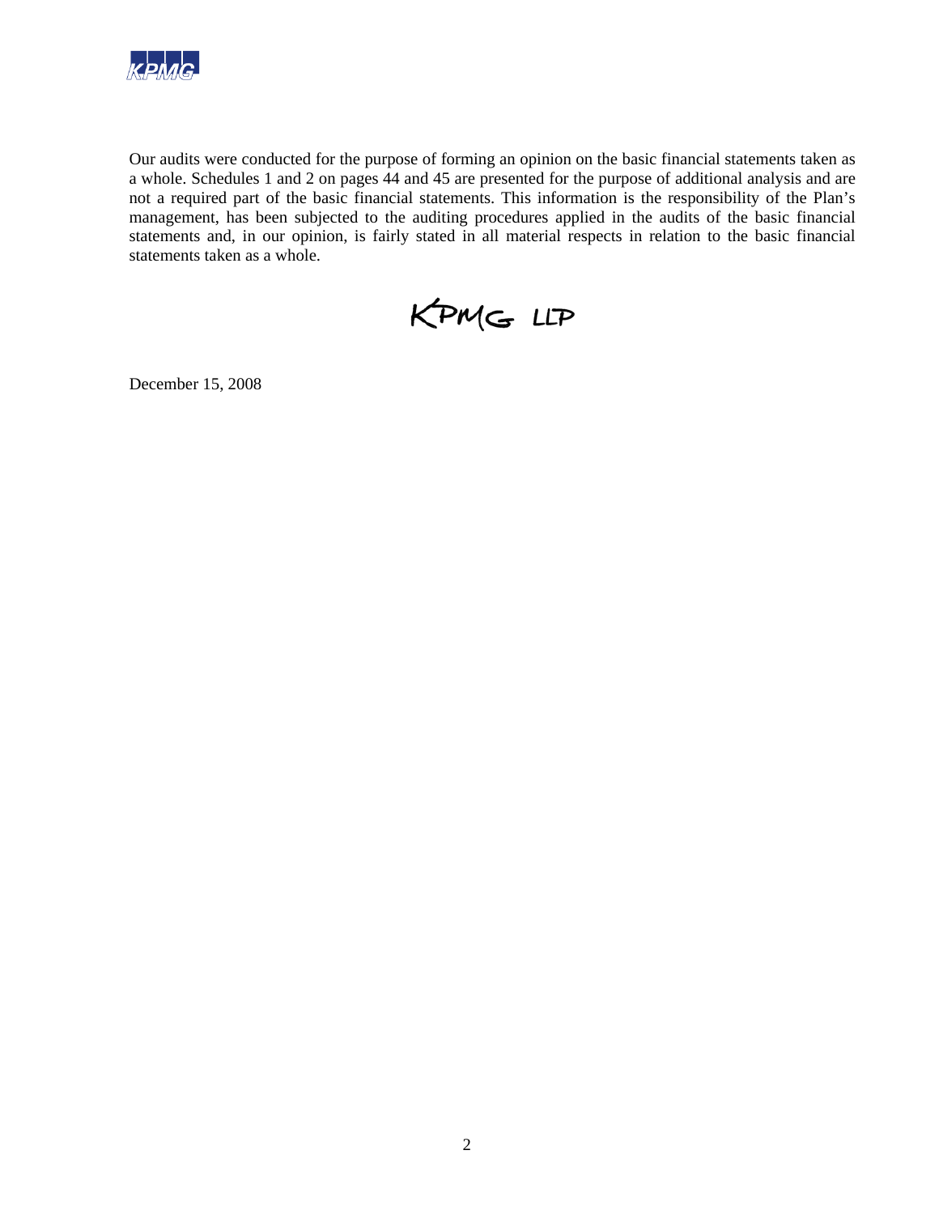Our audits were conducted for the purpose of forming an opinion on the basic financial statements taken as a whole. Schedules 1 and 2 on pages 44 and 45 are presented for the purpose of additional analysis and are not a required part of the basic financial statements. This information is the responsibility of the Plan's management, has been subjected to the auditing procedures applied in the audits of the basic financial statements and, in our opinion, is fairly stated in all material respects in relation to the basic financial statements taken as a whole.

KPMG LLP

December 15, 2008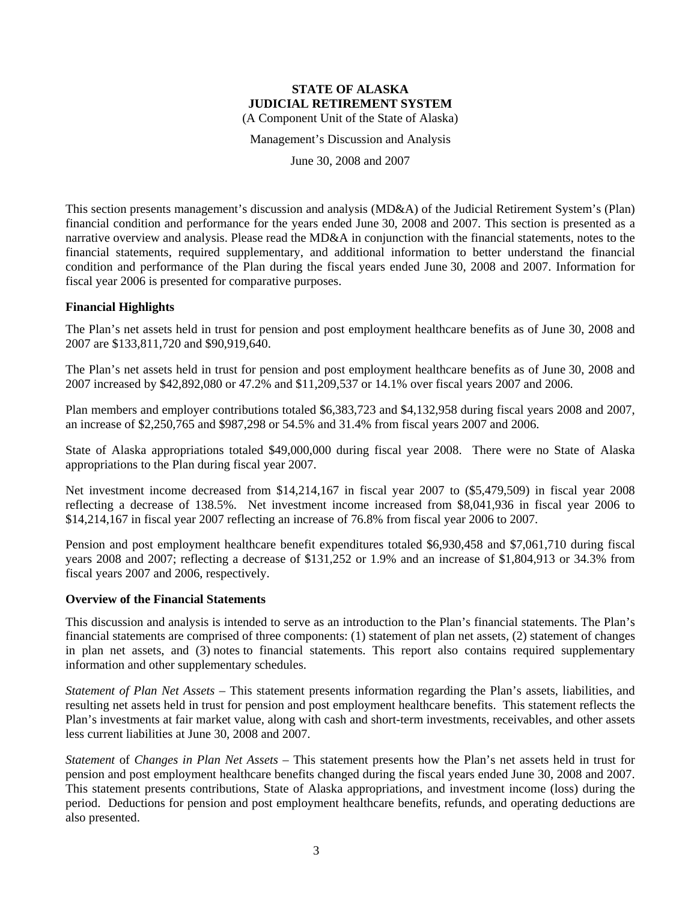**STATE OF ALASKA**
**JUDICIAL RETIREMENT SYSTEM**
(A Component Unit of the State of Alaska)

Management's Discussion and Analysis

June 30, 2008 and 2007

This section presents management's discussion and analysis (MD&A) of the Judicial Retirement System's (Plan) financial condition and performance for the years ended June 30, 2008 and 2007. This section is presented as a narrative overview and analysis. Please read the MD&A in conjunction with the financial statements, notes to the financial statements, required supplementary, and additional information to better understand the financial condition and performance of the Plan during the fiscal years ended June 30, 2008 and 2007. Information for fiscal year 2006 is presented for comparative purposes.

## Financial Highlights

The Plan's net assets held in trust for pension and post employment healthcare benefits as of June 30, 2008 and 2007 are $133,811,720 and $90,919,640.

The Plan's net assets held in trust for pension and post employment healthcare benefits as of June 30, 2008 and 2007 increased by $42,892,080 or 47.2% and $11,209,537 or 14.1% over fiscal years 2007 and 2006.

Plan members and employer contributions totaled $6,383,723 and $4,132,958 during fiscal years 2008 and 2007, an increase of $2,250,765 and $987,298 or 54.5% and 31.4% from fiscal years 2007 and 2006.

State of Alaska appropriations totaled $49,000,000 during fiscal year 2008. There were no State of Alaska appropriations to the Plan during fiscal year 2007.

Net investment income decreased from $14,214,167 in fiscal year 2007 to ($5,479,509) in fiscal year 2008 reflecting a decrease of 138.5%. Net investment income increased from $8,041,936 in fiscal year 2006 to $14,214,167 in fiscal year 2007 reflecting an increase of 76.8% from fiscal year 2006 to 2007.

Pension and post employment healthcare benefit expenditures totaled $6,930,458 and $7,061,710 during fiscal years 2008 and 2007; reflecting a decrease of $131,252 or 1.9% and an increase of $1,804,913 or 34.3% from fiscal years 2007 and 2006, respectively.

## Overview of the Financial Statements

This discussion and analysis is intended to serve as an introduction to the Plan's financial statements. The Plan's financial statements are comprised of three components: (1) statement of plan net assets, (2) statement of changes in plan net assets, and (3) notes to financial statements. This report also contains required supplementary information and other supplementary schedules.

*Statement of Plan Net Assets* – This statement presents information regarding the Plan's assets, liabilities, and resulting net assets held in trust for pension and post employment healthcare benefits. This statement reflects the Plan's investments at fair market value, along with cash and short-term investments, receivables, and other assets less current liabilities at June 30, 2008 and 2007.

*Statement* of *Changes in Plan Net Assets* – This statement presents how the Plan's net assets held in trust for pension and post employment healthcare benefits changed during the fiscal years ended June 30, 2008 and 2007. This statement presents contributions, State of Alaska appropriations, and investment income (loss) during the period. Deductions for pension and post employment healthcare benefits, refunds, and operating deductions are also presented.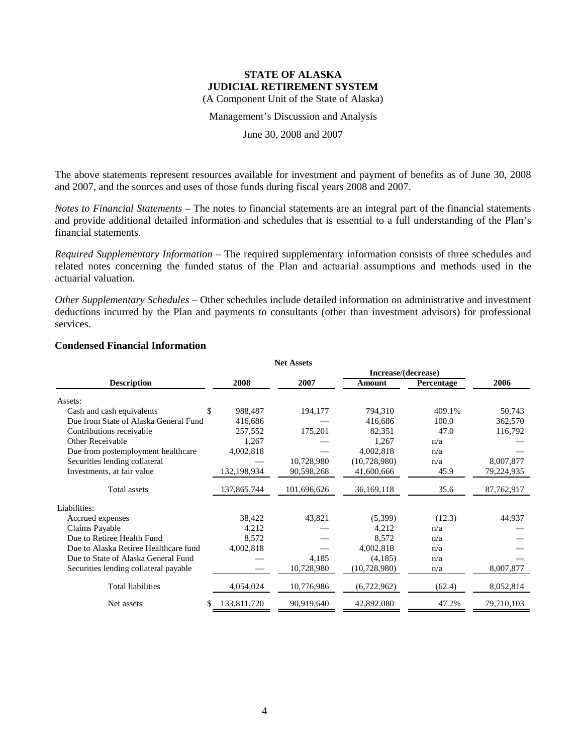# STATE OF ALASKA
# JUDICIAL RETIREMENT SYSTEM

(A Component Unit of the State of Alaska)

Management's Discussion and Analysis

June 30, 2008 and 2007

The above statements represent resources available for investment and payment of benefits as of June 30, 2008 and 2007, and the sources and uses of those funds during fiscal years 2008 and 2007.

*Notes to Financial Statements* – The notes to financial statements are an integral part of the financial statements and provide additional detailed information and schedules that is essential to a full understanding of the Plan's financial statements.

*Required Supplementary Information* – The required supplementary information consists of three schedules and related notes concerning the funded status of the Plan and actuarial assumptions and methods used in the actuarial valuation.

*Other Supplementary Schedules* – Other schedules include detailed information on administrative and investment deductions incurred by the Plan and payments to consultants (other than investment advisors) for professional services.

### Condensed Financial Information

**Net Assets**

| Description | 2008 | 2007 | Increase/(decrease) Amount | Increase/(decrease) Percentage | 2006 |
|---|---|---|---|---|---|
| Assets: | | | | | |
| Cash and cash equivalents | $ 988,487 | 194,177 | 794,310 | 409.1% | 50,743 |
| Due from State of Alaska General Fund | 416,686 | — | 416,686 | 100.0 | 362,570 |
| Contributions receivable | 257,552 | 175,201 | 82,351 | 47.0 | 116,792 |
| Other Receivable | 1,267 | — | 1,267 | n/a | — |
| Due from postemployment healthcare | 4,002,818 | — | 4,002,818 | n/a | — |
| Securities lending collateral | — | 10,728,980 | (10,728,980) | n/a | 8,007,877 |
| Investments, at fair value | 132,198,934 | 90,598,268 | 41,600,666 | 45.9 | 79,224,935 |
| Total assets | 137,865,744 | 101,696,626 | 36,169,118 | 35.6 | 87,762,917 |
| Liabilities: | | | | | |
| Accrued expenses | 38,422 | 43,821 | (5,399) | (12.3) | 44,937 |
| Claims Payable | 4,212 | — | 4,212 | n/a | — |
| Due to Retiree Health Fund | 8,572 | — | 8,572 | n/a | — |
| Due to Alaska Retiree Healthcare fund | 4,002,818 | — | 4,002,818 | n/a | — |
| Due to State of Alaska General Fund | — | 4,185 | (4,185) | n/a | — |
| Securities lending collateral payable | — | 10,728,980 | (10,728,980) | n/a | 8,007,877 |
| Total liabilities | 4,054,024 | 10,776,986 | (6,722,962) | (62.4) | 8,052,814 |
| Net assets | $ 133,811,720 | 90,919,640 | 42,892,080 | 47.2% | 79,710,103 |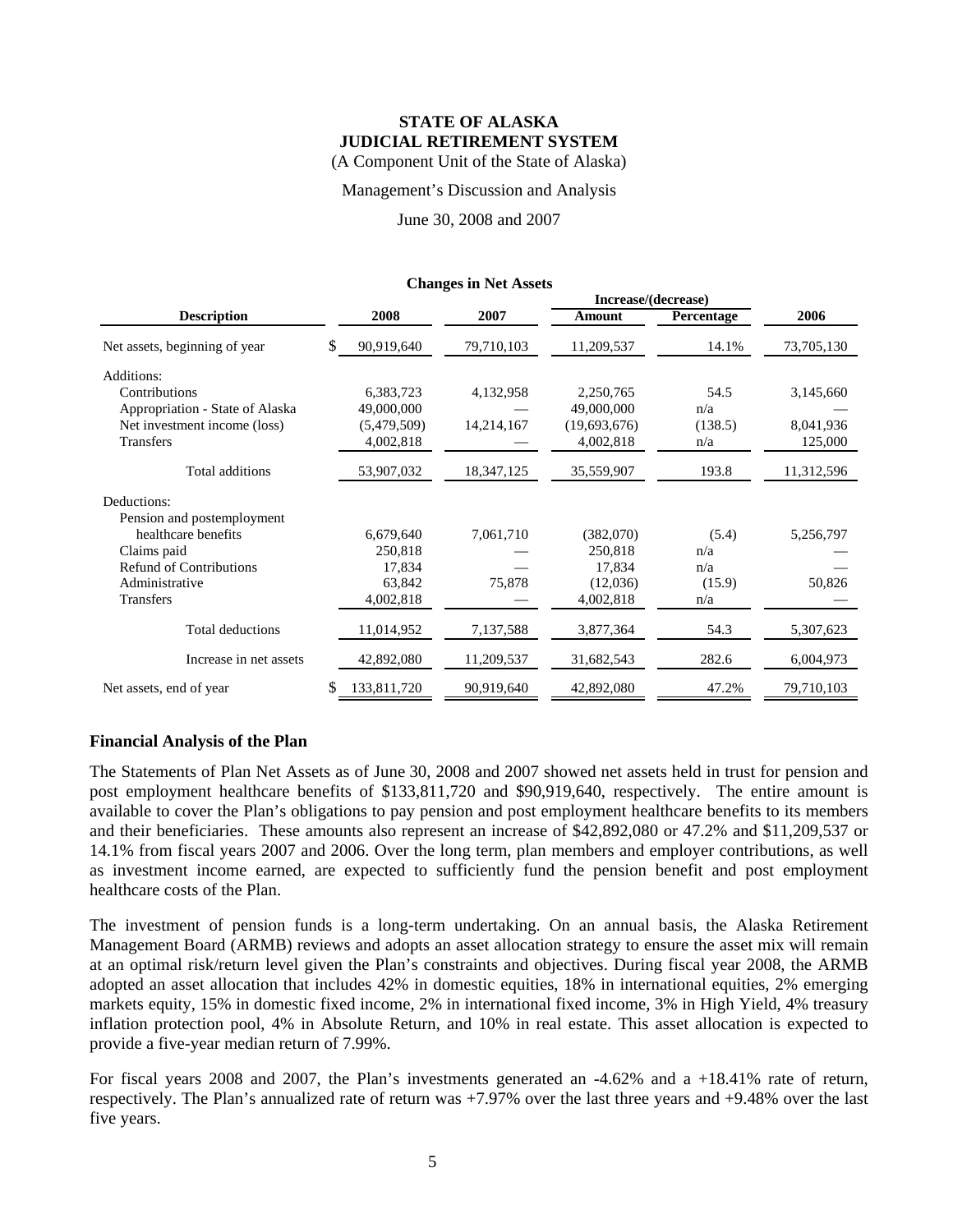**STATE OF ALASKA**
**JUDICIAL RETIREMENT SYSTEM**
(A Component Unit of the State of Alaska)

Management's Discussion and Analysis

June 30, 2008 and 2007

**Changes in Net Assets**

| Description | 2008 | 2007 | Increase/(decrease) Amount | Increase/(decrease) Percentage | 2006 |
|---|---|---|---|---|---|
| Net assets, beginning of year | $ 90,919,640 | 79,710,103 | 11,209,537 | 14.1% | 73,705,130 |
| Additions: | | | | | |
| Contributions | 6,383,723 | 4,132,958 | 2,250,765 | 54.5 | 3,145,660 |
| Appropriation - State of Alaska | 49,000,000 | — | 49,000,000 | n/a | — |
| Net investment income (loss) | (5,479,509) | 14,214,167 | (19,693,676) | (138.5) | 8,041,936 |
| Transfers | 4,002,818 | — | 4,002,818 | n/a | 125,000 |
| Total additions | 53,907,032 | 18,347,125 | 35,559,907 | 193.8 | 11,312,596 |
| Deductions: | | | | | |
| Pension and postemployment healthcare benefits | 6,679,640 | 7,061,710 | (382,070) | (5.4) | 5,256,797 |
| Claims paid | 250,818 | — | 250,818 | n/a | — |
| Refund of Contributions | 17,834 | — | 17,834 | n/a | — |
| Administrative | 63,842 | 75,878 | (12,036) | (15.9) | 50,826 |
| Transfers | 4,002,818 | — | 4,002,818 | n/a | — |
| Total deductions | 11,014,952 | 7,137,588 | 3,877,364 | 54.3 | 5,307,623 |
| Increase in net assets | 42,892,080 | 11,209,537 | 31,682,543 | 282.6 | 6,004,973 |
| Net assets, end of year | $ 133,811,720 | 90,919,640 | 42,892,080 | 47.2% | 79,710,103 |

## Financial Analysis of the Plan

The Statements of Plan Net Assets as of June 30, 2008 and 2007 showed net assets held in trust for pension and post employment healthcare benefits of $133,811,720 and $90,919,640, respectively. The entire amount is available to cover the Plan's obligations to pay pension and post employment healthcare benefits to its members and their beneficiaries. These amounts also represent an increase of $42,892,080 or 47.2% and $11,209,537 or 14.1% from fiscal years 2007 and 2006. Over the long term, plan members and employer contributions, as well as investment income earned, are expected to sufficiently fund the pension benefit and post employment healthcare costs of the Plan.

The investment of pension funds is a long-term undertaking. On an annual basis, the Alaska Retirement Management Board (ARMB) reviews and adopts an asset allocation strategy to ensure the asset mix will remain at an optimal risk/return level given the Plan's constraints and objectives. During fiscal year 2008, the ARMB adopted an asset allocation that includes 42% in domestic equities, 18% in international equities, 2% emerging markets equity, 15% in domestic fixed income, 2% in international fixed income, 3% in High Yield, 4% treasury inflation protection pool, 4% in Absolute Return, and 10% in real estate. This asset allocation is expected to provide a five-year median return of 7.99%.

For fiscal years 2008 and 2007, the Plan's investments generated an -4.62% and a +18.41% rate of return, respectively. The Plan's annualized rate of return was +7.97% over the last three years and +9.48% over the last five years.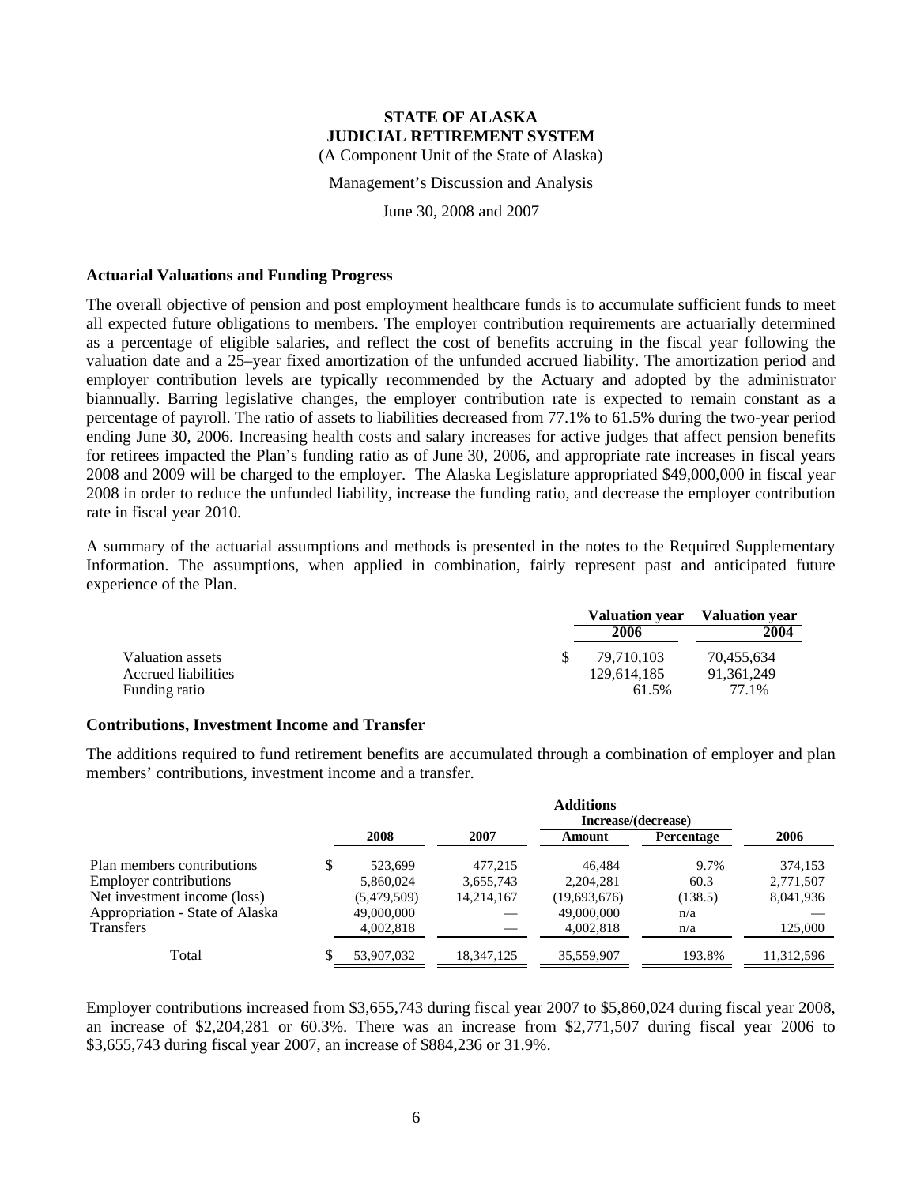# STATE OF ALASKA
## JUDICIAL RETIREMENT SYSTEM

(A Component Unit of the State of Alaska)

Management's Discussion and Analysis

June 30, 2008 and 2007

### Actuarial Valuations and Funding Progress

The overall objective of pension and post employment healthcare funds is to accumulate sufficient funds to meet all expected future obligations to members. The employer contribution requirements are actuarially determined as a percentage of eligible salaries, and reflect the cost of benefits accruing in the fiscal year following the valuation date and a 25–year fixed amortization of the unfunded accrued liability. The amortization period and employer contribution levels are typically recommended by the Actuary and adopted by the administrator biannually. Barring legislative changes, the employer contribution rate is expected to remain constant as a percentage of payroll. The ratio of assets to liabilities decreased from 77.1% to 61.5% during the two-year period ending June 30, 2006. Increasing health costs and salary increases for active judges that affect pension benefits for retirees impacted the Plan's funding ratio as of June 30, 2006, and appropriate rate increases in fiscal years 2008 and 2009 will be charged to the employer. The Alaska Legislature appropriated $49,000,000 in fiscal year 2008 in order to reduce the unfunded liability, increase the funding ratio, and decrease the employer contribution rate in fiscal year 2010.

A summary of the actuarial assumptions and methods is presented in the notes to the Required Supplementary Information. The assumptions, when applied in combination, fairly represent past and anticipated future experience of the Plan.

| | Valuation year 2006 | Valuation year 2004 |
|---|---|---|
| Valuation assets | $ 79,710,103 | 70,455,634 |
| Accrued liabilities | 129,614,185 | 91,361,249 |
| Funding ratio | 61.5% | 77.1% |

### Contributions, Investment Income and Transfer

The additions required to fund retirement benefits are accumulated through a combination of employer and plan members' contributions, investment income and a transfer.

| | Additions | | | | |
|---|---|---|---|---|---|
| | | | Increase/(decrease) | | |
| | 2008 | 2007 | Amount | Percentage | 2006 |
| Plan members contributions | $ 523,699 | 477,215 | 46,484 | 9.7% | 374,153 |
| Employer contributions | 5,860,024 | 3,655,743 | 2,204,281 | 60.3 | 2,771,507 |
| Net investment income (loss) | (5,479,509) | 14,214,167 | (19,693,676) | (138.5) | 8,041,936 |
| Appropriation - State of Alaska | 49,000,000 | — | 49,000,000 | n/a | — |
| Transfers | 4,002,818 | — | 4,002,818 | n/a | 125,000 |
| Total | $ 53,907,032 | 18,347,125 | 35,559,907 | 193.8% | 11,312,596 |

Employer contributions increased from $3,655,743 during fiscal year 2007 to $5,860,024 during fiscal year 2008, an increase of $2,204,281 or 60.3%. There was an increase from $2,771,507 during fiscal year 2006 to $3,655,743 during fiscal year 2007, an increase of $884,236 or 31.9%.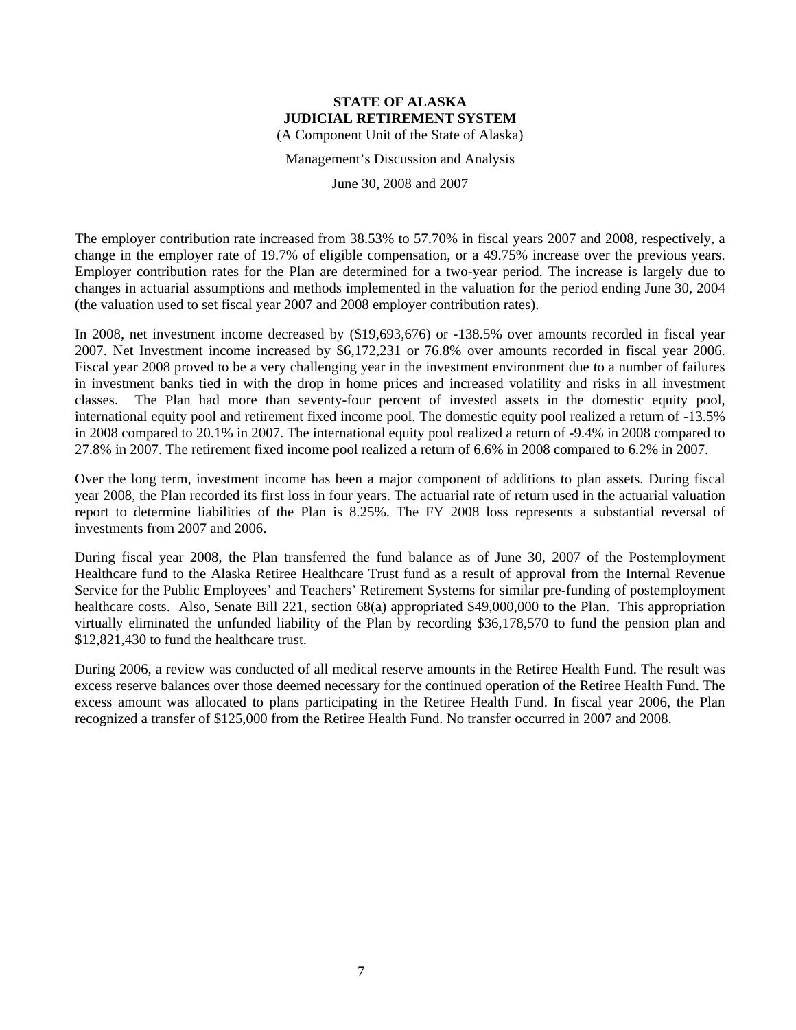**STATE OF ALASKA**
**JUDICIAL RETIREMENT SYSTEM**
(A Component Unit of the State of Alaska)

Management's Discussion and Analysis

June 30, 2008 and 2007

The employer contribution rate increased from 38.53% to 57.70% in fiscal years 2007 and 2008, respectively, a change in the employer rate of 19.7% of eligible compensation, or a 49.75% increase over the previous years. Employer contribution rates for the Plan are determined for a two-year period. The increase is largely due to changes in actuarial assumptions and methods implemented in the valuation for the period ending June 30, 2004 (the valuation used to set fiscal year 2007 and 2008 employer contribution rates).

In 2008, net investment income decreased by ($19,693,676) or -138.5% over amounts recorded in fiscal year 2007. Net Investment income increased by $6,172,231 or 76.8% over amounts recorded in fiscal year 2006. Fiscal year 2008 proved to be a very challenging year in the investment environment due to a number of failures in investment banks tied in with the drop in home prices and increased volatility and risks in all investment classes. The Plan had more than seventy-four percent of invested assets in the domestic equity pool, international equity pool and retirement fixed income pool. The domestic equity pool realized a return of -13.5% in 2008 compared to 20.1% in 2007. The international equity pool realized a return of -9.4% in 2008 compared to 27.8% in 2007. The retirement fixed income pool realized a return of 6.6% in 2008 compared to 6.2% in 2007.

Over the long term, investment income has been a major component of additions to plan assets. During fiscal year 2008, the Plan recorded its first loss in four years. The actuarial rate of return used in the actuarial valuation report to determine liabilities of the Plan is 8.25%. The FY 2008 loss represents a substantial reversal of investments from 2007 and 2006.

During fiscal year 2008, the Plan transferred the fund balance as of June 30, 2007 of the Postemployment Healthcare fund to the Alaska Retiree Healthcare Trust fund as a result of approval from the Internal Revenue Service for the Public Employees' and Teachers' Retirement Systems for similar pre-funding of postemployment healthcare costs. Also, Senate Bill 221, section 68(a) appropriated $49,000,000 to the Plan. This appropriation virtually eliminated the unfunded liability of the Plan by recording $36,178,570 to fund the pension plan and $12,821,430 to fund the healthcare trust.

During 2006, a review was conducted of all medical reserve amounts in the Retiree Health Fund. The result was excess reserve balances over those deemed necessary for the continued operation of the Retiree Health Fund. The excess amount was allocated to plans participating in the Retiree Health Fund. In fiscal year 2006, the Plan recognized a transfer of $125,000 from the Retiree Health Fund. No transfer occurred in 2007 and 2008.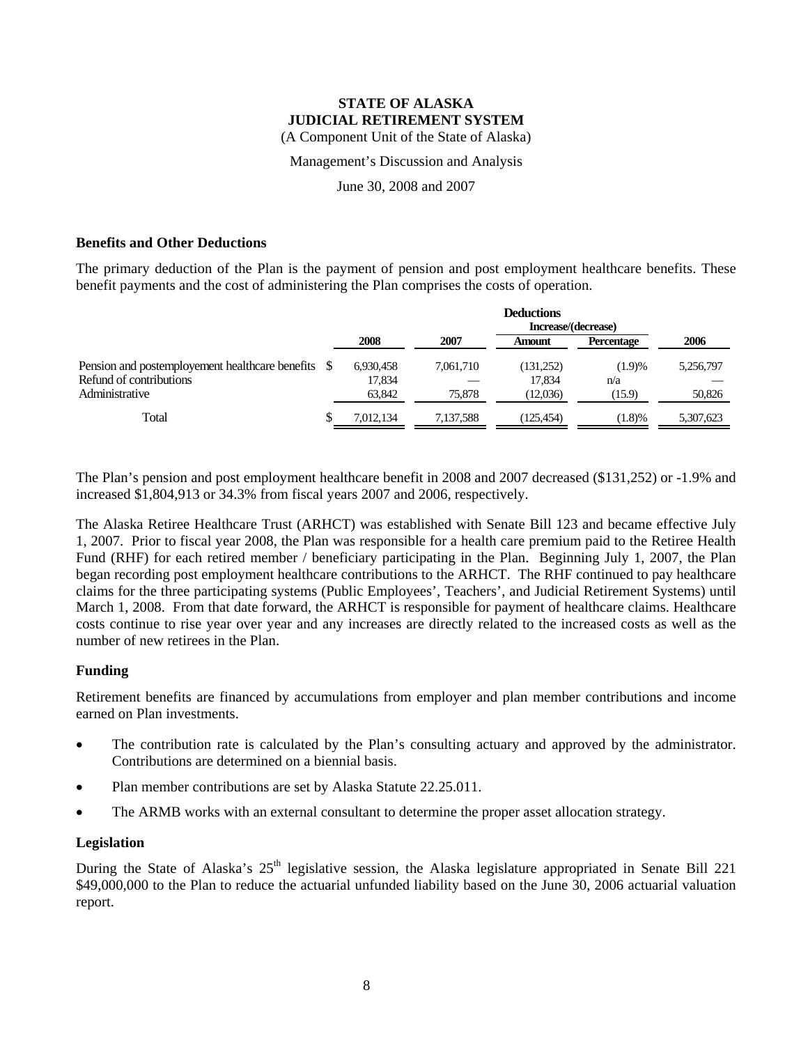**STATE OF ALASKA**
**JUDICIAL RETIREMENT SYSTEM**
(A Component Unit of the State of Alaska)

Management's Discussion and Analysis

June 30, 2008 and 2007

### Benefits and Other Deductions

The primary deduction of the Plan is the payment of pension and post employment healthcare benefits. These benefit payments and the cost of administering the Plan comprises the costs of operation.

| | Deductions | | | | |
|---|---|---|---|---|---|
| | | | Increase/(decrease) | | |
| | 2008 | 2007 | Amount | Percentage | 2006 |
| Pension and postemployement healthcare benefits | $ 6,930,458 | 7,061,710 | (131,252) | (1.9)% | 5,256,797 |
| Refund of contributions | 17,834 | — | 17,834 | n/a | — |
| Administrative | 63,842 | 75,878 | (12,036) | (15.9) | 50,826 |
| Total | $ 7,012,134 | 7,137,588 | (125,454) | (1.8)% | 5,307,623 |

The Plan's pension and post employment healthcare benefit in 2008 and 2007 decreased ($131,252) or -1.9% and increased $1,804,913 or 34.3% from fiscal years 2007 and 2006, respectively.

The Alaska Retiree Healthcare Trust (ARHCT) was established with Senate Bill 123 and became effective July 1, 2007. Prior to fiscal year 2008, the Plan was responsible for a health care premium paid to the Retiree Health Fund (RHF) for each retired member / beneficiary participating in the Plan. Beginning July 1, 2007, the Plan began recording post employment healthcare contributions to the ARHCT. The RHF continued to pay healthcare claims for the three participating systems (Public Employees', Teachers', and Judicial Retirement Systems) until March 1, 2008. From that date forward, the ARHCT is responsible for payment of healthcare claims. Healthcare costs continue to rise year over year and any increases are directly related to the increased costs as well as the number of new retirees in the Plan.

### Funding

Retirement benefits are financed by accumulations from employer and plan member contributions and income earned on Plan investments.

- The contribution rate is calculated by the Plan's consulting actuary and approved by the administrator. Contributions are determined on a biennial basis.
- Plan member contributions are set by Alaska Statute 22.25.011.
- The ARMB works with an external consultant to determine the proper asset allocation strategy.

### Legislation

During the State of Alaska's 25th legislative session, the Alaska legislature appropriated in Senate Bill 221 $49,000,000 to the Plan to reduce the actuarial unfunded liability based on the June 30, 2006 actuarial valuation report.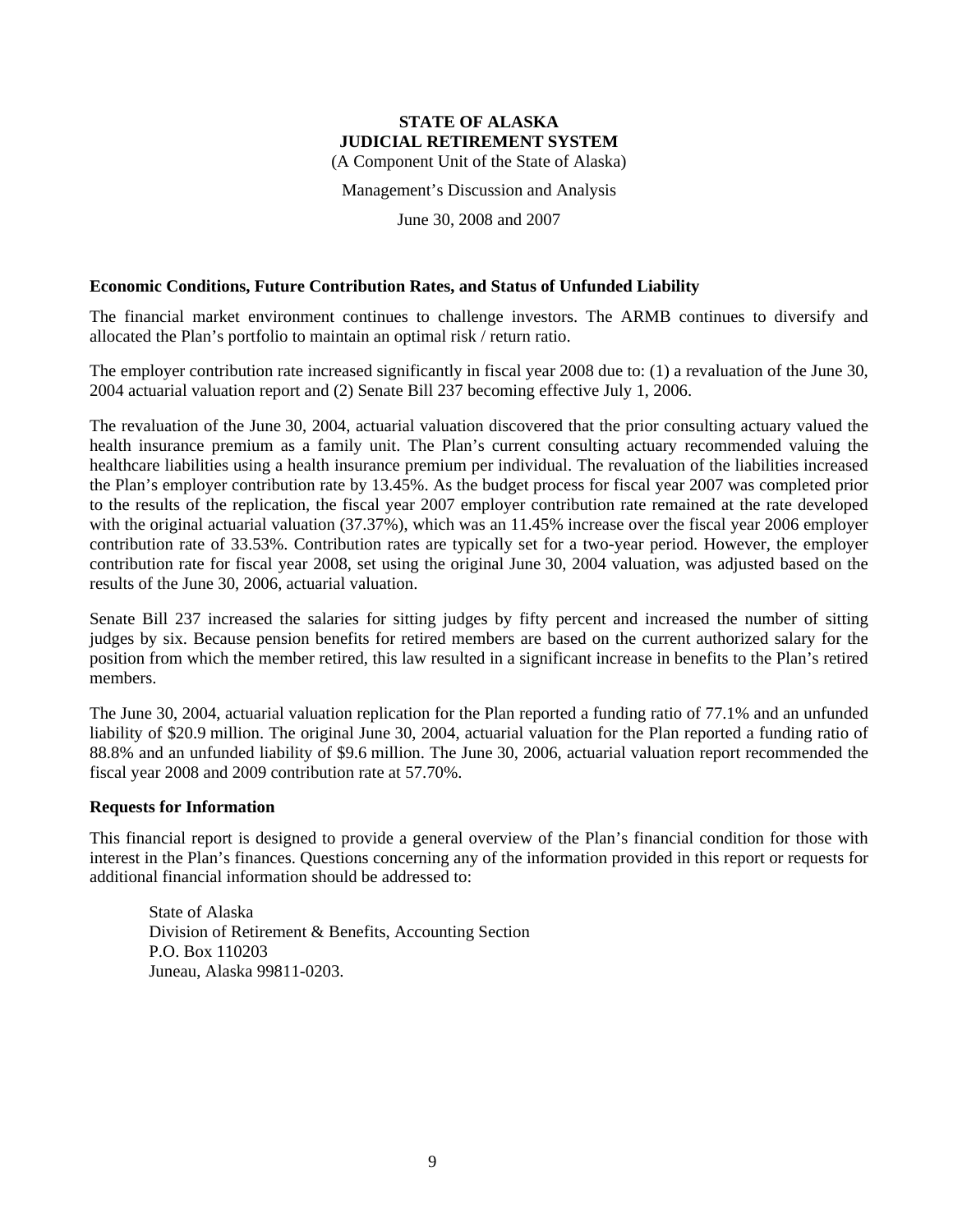# STATE OF ALASKA
# JUDICIAL RETIREMENT SYSTEM

(A Component Unit of the State of Alaska)

Management's Discussion and Analysis

June 30, 2008 and 2007

### Economic Conditions, Future Contribution Rates, and Status of Unfunded Liability

The financial market environment continues to challenge investors. The ARMB continues to diversify and allocated the Plan's portfolio to maintain an optimal risk / return ratio.

The employer contribution rate increased significantly in fiscal year 2008 due to: (1) a revaluation of the June 30, 2004 actuarial valuation report and (2) Senate Bill 237 becoming effective July 1, 2006.

The revaluation of the June 30, 2004, actuarial valuation discovered that the prior consulting actuary valued the health insurance premium as a family unit. The Plan's current consulting actuary recommended valuing the healthcare liabilities using a health insurance premium per individual. The revaluation of the liabilities increased the Plan's employer contribution rate by 13.45%. As the budget process for fiscal year 2007 was completed prior to the results of the replication, the fiscal year 2007 employer contribution rate remained at the rate developed with the original actuarial valuation (37.37%), which was an 11.45% increase over the fiscal year 2006 employer contribution rate of 33.53%. Contribution rates are typically set for a two-year period. However, the employer contribution rate for fiscal year 2008, set using the original June 30, 2004 valuation, was adjusted based on the results of the June 30, 2006, actuarial valuation.

Senate Bill 237 increased the salaries for sitting judges by fifty percent and increased the number of sitting judges by six. Because pension benefits for retired members are based on the current authorized salary for the position from which the member retired, this law resulted in a significant increase in benefits to the Plan's retired members.

The June 30, 2004, actuarial valuation replication for the Plan reported a funding ratio of 77.1% and an unfunded liability of $20.9 million. The original June 30, 2004, actuarial valuation for the Plan reported a funding ratio of 88.8% and an unfunded liability of $9.6 million. The June 30, 2006, actuarial valuation report recommended the fiscal year 2008 and 2009 contribution rate at 57.70%.

### Requests for Information

This financial report is designed to provide a general overview of the Plan's financial condition for those with interest in the Plan's finances. Questions concerning any of the information provided in this report or requests for additional financial information should be addressed to:

State of Alaska
Division of Retirement & Benefits, Accounting Section
P.O. Box 110203
Juneau, Alaska 99811-0203.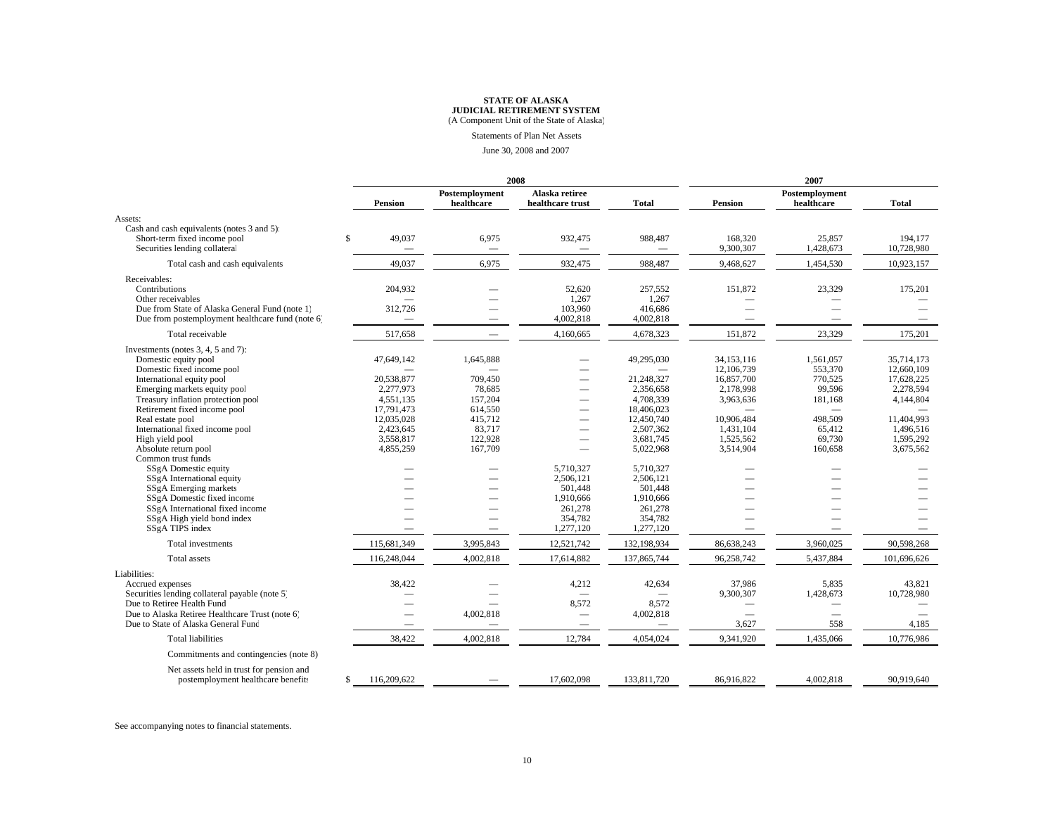**STATE OF ALASKA**
**JUDICIAL RETIREMENT SYSTEM**
(A Component Unit of the State of Alaska)

Statements of Plan Net Assets

June 30, 2008 and 2007

| | 2008 | | | | 2007 | | |
|---|---|---|---|---|---|---|---|
| | **Pension** | **Postemployment healthcare** | **Alaska retiree healthcare trust** | **Total** | **Pension** | **Postemployment healthcare** | **Total** |
| Assets: | | | | | | | |
| Cash and cash equivalents (notes 3 and 5): | | | | | | | |
| Short-term fixed income pool | $ 49,037 | 6,975 | 932,475 | 988,487 | 168,320 | 25,857 | 194,177 |
| Securities lending collateral | — | — | — | — | 9,300,307 | 1,428,673 | 10,728,980 |
| Total cash and cash equivalents | 49,037 | 6,975 | 932,475 | 988,487 | 9,468,627 | 1,454,530 | 10,923,157 |
| Receivables: | | | | | | | |
| Contributions | 204,932 | — | 52,620 | 257,552 | 151,872 | 23,329 | 175,201 |
| Other receivables | — | — | 1,267 | 1,267 | — | — | — |
| Due from State of Alaska General Fund (note 1) | 312,726 | — | 103,960 | 416,686 | — | — | — |
| Due from postemployment healthcare fund (note 6) | — | — | 4,002,818 | 4,002,818 | — | — | — |
| Total receivable | 517,658 | — | 4,160,665 | 4,678,323 | 151,872 | 23,329 | 175,201 |
| Investments (notes 3, 4, 5 and 7): | | | | | | | |
| Domestic equity pool | 47,649,142 | 1,645,888 | — | 49,295,030 | 34,153,116 | 1,561,057 | 35,714,173 |
| Domestic fixed income pool | — | — | — | — | 12,106,739 | 553,370 | 12,660,109 |
| International equity pool | 20,538,877 | 709,450 | — | 21,248,327 | 16,857,700 | 770,525 | 17,628,225 |
| Emerging markets equity pool | 2,277,973 | 78,685 | — | 2,356,658 | 2,178,998 | 99,596 | 2,278,594 |
| Treasury inflation protection pool | 4,551,135 | 157,204 | — | 4,708,339 | 3,963,636 | 181,168 | 4,144,804 |
| Retirement fixed income pool | 17,791,473 | 614,550 | — | 18,406,023 | — | — | — |
| Real estate pool | 12,035,028 | 415,712 | — | 12,450,740 | 10,906,484 | 498,509 | 11,404,993 |
| International fixed income pool | 2,423,645 | 83,717 | — | 2,507,362 | 1,431,104 | 65,412 | 1,496,516 |
| High yield pool | 3,558,817 | 122,928 | — | 3,681,745 | 1,525,562 | 69,730 | 1,595,292 |
| Absolute return pool | 4,855,259 | 167,709 | — | 5,022,968 | 3,514,904 | 160,658 | 3,675,562 |
| Common trust funds | | | | | | | |
| SSgA Domestic equity | — | — | 5,710,327 | 5,710,327 | — | — | — |
| SSgA International equity | — | — | 2,506,121 | 2,506,121 | — | — | — |
| SSgA Emerging markets | — | — | 501,448 | 501,448 | — | — | — |
| SSgA Domestic fixed income | — | — | 1,910,666 | 1,910,666 | — | — | — |
| SSgA International fixed income | — | — | 261,278 | 261,278 | — | — | — |
| SSgA High yield bond index | — | — | 354,782 | 354,782 | — | — | — |
| SSgA TIPS index | — | — | 1,277,120 | 1,277,120 | — | — | — |
| Total investments | 115,681,349 | 3,995,843 | 12,521,742 | 132,198,934 | 86,638,243 | 3,960,025 | 90,598,268 |
| Total assets | 116,248,044 | 4,002,818 | 17,614,882 | 137,865,744 | 96,258,742 | 5,437,884 | 101,696,626 |
| Liabilities: | | | | | | | |
| Accrued expenses | 38,422 | — | 4,212 | 42,634 | 37,986 | 5,835 | 43,821 |
| Securities lending collateral payable (note 5) | — | — | — | — | 9,300,307 | 1,428,673 | 10,728,980 |
| Due to Retiree Health Fund | — | — | 8,572 | 8,572 | — | — | — |
| Due to Alaska Retiree Healthcare Trust (note 6) | — | 4,002,818 | — | 4,002,818 | — | — | — |
| Due to State of Alaska General Fund | — | — | — | — | 3,627 | 558 | 4,185 |
| Total liabilities | 38,422 | 4,002,818 | 12,784 | 4,054,024 | 9,341,920 | 1,435,066 | 10,776,986 |
| Commitments and contingencies (note 8) | | | | | | | |
| Net assets held in trust for pension and postemployment healthcare benefits | $ 116,209,622 | — | 17,602,098 | 133,811,720 | 86,916,822 | 4,002,818 | 90,919,640 |

See accompanying notes to financial statements.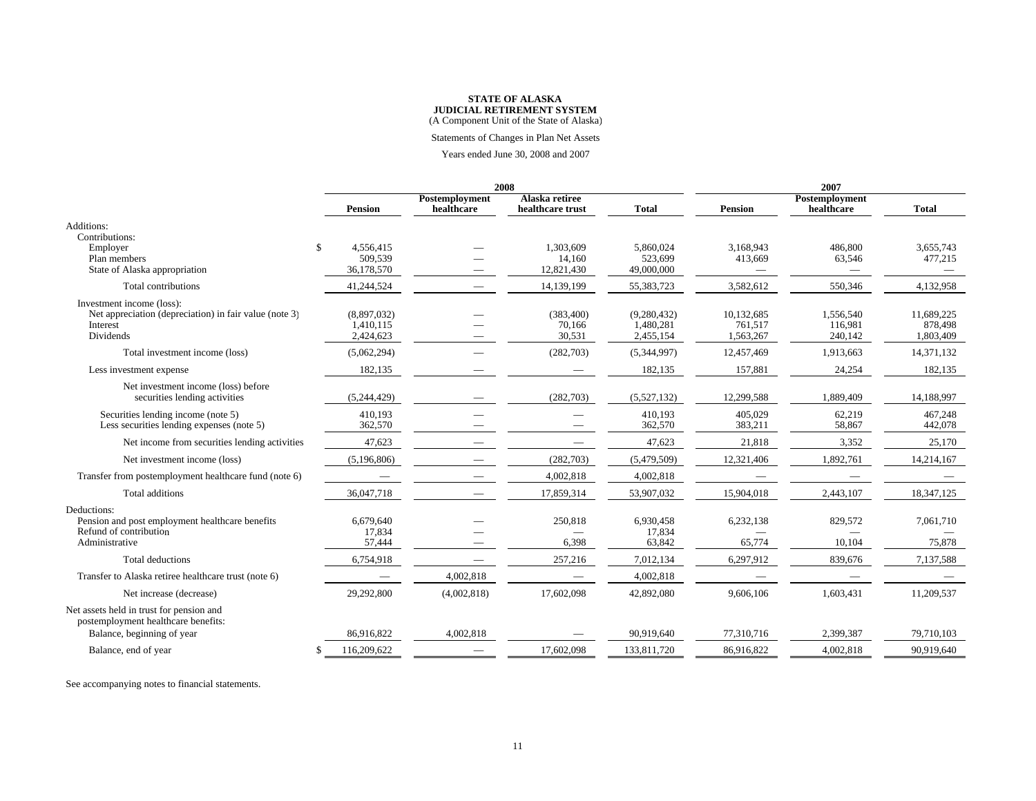**STATE OF ALASKA**
**JUDICIAL RETIREMENT SYSTEM**
(A Component Unit of the State of Alaska)

Statements of Changes in Plan Net Assets

Years ended June 30, 2008 and 2007

| | 2008 | | | | 2007 | | |
|---|---|---|---|---|---|---|---|
| | Pension | Postemployment healthcare | Alaska retiree healthcare trust | Total | Pension | Postemployment healthcare | Total |
| Additions: | | | | | | | |
| Contributions: | | | | | | | |
| Employer | $ 4,556,415 | — | 1,303,609 | 5,860,024 | 3,168,943 | 486,800 | 3,655,743 |
| Plan members | 509,539 | — | 14,160 | 523,699 | 413,669 | 63,546 | 477,215 |
| State of Alaska appropriation | 36,178,570 | — | 12,821,430 | 49,000,000 | — | — | — |
| Total contributions | 41,244,524 | — | 14,139,199 | 55,383,723 | 3,582,612 | 550,346 | 4,132,958 |
| Investment income (loss): | | | | | | | |
| Net appreciation (depreciation) in fair value (note 3) | (8,897,032) | — | (383,400) | (9,280,432) | 10,132,685 | 1,556,540 | 11,689,225 |
| Interest | 1,410,115 | — | 70,166 | 1,480,281 | 761,517 | 116,981 | 878,498 |
| Dividends | 2,424,623 | — | 30,531 | 2,455,154 | 1,563,267 | 240,142 | 1,803,409 |
| Total investment income (loss) | (5,062,294) | — | (282,703) | (5,344,997) | 12,457,469 | 1,913,663 | 14,371,132 |
| Less investment expense | 182,135 | — | — | 182,135 | 157,881 | 24,254 | 182,135 |
| Net investment income (loss) before securities lending activities | (5,244,429) | — | (282,703) | (5,527,132) | 12,299,588 | 1,889,409 | 14,188,997 |
| Securities lending income (note 5) | 410,193 | — | — | 410,193 | 405,029 | 62,219 | 467,248 |
| Less securities lending expenses (note 5) | 362,570 | — | — | 362,570 | 383,211 | 58,867 | 442,078 |
| Net income from securities lending activities | 47,623 | — | — | 47,623 | 21,818 | 3,352 | 25,170 |
| Net investment income (loss) | (5,196,806) | — | (282,703) | (5,479,509) | 12,321,406 | 1,892,761 | 14,214,167 |
| Transfer from postemployment healthcare fund (note 6) | — | — | 4,002,818 | 4,002,818 | — | — | — |
| Total additions | 36,047,718 | — | 17,859,314 | 53,907,032 | 15,904,018 | 2,443,107 | 18,347,125 |
| Deductions: | | | | | | | |
| Pension and post employment healthcare benefits | 6,679,640 | — | 250,818 | 6,930,458 | 6,232,138 | 829,572 | 7,061,710 |
| Refund of contribution | 17,834 | — | — | 17,834 | — | — | — |
| Administrative | 57,444 | — | 6,398 | 63,842 | 65,774 | 10,104 | 75,878 |
| Total deductions | 6,754,918 | — | 257,216 | 7,012,134 | 6,297,912 | 839,676 | 7,137,588 |
| Transfer to Alaska retiree healthcare trust (note 6) | — | 4,002,818 | — | 4,002,818 | — | — | — |
| Net increase (decrease) | 29,292,800 | (4,002,818) | 17,602,098 | 42,892,080 | 9,606,106 | 1,603,431 | 11,209,537 |
| Net assets held in trust for pension and postemployment healthcare benefits: | | | | | | | |
| Balance, beginning of year | 86,916,822 | 4,002,818 | — | 90,919,640 | 77,310,716 | 2,399,387 | 79,710,103 |
| Balance, end of year | $ 116,209,622 | — | 17,602,098 | 133,811,720 | 86,916,822 | 4,002,818 | 90,919,640 |

See accompanying notes to financial statements.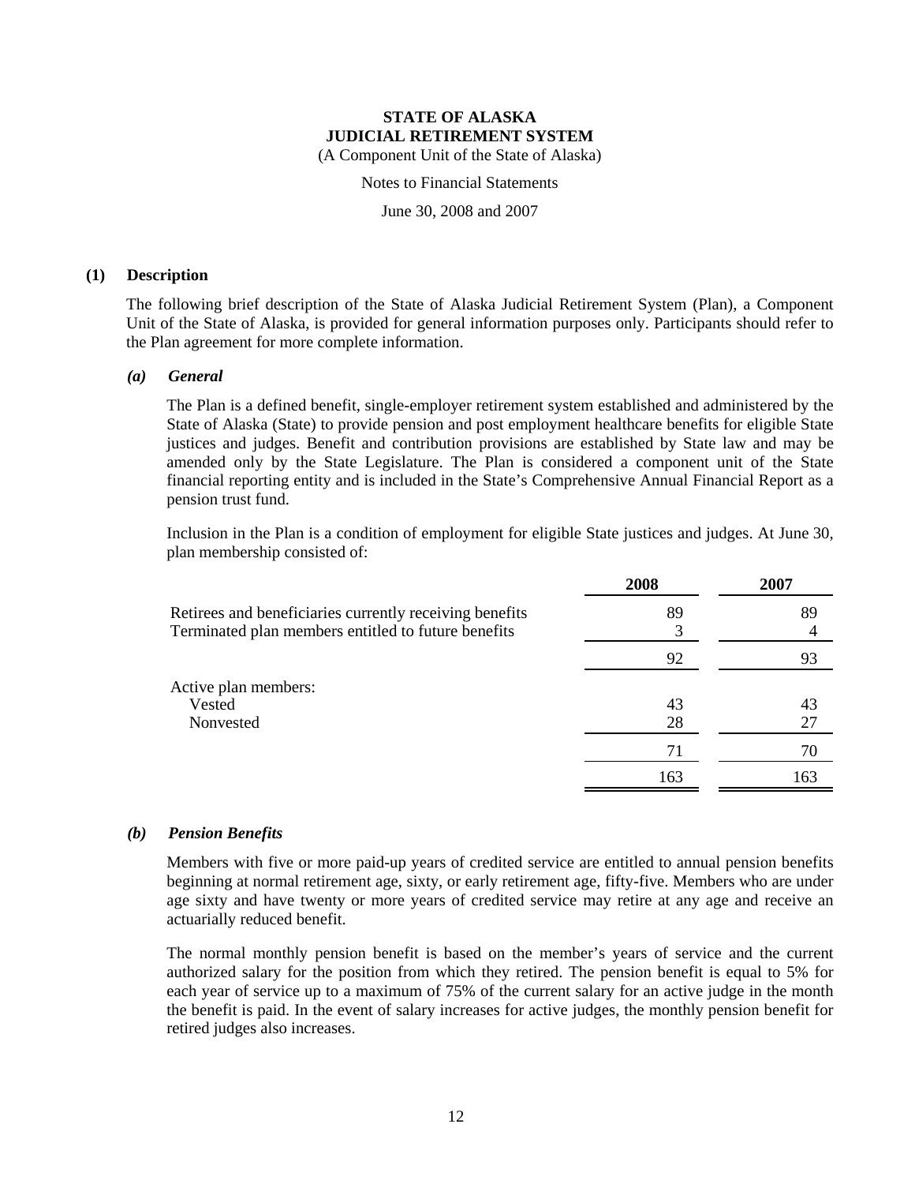# STATE OF ALASKA
# JUDICIAL RETIREMENT SYSTEM

(A Component Unit of the State of Alaska)

Notes to Financial Statements

June 30, 2008 and 2007

## (1) Description

The following brief description of the State of Alaska Judicial Retirement System (Plan), a Component Unit of the State of Alaska, is provided for general information purposes only. Participants should refer to the Plan agreement for more complete information.

### *(a) General*

The Plan is a defined benefit, single-employer retirement system established and administered by the State of Alaska (State) to provide pension and post employment healthcare benefits for eligible State justices and judges. Benefit and contribution provisions are established by State law and may be amended only by the State Legislature. The Plan is considered a component unit of the State financial reporting entity and is included in the State's Comprehensive Annual Financial Report as a pension trust fund.

Inclusion in the Plan is a condition of employment for eligible State justices and judges. At June 30, plan membership consisted of:

| | 2008 | 2007 |
|---|---|---|
| Retirees and beneficiaries currently receiving benefits | 89 | 89 |
| Terminated plan members entitled to future benefits | 3 | 4 |
| | 92 | 93 |
| Active plan members: | | |
| Vested | 43 | 43 |
| Nonvested | 28 | 27 |
| | 71 | 70 |
| | 163 | 163 |

### *(b) Pension Benefits*

Members with five or more paid-up years of credited service are entitled to annual pension benefits beginning at normal retirement age, sixty, or early retirement age, fifty-five. Members who are under age sixty and have twenty or more years of credited service may retire at any age and receive an actuarially reduced benefit.

The normal monthly pension benefit is based on the member's years of service and the current authorized salary for the position from which they retired. The pension benefit is equal to 5% for each year of service up to a maximum of 75% of the current salary for an active judge in the month the benefit is paid. In the event of salary increases for active judges, the monthly pension benefit for retired judges also increases.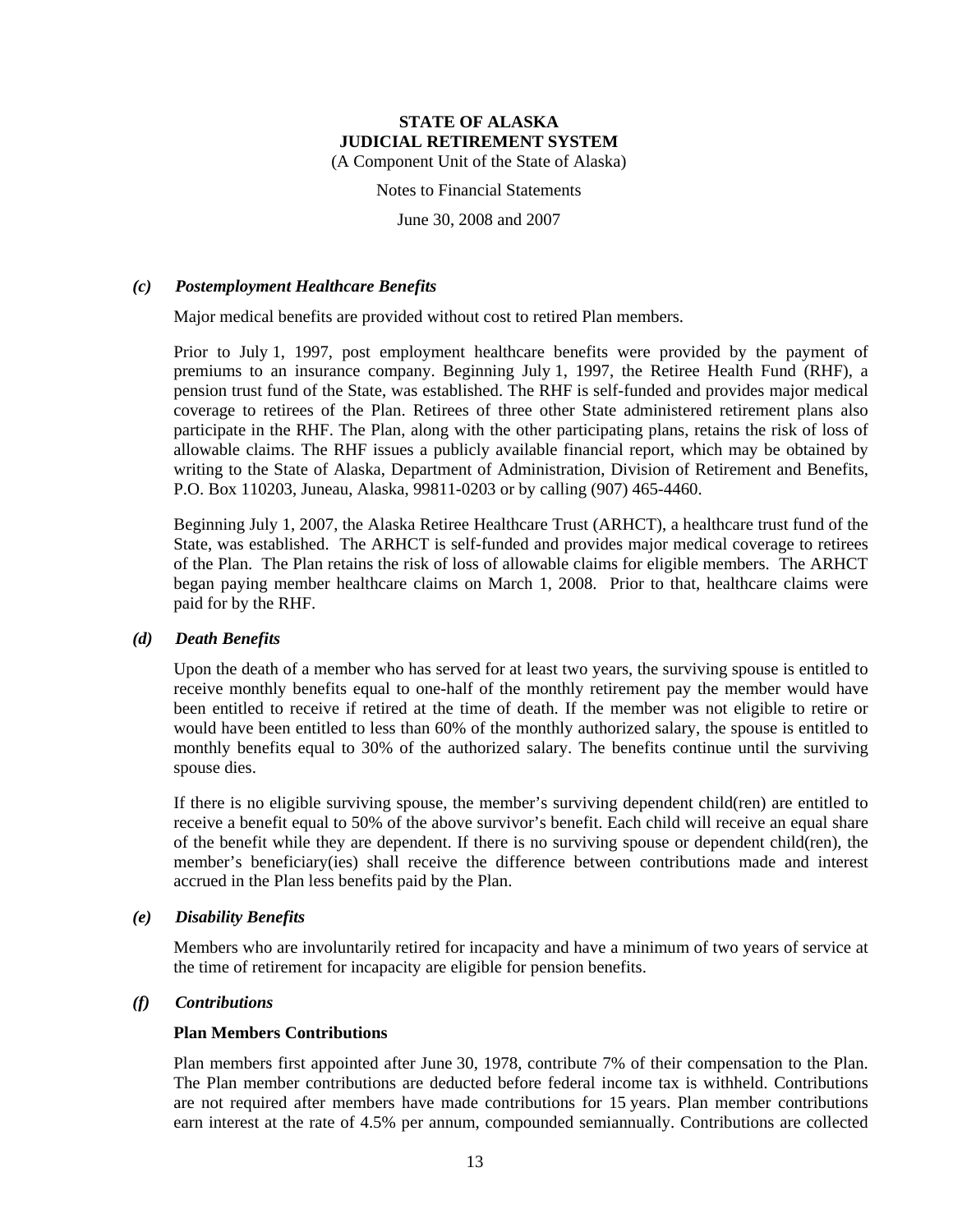### *(c) Postemployment Healthcare Benefits*

Major medical benefits are provided without cost to retired Plan members.

Prior to July 1, 1997, post employment healthcare benefits were provided by the payment of premiums to an insurance company. Beginning July 1, 1997, the Retiree Health Fund (RHF), a pension trust fund of the State, was established. The RHF is self-funded and provides major medical coverage to retirees of the Plan. Retirees of three other State administered retirement plans also participate in the RHF. The Plan, along with the other participating plans, retains the risk of loss of allowable claims. The RHF issues a publicly available financial report, which may be obtained by writing to the State of Alaska, Department of Administration, Division of Retirement and Benefits, P.O. Box 110203, Juneau, Alaska, 99811-0203 or by calling (907) 465-4460.

Beginning July 1, 2007, the Alaska Retiree Healthcare Trust (ARHCT), a healthcare trust fund of the State, was established. The ARHCT is self-funded and provides major medical coverage to retirees of the Plan. The Plan retains the risk of loss of allowable claims for eligible members. The ARHCT began paying member healthcare claims on March 1, 2008. Prior to that, healthcare claims were paid for by the RHF.

### *(d) Death Benefits*

Upon the death of a member who has served for at least two years, the surviving spouse is entitled to receive monthly benefits equal to one-half of the monthly retirement pay the member would have been entitled to receive if retired at the time of death. If the member was not eligible to retire or would have been entitled to less than 60% of the monthly authorized salary, the spouse is entitled to monthly benefits equal to 30% of the authorized salary. The benefits continue until the surviving spouse dies.

If there is no eligible surviving spouse, the member's surviving dependent child(ren) are entitled to receive a benefit equal to 50% of the above survivor's benefit. Each child will receive an equal share of the benefit while they are dependent. If there is no surviving spouse or dependent child(ren), the member's beneficiary(ies) shall receive the difference between contributions made and interest accrued in the Plan less benefits paid by the Plan.

### *(e) Disability Benefits*

Members who are involuntarily retired for incapacity and have a minimum of two years of service at the time of retirement for incapacity are eligible for pension benefits.

### *(f) Contributions*

**Plan Members Contributions**

Plan members first appointed after June 30, 1978, contribute 7% of their compensation to the Plan. The Plan member contributions are deducted before federal income tax is withheld. Contributions are not required after members have made contributions for 15 years. Plan member contributions earn interest at the rate of 4.5% per annum, compounded semiannually. Contributions are collected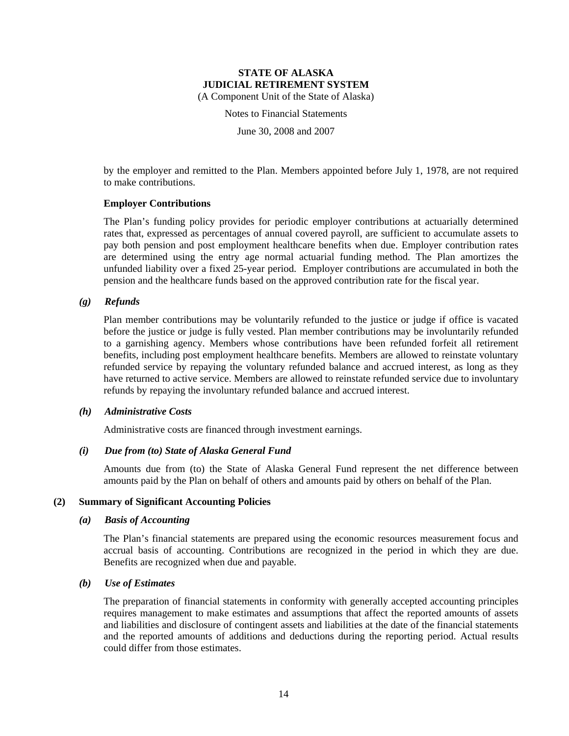by the employer and remitted to the Plan. Members appointed before July 1, 1978, are not required to make contributions.

**Employer Contributions**

The Plan's funding policy provides for periodic employer contributions at actuarially determined rates that, expressed as percentages of annual covered payroll, are sufficient to accumulate assets to pay both pension and post employment healthcare benefits when due. Employer contribution rates are determined using the entry age normal actuarial funding method. The Plan amortizes the unfunded liability over a fixed 25-year period. Employer contributions are accumulated in both the pension and the healthcare funds based on the approved contribution rate for the fiscal year.

### *(g) Refunds*

Plan member contributions may be voluntarily refunded to the justice or judge if office is vacated before the justice or judge is fully vested. Plan member contributions may be involuntarily refunded to a garnishing agency. Members whose contributions have been refunded forfeit all retirement benefits, including post employment healthcare benefits. Members are allowed to reinstate voluntary refunded service by repaying the voluntary refunded balance and accrued interest, as long as they have returned to active service. Members are allowed to reinstate refunded service due to involuntary refunds by repaying the involuntary refunded balance and accrued interest.

### *(h) Administrative Costs*

Administrative costs are financed through investment earnings.

### *(i) Due from (to) State of Alaska General Fund*

Amounts due from (to) the State of Alaska General Fund represent the net difference between amounts paid by the Plan on behalf of others and amounts paid by others on behalf of the Plan.

## (2) Summary of Significant Accounting Policies

### *(a) Basis of Accounting*

The Plan's financial statements are prepared using the economic resources measurement focus and accrual basis of accounting. Contributions are recognized in the period in which they are due. Benefits are recognized when due and payable.

### *(b) Use of Estimates*

The preparation of financial statements in conformity with generally accepted accounting principles requires management to make estimates and assumptions that affect the reported amounts of assets and liabilities and disclosure of contingent assets and liabilities at the date of the financial statements and the reported amounts of additions and deductions during the reporting period. Actual results could differ from those estimates.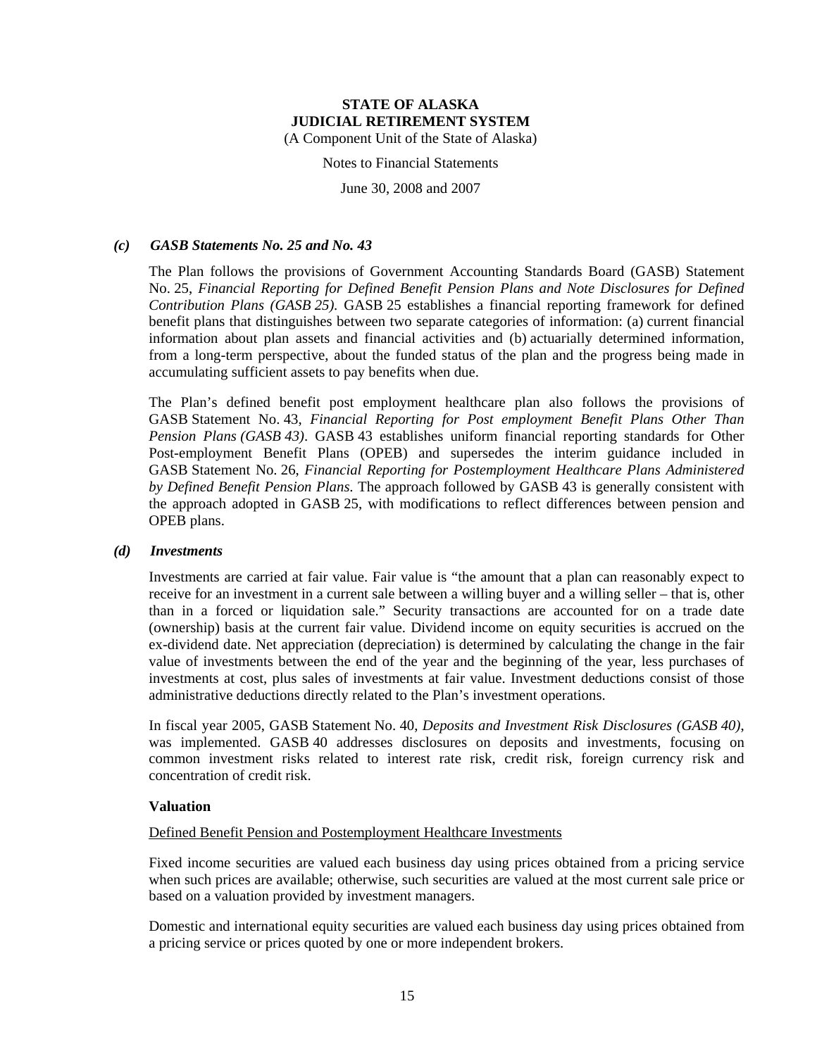### *(c) GASB Statements No. 25 and No. 43*

The Plan follows the provisions of Government Accounting Standards Board (GASB) Statement No. 25, *Financial Reporting for Defined Benefit Pension Plans and Note Disclosures for Defined Contribution Plans (GASB 25).* GASB 25 establishes a financial reporting framework for defined benefit plans that distinguishes between two separate categories of information: (a) current financial information about plan assets and financial activities and (b) actuarially determined information, from a long-term perspective, about the funded status of the plan and the progress being made in accumulating sufficient assets to pay benefits when due.

The Plan's defined benefit post employment healthcare plan also follows the provisions of GASB Statement No. 43, *Financial Reporting for Post employment Benefit Plans Other Than Pension Plans (GASB 43)*. GASB 43 establishes uniform financial reporting standards for Other Post-employment Benefit Plans (OPEB) and supersedes the interim guidance included in GASB Statement No. 26, *Financial Reporting for Postemployment Healthcare Plans Administered by Defined Benefit Pension Plans.* The approach followed by GASB 43 is generally consistent with the approach adopted in GASB 25, with modifications to reflect differences between pension and OPEB plans.

### *(d) Investments*

Investments are carried at fair value. Fair value is "the amount that a plan can reasonably expect to receive for an investment in a current sale between a willing buyer and a willing seller – that is, other than in a forced or liquidation sale." Security transactions are accounted for on a trade date (ownership) basis at the current fair value. Dividend income on equity securities is accrued on the ex-dividend date. Net appreciation (depreciation) is determined by calculating the change in the fair value of investments between the end of the year and the beginning of the year, less purchases of investments at cost, plus sales of investments at fair value. Investment deductions consist of those administrative deductions directly related to the Plan's investment operations.

In fiscal year 2005, GASB Statement No. 40, *Deposits and Investment Risk Disclosures (GASB 40)*, was implemented. GASB 40 addresses disclosures on deposits and investments, focusing on common investment risks related to interest rate risk, credit risk, foreign currency risk and concentration of credit risk.

**Valuation**

Defined Benefit Pension and Postemployment Healthcare Investments

Fixed income securities are valued each business day using prices obtained from a pricing service when such prices are available; otherwise, such securities are valued at the most current sale price or based on a valuation provided by investment managers.

Domestic and international equity securities are valued each business day using prices obtained from a pricing service or prices quoted by one or more independent brokers.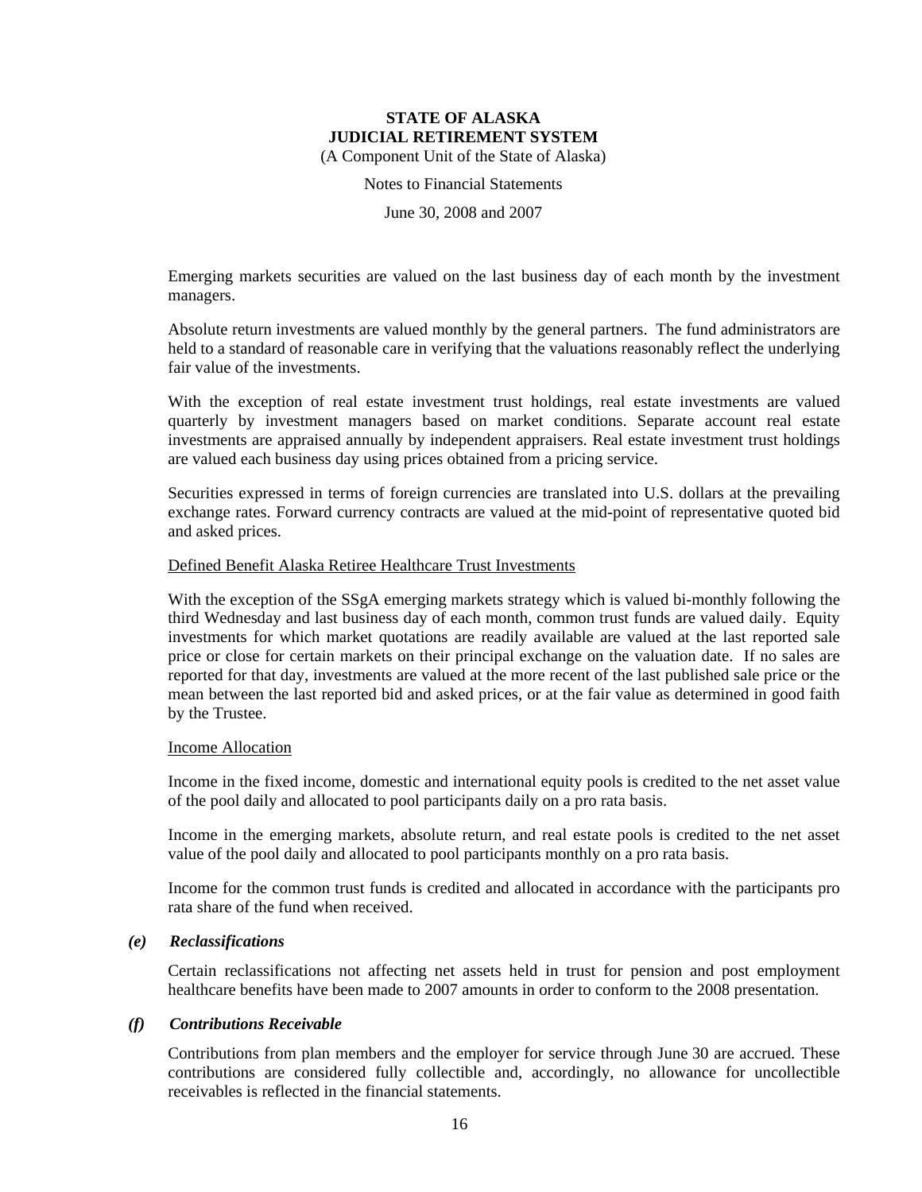Emerging markets securities are valued on the last business day of each month by the investment managers.

Absolute return investments are valued monthly by the general partners. The fund administrators are held to a standard of reasonable care in verifying that the valuations reasonably reflect the underlying fair value of the investments.

With the exception of real estate investment trust holdings, real estate investments are valued quarterly by investment managers based on market conditions. Separate account real estate investments are appraised annually by independent appraisers. Real estate investment trust holdings are valued each business day using prices obtained from a pricing service.

Securities expressed in terms of foreign currencies are translated into U.S. dollars at the prevailing exchange rates. Forward currency contracts are valued at the mid-point of representative quoted bid and asked prices.

Defined Benefit Alaska Retiree Healthcare Trust Investments

With the exception of the SSgA emerging markets strategy which is valued bi-monthly following the third Wednesday and last business day of each month, common trust funds are valued daily. Equity investments for which market quotations are readily available are valued at the last reported sale price or close for certain markets on their principal exchange on the valuation date. If no sales are reported for that day, investments are valued at the more recent of the last published sale price or the mean between the last reported bid and asked prices, or at the fair value as determined in good faith by the Trustee.

Income Allocation

Income in the fixed income, domestic and international equity pools is credited to the net asset value of the pool daily and allocated to pool participants daily on a pro rata basis.

Income in the emerging markets, absolute return, and real estate pools is credited to the net asset value of the pool daily and allocated to pool participants monthly on a pro rata basis.

Income for the common trust funds is credited and allocated in accordance with the participants pro rata share of the fund when received.

### *(e) Reclassifications*

Certain reclassifications not affecting net assets held in trust for pension and post employment healthcare benefits have been made to 2007 amounts in order to conform to the 2008 presentation.

### *(f) Contributions Receivable*

Contributions from plan members and the employer for service through June 30 are accrued. These contributions are considered fully collectible and, accordingly, no allowance for uncollectible receivables is reflected in the financial statements.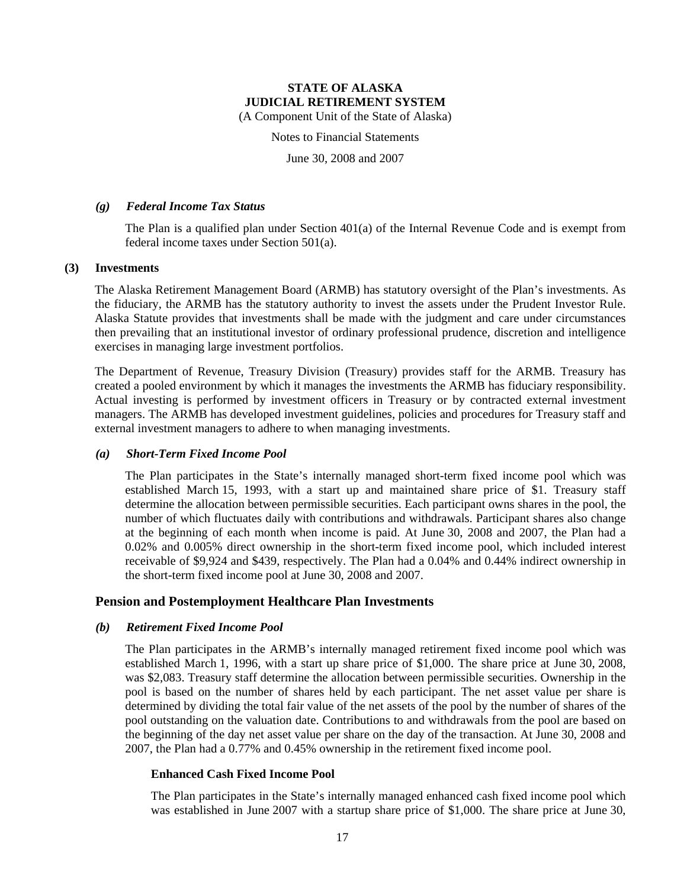#### *(g) Federal Income Tax Status*

The Plan is a qualified plan under Section 401(a) of the Internal Revenue Code and is exempt from federal income taxes under Section 501(a).

### (3) Investments

The Alaska Retirement Management Board (ARMB) has statutory oversight of the Plan's investments. As the fiduciary, the ARMB has the statutory authority to invest the assets under the Prudent Investor Rule. Alaska Statute provides that investments shall be made with the judgment and care under circumstances then prevailing that an institutional investor of ordinary professional prudence, discretion and intelligence exercises in managing large investment portfolios.

The Department of Revenue, Treasury Division (Treasury) provides staff for the ARMB. Treasury has created a pooled environment by which it manages the investments the ARMB has fiduciary responsibility. Actual investing is performed by investment officers in Treasury or by contracted external investment managers. The ARMB has developed investment guidelines, policies and procedures for Treasury staff and external investment managers to adhere to when managing investments.

#### *(a) Short-Term Fixed Income Pool*

The Plan participates in the State's internally managed short-term fixed income pool which was established March 15, 1993, with a start up and maintained share price of $1. Treasury staff determine the allocation between permissible securities. Each participant owns shares in the pool, the number of which fluctuates daily with contributions and withdrawals. Participant shares also change at the beginning of each month when income is paid. At June 30, 2008 and 2007, the Plan had a 0.02% and 0.005% direct ownership in the short-term fixed income pool, which included interest receivable of $9,924 and $439, respectively. The Plan had a 0.04% and 0.44% indirect ownership in the short-term fixed income pool at June 30, 2008 and 2007.

### Pension and Postemployment Healthcare Plan Investments

#### *(b) Retirement Fixed Income Pool*

The Plan participates in the ARMB's internally managed retirement fixed income pool which was established March 1, 1996, with a start up share price of $1,000. The share price at June 30, 2008, was $2,083. Treasury staff determine the allocation between permissible securities. Ownership in the pool is based on the number of shares held by each participant. The net asset value per share is determined by dividing the total fair value of the net assets of the pool by the number of shares of the pool outstanding on the valuation date. Contributions to and withdrawals from the pool are based on the beginning of the day net asset value per share on the day of the transaction. At June 30, 2008 and 2007, the Plan had a 0.77% and 0.45% ownership in the retirement fixed income pool.

#### Enhanced Cash Fixed Income Pool

The Plan participates in the State's internally managed enhanced cash fixed income pool which was established in June 2007 with a startup share price of $1,000. The share price at June 30,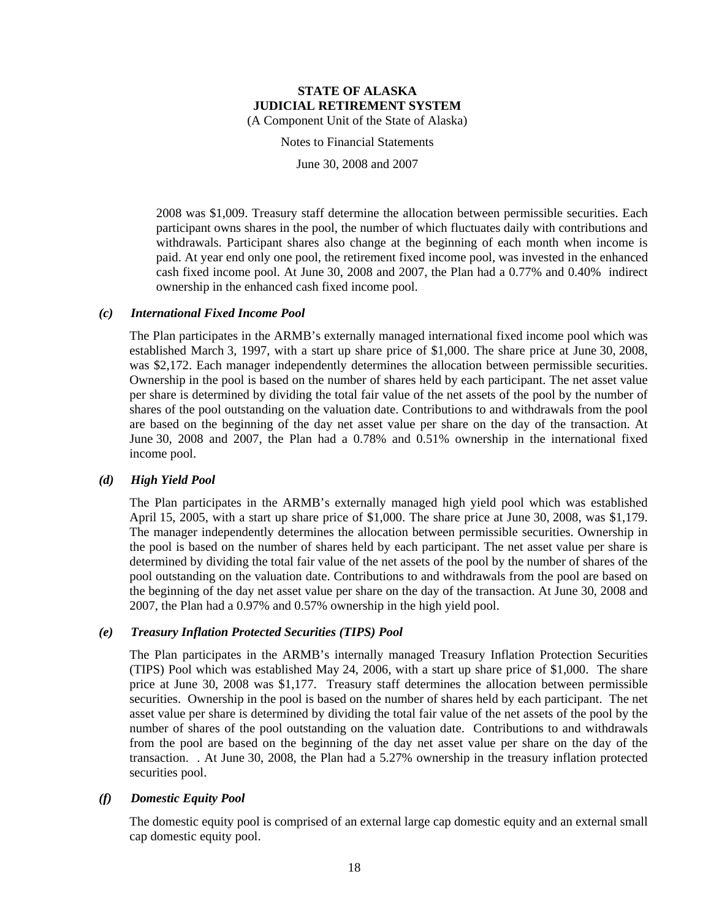2008 was $1,009. Treasury staff determine the allocation between permissible securities. Each participant owns shares in the pool, the number of which fluctuates daily with contributions and withdrawals. Participant shares also change at the beginning of each month when income is paid. At year end only one pool, the retirement fixed income pool, was invested in the enhanced cash fixed income pool. At June 30, 2008 and 2007, the Plan had a 0.77% and 0.40% indirect ownership in the enhanced cash fixed income pool.

### *(c) International Fixed Income Pool*

The Plan participates in the ARMB's externally managed international fixed income pool which was established March 3, 1997, with a start up share price of $1,000. The share price at June 30, 2008, was $2,172. Each manager independently determines the allocation between permissible securities. Ownership in the pool is based on the number of shares held by each participant. The net asset value per share is determined by dividing the total fair value of the net assets of the pool by the number of shares of the pool outstanding on the valuation date. Contributions to and withdrawals from the pool are based on the beginning of the day net asset value per share on the day of the transaction. At June 30, 2008 and 2007, the Plan had a 0.78% and 0.51% ownership in the international fixed income pool.

### *(d) High Yield Pool*

The Plan participates in the ARMB's externally managed high yield pool which was established April 15, 2005, with a start up share price of $1,000. The share price at June 30, 2008, was $1,179. The manager independently determines the allocation between permissible securities. Ownership in the pool is based on the number of shares held by each participant. The net asset value per share is determined by dividing the total fair value of the net assets of the pool by the number of shares of the pool outstanding on the valuation date. Contributions to and withdrawals from the pool are based on the beginning of the day net asset value per share on the day of the transaction. At June 30, 2008 and 2007, the Plan had a 0.97% and 0.57% ownership in the high yield pool.

### *(e) Treasury Inflation Protected Securities (TIPS) Pool*

The Plan participates in the ARMB's internally managed Treasury Inflation Protection Securities (TIPS) Pool which was established May 24, 2006, with a start up share price of $1,000. The share price at June 30, 2008 was $1,177. Treasury staff determines the allocation between permissible securities. Ownership in the pool is based on the number of shares held by each participant. The net asset value per share is determined by dividing the total fair value of the net assets of the pool by the number of shares of the pool outstanding on the valuation date. Contributions to and withdrawals from the pool are based on the beginning of the day net asset value per share on the day of the transaction. . At June 30, 2008, the Plan had a 5.27% ownership in the treasury inflation protected securities pool.

### *(f) Domestic Equity Pool*

The domestic equity pool is comprised of an external large cap domestic equity and an external small cap domestic equity pool.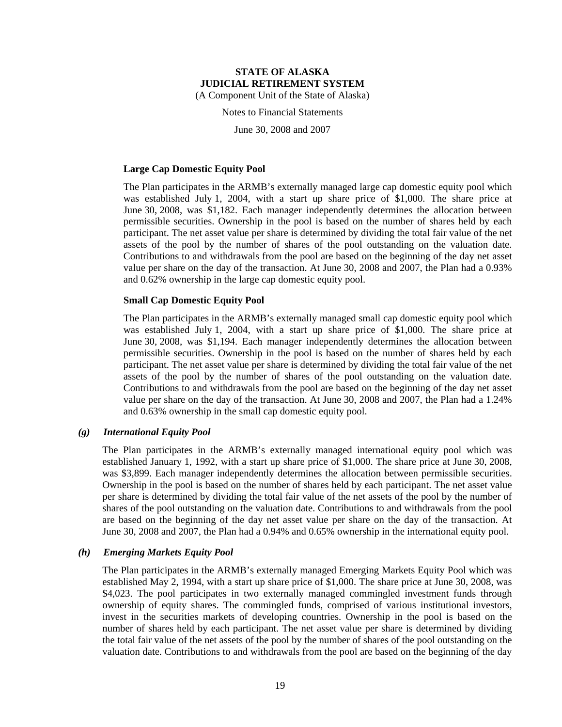#### Large Cap Domestic Equity Pool

The Plan participates in the ARMB's externally managed large cap domestic equity pool which was established July 1, 2004, with a start up share price of $1,000. The share price at June 30, 2008, was $1,182. Each manager independently determines the allocation between permissible securities. Ownership in the pool is based on the number of shares held by each participant. The net asset value per share is determined by dividing the total fair value of the net assets of the pool by the number of shares of the pool outstanding on the valuation date. Contributions to and withdrawals from the pool are based on the beginning of the day net asset value per share on the day of the transaction. At June 30, 2008 and 2007, the Plan had a 0.93% and 0.62% ownership in the large cap domestic equity pool.

#### Small Cap Domestic Equity Pool

The Plan participates in the ARMB's externally managed small cap domestic equity pool which was established July 1, 2004, with a start up share price of $1,000. The share price at June 30, 2008, was $1,194. Each manager independently determines the allocation between permissible securities. Ownership in the pool is based on the number of shares held by each participant. The net asset value per share is determined by dividing the total fair value of the net assets of the pool by the number of shares of the pool outstanding on the valuation date. Contributions to and withdrawals from the pool are based on the beginning of the day net asset value per share on the day of the transaction. At June 30, 2008 and 2007, the Plan had a 1.24% and 0.63% ownership in the small cap domestic equity pool.

### *(g) International Equity Pool*

The Plan participates in the ARMB's externally managed international equity pool which was established January 1, 1992, with a start up share price of $1,000. The share price at June 30, 2008, was $3,899. Each manager independently determines the allocation between permissible securities. Ownership in the pool is based on the number of shares held by each participant. The net asset value per share is determined by dividing the total fair value of the net assets of the pool by the number of shares of the pool outstanding on the valuation date. Contributions to and withdrawals from the pool are based on the beginning of the day net asset value per share on the day of the transaction. At June 30, 2008 and 2007, the Plan had a 0.94% and 0.65% ownership in the international equity pool.

### *(h) Emerging Markets Equity Pool*

The Plan participates in the ARMB's externally managed Emerging Markets Equity Pool which was established May 2, 1994, with a start up share price of $1,000. The share price at June 30, 2008, was $4,023. The pool participates in two externally managed commingled investment funds through ownership of equity shares. The commingled funds, comprised of various institutional investors, invest in the securities markets of developing countries. Ownership in the pool is based on the number of shares held by each participant. The net asset value per share is determined by dividing the total fair value of the net assets of the pool by the number of shares of the pool outstanding on the valuation date. Contributions to and withdrawals from the pool are based on the beginning of the day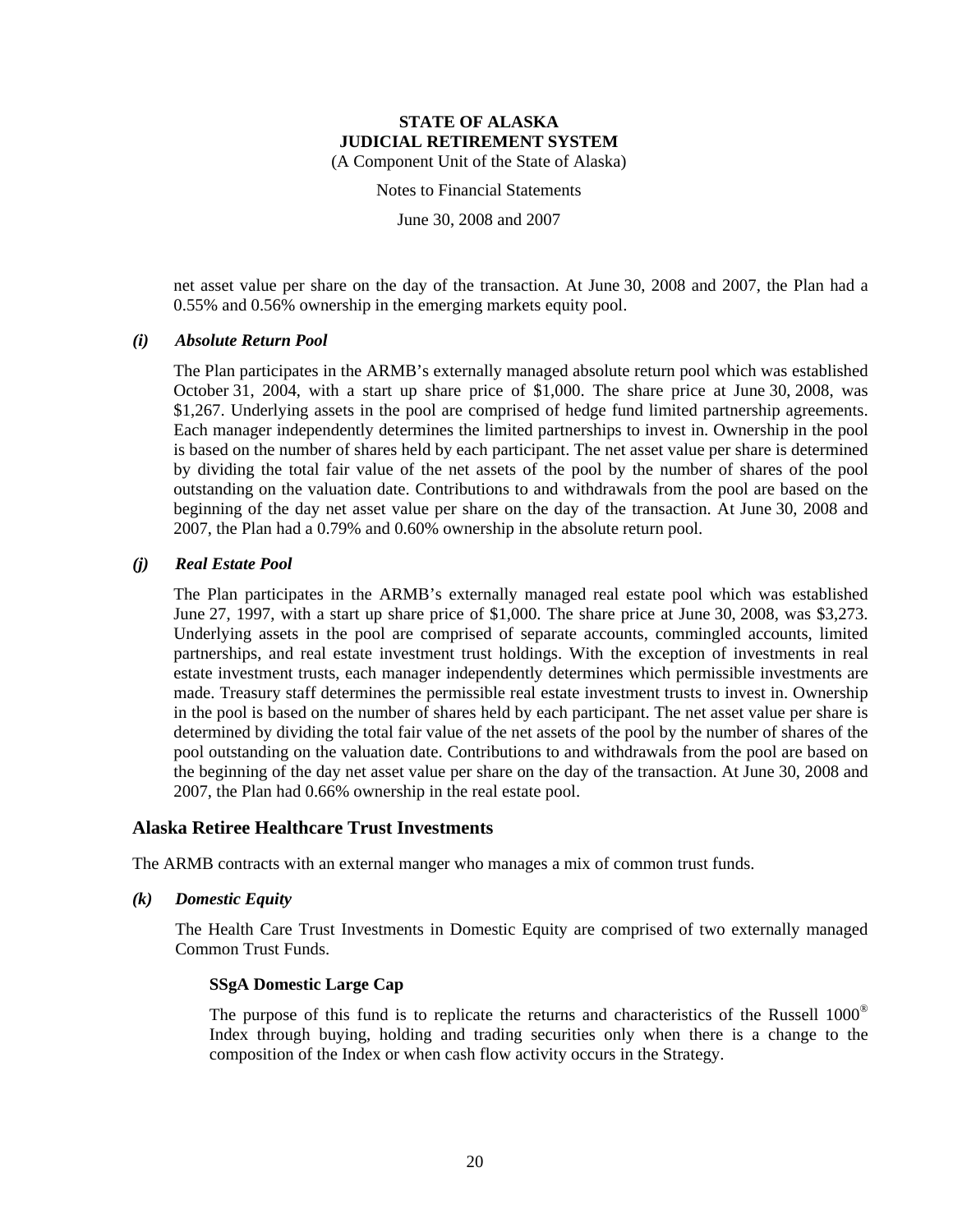net asset value per share on the day of the transaction. At June 30, 2008 and 2007, the Plan had a 0.55% and 0.56% ownership in the emerging markets equity pool.

***(i) Absolute Return Pool***

The Plan participates in the ARMB's externally managed absolute return pool which was established October 31, 2004, with a start up share price of $1,000. The share price at June 30, 2008, was $1,267. Underlying assets in the pool are comprised of hedge fund limited partnership agreements. Each manager independently determines the limited partnerships to invest in. Ownership in the pool is based on the number of shares held by each participant. The net asset value per share is determined by dividing the total fair value of the net assets of the pool by the number of shares of the pool outstanding on the valuation date. Contributions to and withdrawals from the pool are based on the beginning of the day net asset value per share on the day of the transaction. At June 30, 2008 and 2007, the Plan had a 0.79% and 0.60% ownership in the absolute return pool.

***(j) Real Estate Pool***

The Plan participates in the ARMB's externally managed real estate pool which was established June 27, 1997, with a start up share price of $1,000. The share price at June 30, 2008, was $3,273. Underlying assets in the pool are comprised of separate accounts, commingled accounts, limited partnerships, and real estate investment trust holdings. With the exception of investments in real estate investment trusts, each manager independently determines which permissible investments are made. Treasury staff determines the permissible real estate investment trusts to invest in. Ownership in the pool is based on the number of shares held by each participant. The net asset value per share is determined by dividing the total fair value of the net assets of the pool by the number of shares of the pool outstanding on the valuation date. Contributions to and withdrawals from the pool are based on the beginning of the day net asset value per share on the day of the transaction. At June 30, 2008 and 2007, the Plan had 0.66% ownership in the real estate pool.

## Alaska Retiree Healthcare Trust Investments

The ARMB contracts with an external manger who manages a mix of common trust funds.

***(k) Domestic Equity***

The Health Care Trust Investments in Domestic Equity are comprised of two externally managed Common Trust Funds.

**SSgA Domestic Large Cap**

The purpose of this fund is to replicate the returns and characteristics of the Russell 1000® Index through buying, holding and trading securities only when there is a change to the composition of the Index or when cash flow activity occurs in the Strategy.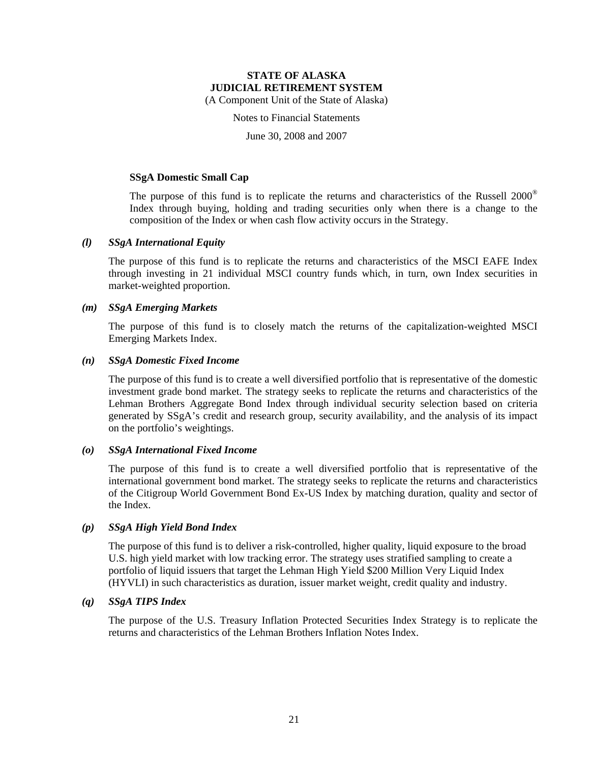**SSgA Domestic Small Cap**

The purpose of this fund is to replicate the returns and characteristics of the Russell 2000® Index through buying, holding and trading securities only when there is a change to the composition of the Index or when cash flow activity occurs in the Strategy.

***(l) SSgA International Equity***

The purpose of this fund is to replicate the returns and characteristics of the MSCI EAFE Index through investing in 21 individual MSCI country funds which, in turn, own Index securities in market-weighted proportion.

***(m) SSgA Emerging Markets***

The purpose of this fund is to closely match the returns of the capitalization-weighted MSCI Emerging Markets Index.

***(n) SSgA Domestic Fixed Income***

The purpose of this fund is to create a well diversified portfolio that is representative of the domestic investment grade bond market. The strategy seeks to replicate the returns and characteristics of the Lehman Brothers Aggregate Bond Index through individual security selection based on criteria generated by SSgA's credit and research group, security availability, and the analysis of its impact on the portfolio's weightings.

***(o) SSgA International Fixed Income***

The purpose of this fund is to create a well diversified portfolio that is representative of the international government bond market. The strategy seeks to replicate the returns and characteristics of the Citigroup World Government Bond Ex-US Index by matching duration, quality and sector of the Index.

***(p) SSgA High Yield Bond Index***

The purpose of this fund is to deliver a risk-controlled, higher quality, liquid exposure to the broad U.S. high yield market with low tracking error. The strategy uses stratified sampling to create a portfolio of liquid issuers that target the Lehman High Yield $200 Million Very Liquid Index (HYVLI) in such characteristics as duration, issuer market weight, credit quality and industry.

***(q) SSgA TIPS Index***

The purpose of the U.S. Treasury Inflation Protected Securities Index Strategy is to replicate the returns and characteristics of the Lehman Brothers Inflation Notes Index.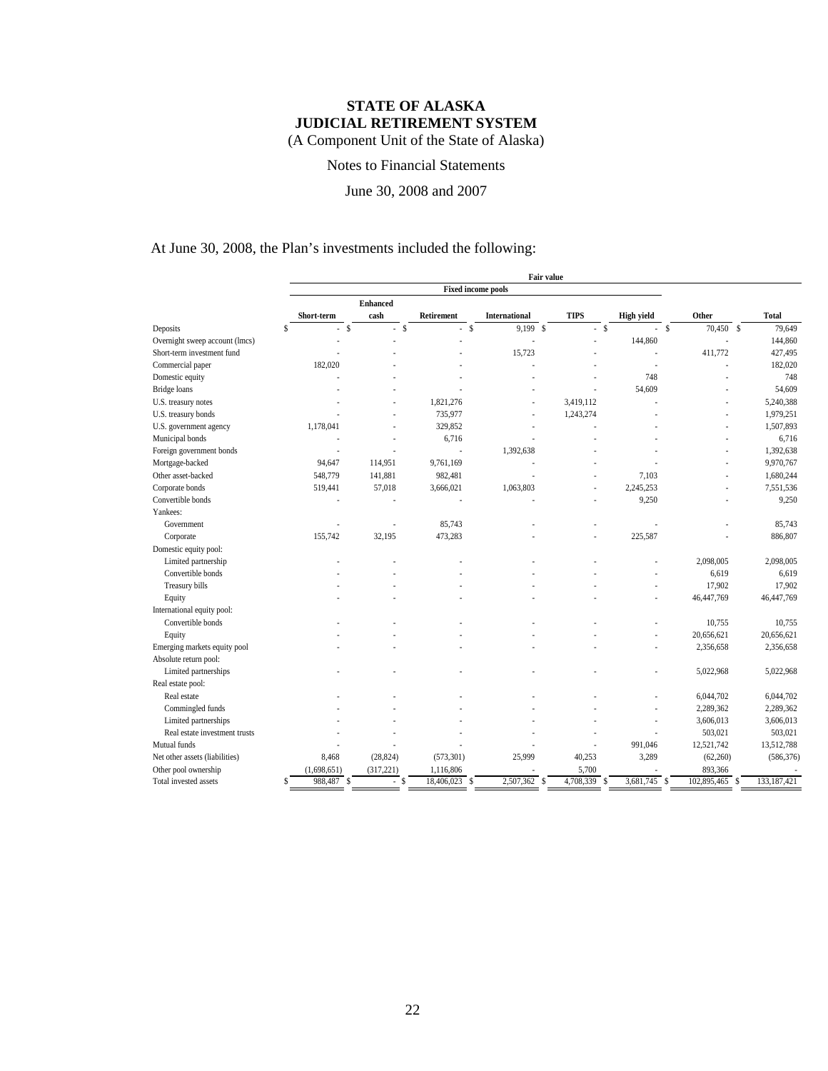# STATE OF ALASKA
# JUDICIAL RETIREMENT SYSTEM

(A Component Unit of the State of Alaska)

Notes to Financial Statements

June 30, 2008 and 2007

At June 30, 2008, the Plan's investments included the following:

| | Fair value | | | | | | | |
|---|---|---|---|---|---|---|---|---|
| | Fixed income pools | | | | | | | |
| | Short-term | Enhanced cash | Retirement | International | TIPS | High yield | Other | Total |
| Deposits | $ - | $ - | $ - | $ 9,199 | $ - | $ - | $ 70,450 | $ 79,649 |
| Overnight sweep account (lmcs) | - | - | - | - | - | 144,860 | - | 144,860 |
| Short-term investment fund | - | - | - | 15,723 | - | - | 411,772 | 427,495 |
| Commercial paper | 182,020 | - | - | - | - | - | - | 182,020 |
| Domestic equity | - | - | - | - | - | 748 | - | 748 |
| Bridge loans | - | - | - | - | - | 54,609 | - | 54,609 |
| U.S. treasury notes | - | - | 1,821,276 | - | 3,419,112 | - | - | 5,240,388 |
| U.S. treasury bonds | - | - | 735,977 | - | 1,243,274 | - | - | 1,979,251 |
| U.S. government agency | 1,178,041 | - | 329,852 | - | - | - | - | 1,507,893 |
| Municipal bonds | - | - | 6,716 | - | - | - | - | 6,716 |
| Foreign government bonds | - | - | - | 1,392,638 | - | - | - | 1,392,638 |
| Mortgage-backed | 94,647 | 114,951 | 9,761,169 | - | - | - | - | 9,970,767 |
| Other asset-backed | 548,779 | 141,881 | 982,481 | - | - | 7,103 | - | 1,680,244 |
| Corporate bonds | 519,441 | 57,018 | 3,666,021 | 1,063,803 | - | 2,245,253 | - | 7,551,536 |
| Convertible bonds | - | - | - | - | - | 9,250 | - | 9,250 |
| Yankees: | | | | | | | | |
| Government | - | - | 85,743 | - | - | - | - | 85,743 |
| Corporate | 155,742 | 32,195 | 473,283 | - | - | 225,587 | - | 886,807 |
| Domestic equity pool: | | | | | | | | |
| Limited partnership | - | - | - | - | - | - | 2,098,005 | 2,098,005 |
| Convertible bonds | - | - | - | - | - | - | 6,619 | 6,619 |
| Treasury bills | - | - | - | - | - | - | 17,902 | 17,902 |
| Equity | - | - | - | - | - | - | 46,447,769 | 46,447,769 |
| International equity pool: | | | | | | | | |
| Convertible bonds | - | - | - | - | - | - | 10,755 | 10,755 |
| Equity | - | - | - | - | - | - | 20,656,621 | 20,656,621 |
| Emerging markets equity pool | - | - | - | - | - | - | 2,356,658 | 2,356,658 |
| Absolute return pool: | | | | | | | | |
| Limited partnerships | - | - | - | - | - | - | 5,022,968 | 5,022,968 |
| Real estate pool: | | | | | | | | |
| Real estate | - | - | - | - | - | - | 6,044,702 | 6,044,702 |
| Commingled funds | - | - | - | - | - | - | 2,289,362 | 2,289,362 |
| Limited partnerships | - | - | - | - | - | - | 3,606,013 | 3,606,013 |
| Real estate investment trusts | - | - | - | - | - | - | 503,021 | 503,021 |
| Mutual funds | - | - | - | - | - | 991,046 | 12,521,742 | 13,512,788 |
| Net other assets (liabilities) | 8,468 | (28,824) | (573,301) | 25,999 | 40,253 | 3,289 | (62,260) | (586,376) |
| Other pool ownership | (1,698,651) | (317,221) | 1,116,806 | - | 5,700 | - | 893,366 | - |
| Total invested assets | $ 988,487 | $ - | $ 18,406,023 | $ 2,507,362 | $ 4,708,339 | $ 3,681,745 | $ 102,895,465 | $ 133,187,421 |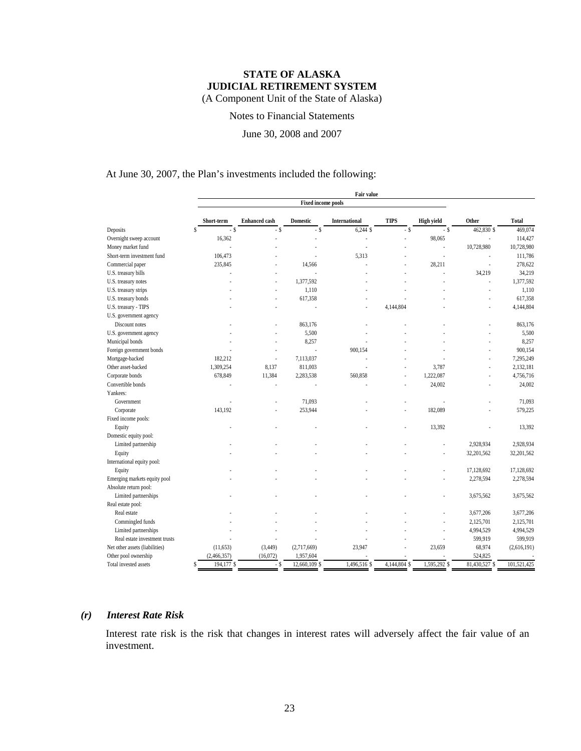# STATE OF ALASKA
# JUDICIAL RETIREMENT SYSTEM
(A Component Unit of the State of Alaska)

Notes to Financial Statements

June 30, 2008 and 2007

At June 30, 2007, the Plan's investments included the following:

| | Fair value | | | | | | | |
|---|---|---|---|---|---|---|---|---|
| | Fixed income pools | | | | | | | |
| | Short-term | Enhanced cash | Domestic | International | TIPS | High yield | Other | Total |
| Deposits | $ - | $ - | $ - | $ 6,244 | $ - | $ - | $ 462,830 | $ 469,074 |
| Overnight sweep account | 16,362 | - | - | - | - | 98,065 | - | 114,427 |
| Money market fund | - | - | - | - | - | - | 10,728,980 | 10,728,980 |
| Short-term investment fund | 106,473 | - | - | 5,313 | - | - | - | 111,786 |
| Commercial paper | 235,845 | - | 14,566 | - | - | 28,211 | - | 278,622 |
| U.S. treasury bills | - | - | - | - | - | - | 34,219 | 34,219 |
| U.S. treasury notes | - | - | 1,377,592 | - | - | - | - | 1,377,592 |
| U.S. treasury strips | - | - | 1,110 | - | - | - | - | 1,110 |
| U.S. treasury bonds | - | - | 617,358 | - | - | - | - | 617,358 |
| U.S. treasury - TIPS | - | - | - | - | 4,144,804 | - | - | 4,144,804 |
| U.S. government agency | | | | | | | | |
| Discount notes | - | - | 863,176 | - | - | - | - | 863,176 |
| U.S. government agency | - | - | 5,500 | - | - | - | - | 5,500 |
| Municipal bonds | - | - | 8,257 | - | - | - | - | 8,257 |
| Foreign government bonds | - | - | - | 900,154 | - | - | - | 900,154 |
| Mortgage-backed | 182,212 | - | 7,113,037 | - | - | - | - | 7,295,249 |
| Other asset-backed | 1,309,254 | 8,137 | 811,003 | - | - | 3,787 | - | 2,132,181 |
| Corporate bonds | 678,849 | 11,384 | 2,283,538 | 560,858 | - | 1,222,087 | - | 4,756,716 |
| Convertible bonds | - | - | - | - | - | 24,002 | - | 24,002 |
| Yankees: | | | | | | | | |
| Government | - | - | 71,093 | - | - | - | - | 71,093 |
| Corporate | 143,192 | - | 253,944 | - | - | 182,089 | - | 579,225 |
| Fixed income pools: | | | | | | | | |
| Equity | - | - | - | - | - | 13,392 | - | 13,392 |
| Domestic equity pool: | | | | | | | | |
| Limited partnership | - | - | - | - | - | - | 2,928,934 | 2,928,934 |
| Equity | - | - | - | - | - | - | 32,201,562 | 32,201,562 |
| International equity pool: | | | | | | | | |
| Equity | - | - | - | - | - | - | 17,128,692 | 17,128,692 |
| Emerging markets equity pool | - | - | - | - | - | - | 2,278,594 | 2,278,594 |
| Absolute return pool: | | | | | | | | |
| Limited partnerships | - | - | - | - | - | - | 3,675,562 | 3,675,562 |
| Real estate pool: | | | | | | | | |
| Real estate | - | - | - | - | - | - | 3,677,206 | 3,677,206 |
| Commingled funds | - | - | - | - | - | - | 2,125,701 | 2,125,701 |
| Limited partnerships | - | - | - | - | - | - | 4,994,529 | 4,994,529 |
| Real estate investment trusts | - | - | - | - | - | - | 599,919 | 599,919 |
| Net other assets (liabilities) | (11,653) | (3,449) | (2,717,669) | 23,947 | - | 23,659 | 68,974 | (2,616,191) |
| Other pool ownership | (2,466,357) | (16,072) | 1,957,604 | - | - | - | 524,825 | - |
| Total invested assets | $ 194,177 | $ - | $ 12,660,109 | $ 1,496,516 | $ 4,144,804 | $ 1,595,292 | $ 81,430,527 | $ 101,521,425 |

### *(r) Interest Rate Risk*

Interest rate risk is the risk that changes in interest rates will adversely affect the fair value of an investment.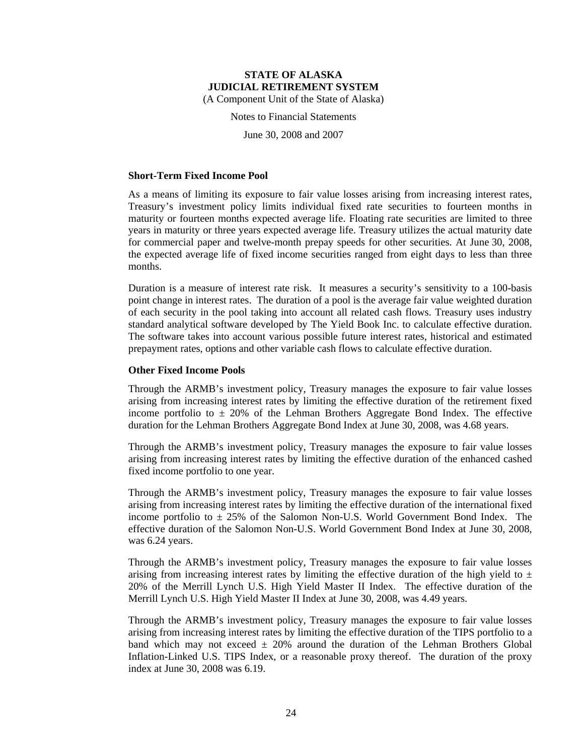### Short-Term Fixed Income Pool

As a means of limiting its exposure to fair value losses arising from increasing interest rates, Treasury's investment policy limits individual fixed rate securities to fourteen months in maturity or fourteen months expected average life. Floating rate securities are limited to three years in maturity or three years expected average life. Treasury utilizes the actual maturity date for commercial paper and twelve-month prepay speeds for other securities. At June 30, 2008, the expected average life of fixed income securities ranged from eight days to less than three months.

Duration is a measure of interest rate risk. It measures a security's sensitivity to a 100-basis point change in interest rates. The duration of a pool is the average fair value weighted duration of each security in the pool taking into account all related cash flows. Treasury uses industry standard analytical software developed by The Yield Book Inc. to calculate effective duration. The software takes into account various possible future interest rates, historical and estimated prepayment rates, options and other variable cash flows to calculate effective duration.

### Other Fixed Income Pools

Through the ARMB's investment policy, Treasury manages the exposure to fair value losses arising from increasing interest rates by limiting the effective duration of the retirement fixed income portfolio to ± 20% of the Lehman Brothers Aggregate Bond Index. The effective duration for the Lehman Brothers Aggregate Bond Index at June 30, 2008, was 4.68 years.

Through the ARMB's investment policy, Treasury manages the exposure to fair value losses arising from increasing interest rates by limiting the effective duration of the enhanced cashed fixed income portfolio to one year.

Through the ARMB's investment policy, Treasury manages the exposure to fair value losses arising from increasing interest rates by limiting the effective duration of the international fixed income portfolio to ± 25% of the Salomon Non-U.S. World Government Bond Index. The effective duration of the Salomon Non-U.S. World Government Bond Index at June 30, 2008, was 6.24 years.

Through the ARMB's investment policy, Treasury manages the exposure to fair value losses arising from increasing interest rates by limiting the effective duration of the high yield to ± 20% of the Merrill Lynch U.S. High Yield Master II Index. The effective duration of the Merrill Lynch U.S. High Yield Master II Index at June 30, 2008, was 4.49 years.

Through the ARMB's investment policy, Treasury manages the exposure to fair value losses arising from increasing interest rates by limiting the effective duration of the TIPS portfolio to a band which may not exceed ± 20% around the duration of the Lehman Brothers Global Inflation-Linked U.S. TIPS Index, or a reasonable proxy thereof. The duration of the proxy index at June 30, 2008 was 6.19.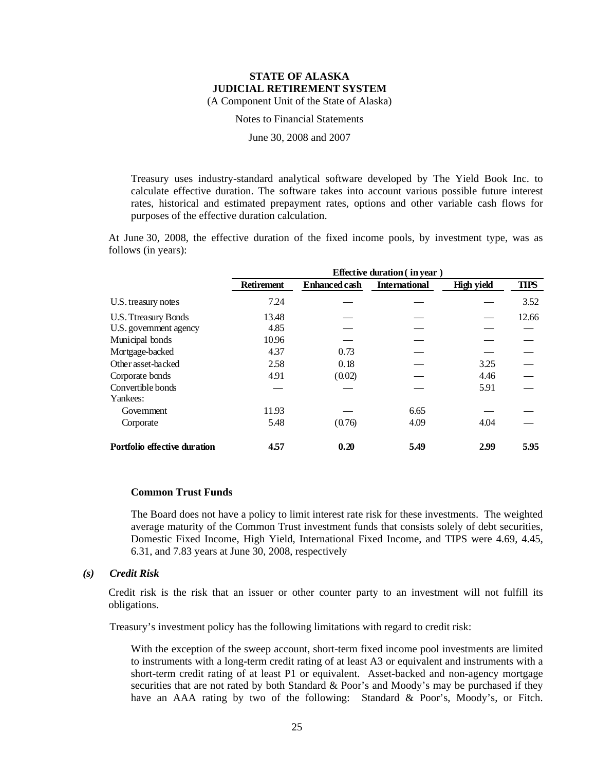Treasury uses industry-standard analytical software developed by The Yield Book Inc. to calculate effective duration. The software takes into account various possible future interest rates, historical and estimated prepayment rates, options and other variable cash flows for purposes of the effective duration calculation.

At June 30, 2008, the effective duration of the fixed income pools, by investment type, was as follows (in years):

| | Effective duration ( in year ) | | | | |
|---|---|---|---|---|---|
| | **Retirement** | **Enhanced cash** | **International** | **High yield** | **TIPS** |
| U.S. treasury notes | 7.24 | — | — | — | 3.52 |
| U.S. Ttreasury Bonds | 13.48 | — | — | — | 12.66 |
| U.S. government agency | 4.85 | — | — | — | — |
| Municipal bonds | 10.96 | — | — | — | — |
| Mortgage-backed | 4.37 | 0.73 | — | — | — |
| Other asset-backed | 2.58 | 0.18 | — | 3.25 | — |
| Corporate bonds | 4.91 | (0.02) | — | 4.46 | — |
| Convertible bonds | — | — | — | 5.91 | — |
| Yankees: | | | | | |
| Government | 11.93 | — | 6.65 | — | — |
| Corporate | 5.48 | (0.76) | 4.09 | 4.04 | — |
| **Portfolio effective duration** | **4.57** | **0.20** | **5.49** | **2.99** | **5.95** |

**Common Trust Funds**

The Board does not have a policy to limit interest rate risk for these investments. The weighted average maturity of the Common Trust investment funds that consists solely of debt securities, Domestic Fixed Income, High Yield, International Fixed Income, and TIPS were 4.69, 4.45, 6.31, and 7.83 years at June 30, 2008, respectively

### *(s) Credit Risk*

Credit risk is the risk that an issuer or other counter party to an investment will not fulfill its obligations.

Treasury's investment policy has the following limitations with regard to credit risk:

With the exception of the sweep account, short-term fixed income pool investments are limited to instruments with a long-term credit rating of at least A3 or equivalent and instruments with a short-term credit rating of at least P1 or equivalent. Asset-backed and non-agency mortgage securities that are not rated by both Standard & Poor's and Moody's may be purchased if they have an AAA rating by two of the following: Standard & Poor's, Moody's, or Fitch.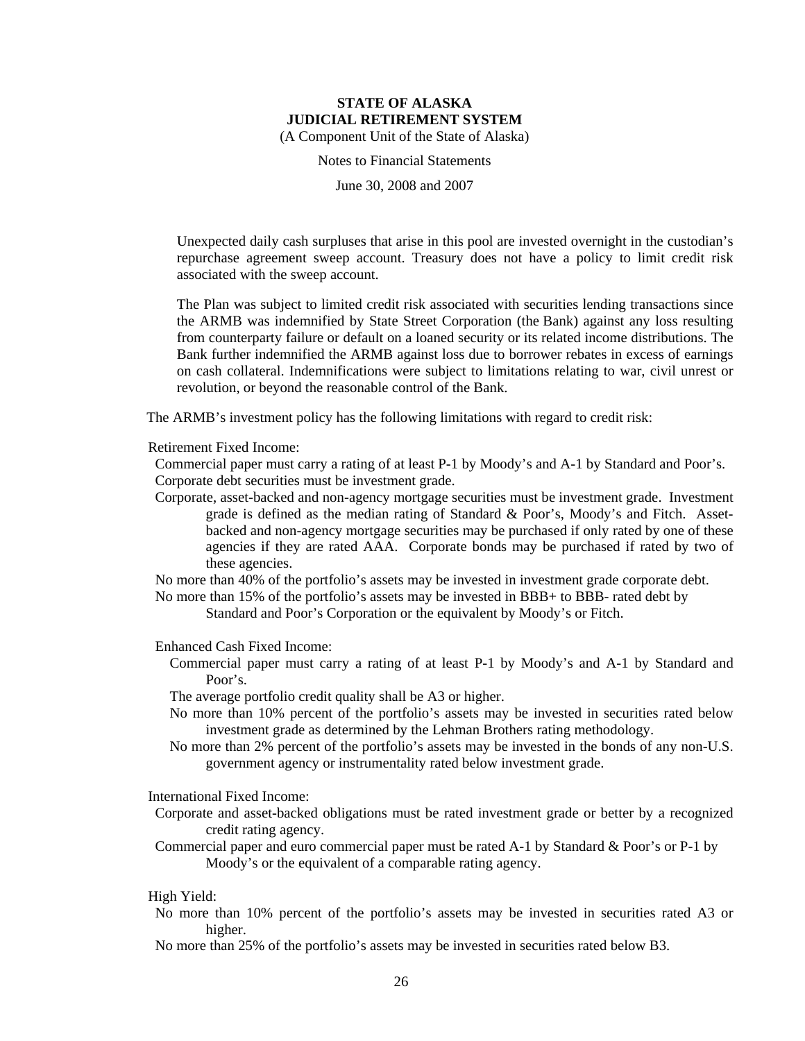Unexpected daily cash surpluses that arise in this pool are invested overnight in the custodian's repurchase agreement sweep account. Treasury does not have a policy to limit credit risk associated with the sweep account.

The Plan was subject to limited credit risk associated with securities lending transactions since the ARMB was indemnified by State Street Corporation (the Bank) against any loss resulting from counterparty failure or default on a loaned security or its related income distributions. The Bank further indemnified the ARMB against loss due to borrower rebates in excess of earnings on cash collateral. Indemnifications were subject to limitations relating to war, civil unrest or revolution, or beyond the reasonable control of the Bank.

The ARMB's investment policy has the following limitations with regard to credit risk:

Retirement Fixed Income:

- Commercial paper must carry a rating of at least P-1 by Moody's and A-1 by Standard and Poor's.
- Corporate debt securities must be investment grade.
- Corporate, asset-backed and non-agency mortgage securities must be investment grade. Investment grade is defined as the median rating of Standard & Poor's, Moody's and Fitch. Asset-backed and non-agency mortgage securities may be purchased if only rated by one of these agencies if they are rated AAA. Corporate bonds may be purchased if rated by two of these agencies.
- No more than 40% of the portfolio's assets may be invested in investment grade corporate debt.
- No more than 15% of the portfolio's assets may be invested in BBB+ to BBB- rated debt by Standard and Poor's Corporation or the equivalent by Moody's or Fitch.

Enhanced Cash Fixed Income:

- Commercial paper must carry a rating of at least P-1 by Moody's and A-1 by Standard and Poor's.
- The average portfolio credit quality shall be A3 or higher.
- No more than 10% percent of the portfolio's assets may be invested in securities rated below investment grade as determined by the Lehman Brothers rating methodology.
- No more than 2% percent of the portfolio's assets may be invested in the bonds of any non-U.S. government agency or instrumentality rated below investment grade.

International Fixed Income:

- Corporate and asset-backed obligations must be rated investment grade or better by a recognized credit rating agency.
- Commercial paper and euro commercial paper must be rated A-1 by Standard & Poor's or P-1 by Moody's or the equivalent of a comparable rating agency.

High Yield:

- No more than 10% percent of the portfolio's assets may be invested in securities rated A3 or higher.
- No more than 25% of the portfolio's assets may be invested in securities rated below B3.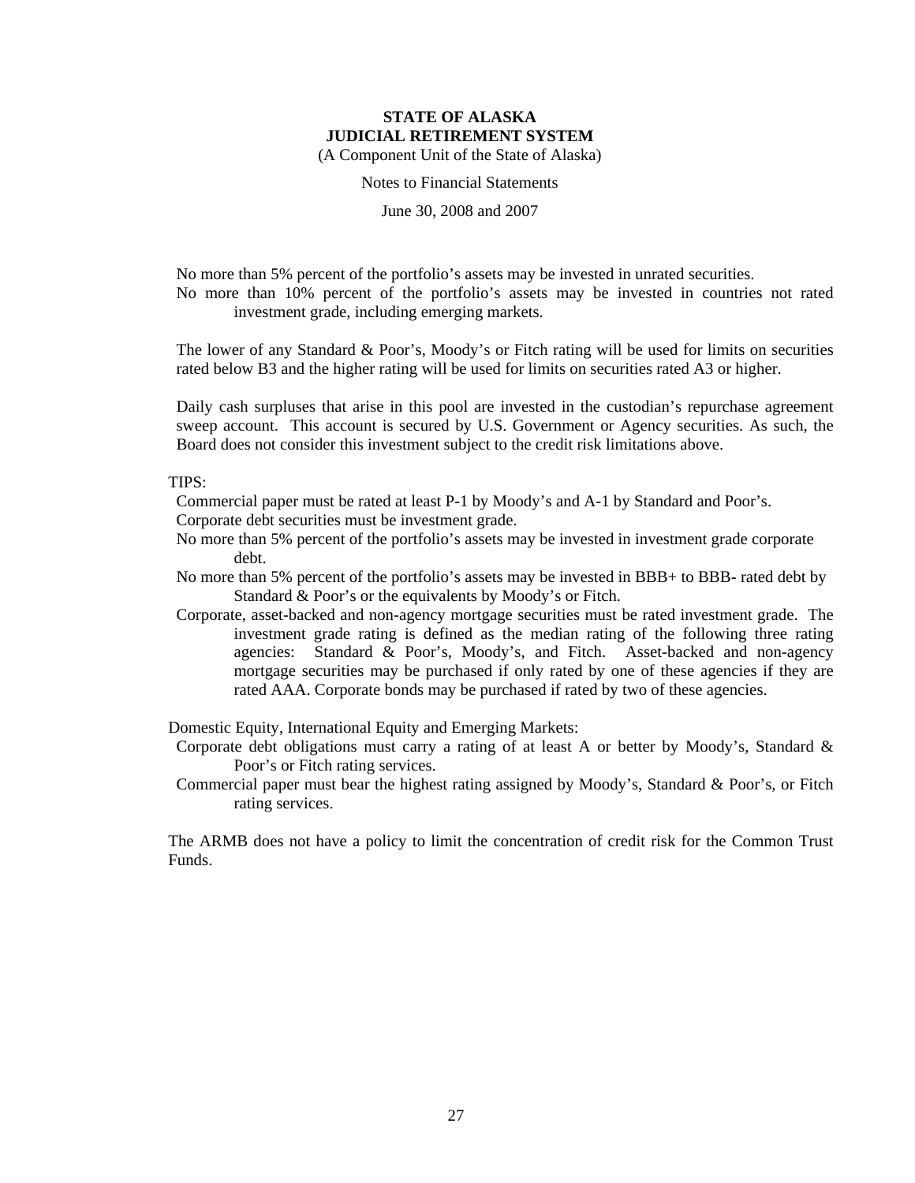No more than 5% percent of the portfolio's assets may be invested in unrated securities.

No more than 10% percent of the portfolio's assets may be invested in countries not rated investment grade, including emerging markets.

The lower of any Standard & Poor's, Moody's or Fitch rating will be used for limits on securities rated below B3 and the higher rating will be used for limits on securities rated A3 or higher.

Daily cash surpluses that arise in this pool are invested in the custodian's repurchase agreement sweep account. This account is secured by U.S. Government or Agency securities. As such, the Board does not consider this investment subject to the credit risk limitations above.

TIPS:

Commercial paper must be rated at least P-1 by Moody's and A-1 by Standard and Poor's.

Corporate debt securities must be investment grade.

No more than 5% percent of the portfolio's assets may be invested in investment grade corporate debt.

No more than 5% percent of the portfolio's assets may be invested in BBB+ to BBB- rated debt by Standard & Poor's or the equivalents by Moody's or Fitch.

Corporate, asset-backed and non-agency mortgage securities must be rated investment grade. The investment grade rating is defined as the median rating of the following three rating agencies: Standard & Poor's, Moody's, and Fitch. Asset-backed and non-agency mortgage securities may be purchased if only rated by one of these agencies if they are rated AAA. Corporate bonds may be purchased if rated by two of these agencies.

Domestic Equity, International Equity and Emerging Markets:

Corporate debt obligations must carry a rating of at least A or better by Moody's, Standard & Poor's or Fitch rating services.

Commercial paper must bear the highest rating assigned by Moody's, Standard & Poor's, or Fitch rating services.

The ARMB does not have a policy to limit the concentration of credit risk for the Common Trust Funds.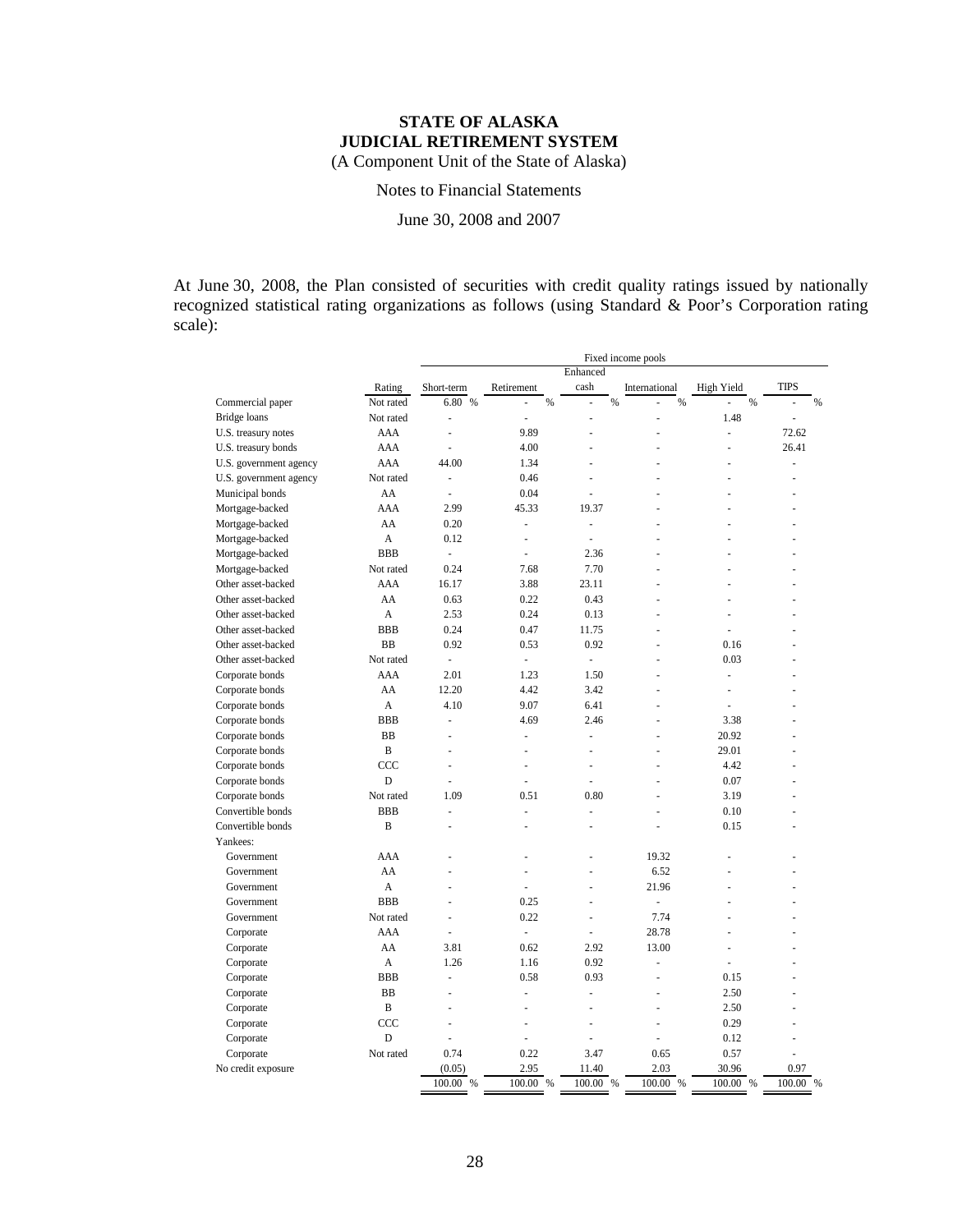**STATE OF ALASKA**
**JUDICIAL RETIREMENT SYSTEM**
(A Component Unit of the State of Alaska)

Notes to Financial Statements

June 30, 2008 and 2007

At June 30, 2008, the Plan consisted of securities with credit quality ratings issued by nationally recognized statistical rating organizations as follows (using Standard & Poor's Corporation rating scale):

| | | Fixed income pools | | | | | |
|---|---|---|---|---|---|---|---|
| | Rating | Short-term | Retirement | Enhanced cash | International | High Yield | TIPS |
| Commercial paper | Not rated | 6.80 % | - % | - % | - % | - % | - % |
| Bridge loans | Not rated | - | - | - | - | 1.48 | - |
| U.S. treasury notes | AAA | - | 9.89 | - | - | - | 72.62 |
| U.S. treasury bonds | AAA | - | 4.00 | - | - | - | 26.41 |
| U.S. government agency | AAA | 44.00 | 1.34 | - | - | - | - |
| U.S. government agency | Not rated | - | 0.46 | - | - | - | - |
| Municipal bonds | AA | - | 0.04 | - | - | - | - |
| Mortgage-backed | AAA | 2.99 | 45.33 | 19.37 | - | - | - |
| Mortgage-backed | AA | 0.20 | - | - | - | - | - |
| Mortgage-backed | A | 0.12 | - | - | - | - | - |
| Mortgage-backed | BBB | - | - | 2.36 | - | - | - |
| Mortgage-backed | Not rated | 0.24 | 7.68 | 7.70 | - | - | - |
| Other asset-backed | AAA | 16.17 | 3.88 | 23.11 | - | - | - |
| Other asset-backed | AA | 0.63 | 0.22 | 0.43 | - | - | - |
| Other asset-backed | A | 2.53 | 0.24 | 0.13 | - | - | - |
| Other asset-backed | BBB | 0.24 | 0.47 | 11.75 | - | - | - |
| Other asset-backed | BB | 0.92 | 0.53 | 0.92 | - | 0.16 | - |
| Other asset-backed | Not rated | - | - | - | - | 0.03 | - |
| Corporate bonds | AAA | 2.01 | 1.23 | 1.50 | - | - | - |
| Corporate bonds | AA | 12.20 | 4.42 | 3.42 | - | - | - |
| Corporate bonds | A | 4.10 | 9.07 | 6.41 | - | - | - |
| Corporate bonds | BBB | - | 4.69 | 2.46 | - | 3.38 | - |
| Corporate bonds | BB | - | - | - | - | 20.92 | - |
| Corporate bonds | B | - | - | - | - | 29.01 | - |
| Corporate bonds | CCC | - | - | - | - | 4.42 | - |
| Corporate bonds | D | - | - | - | - | 0.07 | - |
| Corporate bonds | Not rated | 1.09 | 0.51 | 0.80 | - | 3.19 | - |
| Convertible bonds | BBB | - | - | - | - | 0.10 | - |
| Convertible bonds | B | - | - | - | - | 0.15 | - |
| Yankees: | | | | | | | |
| Government | AAA | - | - | - | 19.32 | - | - |
| Government | AA | - | - | - | 6.52 | - | - |
| Government | A | - | - | - | 21.96 | - | - |
| Government | BBB | - | 0.25 | - | - | - | - |
| Government | Not rated | - | 0.22 | - | 7.74 | - | - |
| Corporate | AAA | - | - | - | 28.78 | - | - |
| Corporate | AA | 3.81 | 0.62 | 2.92 | 13.00 | - | - |
| Corporate | A | 1.26 | 1.16 | 0.92 | - | - | - |
| Corporate | BBB | - | 0.58 | 0.93 | - | 0.15 | - |
| Corporate | BB | - | - | - | - | 2.50 | - |
| Corporate | B | - | - | - | - | 2.50 | - |
| Corporate | CCC | - | - | - | - | 0.29 | - |
| Corporate | D | - | - | - | - | 0.12 | - |
| Corporate | Not rated | 0.74 | 0.22 | 3.47 | 0.65 | 0.57 | - |
| No credit exposure | | (0.05) | 2.95 | 11.40 | 2.03 | 30.96 | 0.97 |
| | | 100.00 % | 100.00 % | 100.00 % | 100.00 % | 100.00 % | 100.00 % |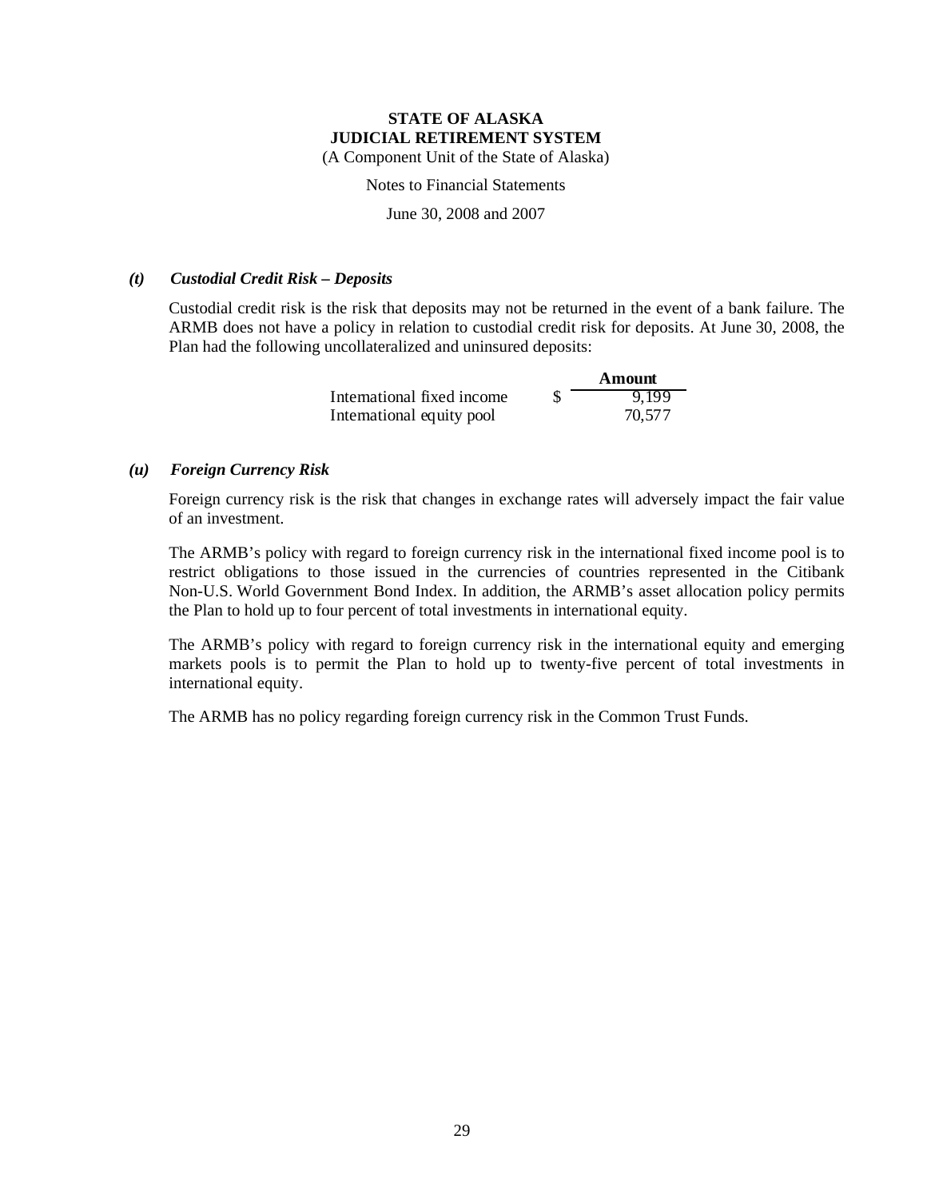**STATE OF ALASKA**
**JUDICIAL RETIREMENT SYSTEM**
(A Component Unit of the State of Alaska)

Notes to Financial Statements

June 30, 2008 and 2007

### *(t) Custodial Credit Risk – Deposits*

Custodial credit risk is the risk that deposits may not be returned in the event of a bank failure. The ARMB does not have a policy in relation to custodial credit risk for deposits. At June 30, 2008, the Plan had the following uncollateralized and uninsured deposits:

| | | Amount |
|---|---|---|
| International fixed income | $ | 9,199 |
| International equity pool | | 70,577 |

### *(u) Foreign Currency Risk*

Foreign currency risk is the risk that changes in exchange rates will adversely impact the fair value of an investment.

The ARMB's policy with regard to foreign currency risk in the international fixed income pool is to restrict obligations to those issued in the currencies of countries represented in the Citibank Non-U.S. World Government Bond Index. In addition, the ARMB's asset allocation policy permits the Plan to hold up to four percent of total investments in international equity.

The ARMB's policy with regard to foreign currency risk in the international equity and emerging markets pools is to permit the Plan to hold up to twenty-five percent of total investments in international equity.

The ARMB has no policy regarding foreign currency risk in the Common Trust Funds.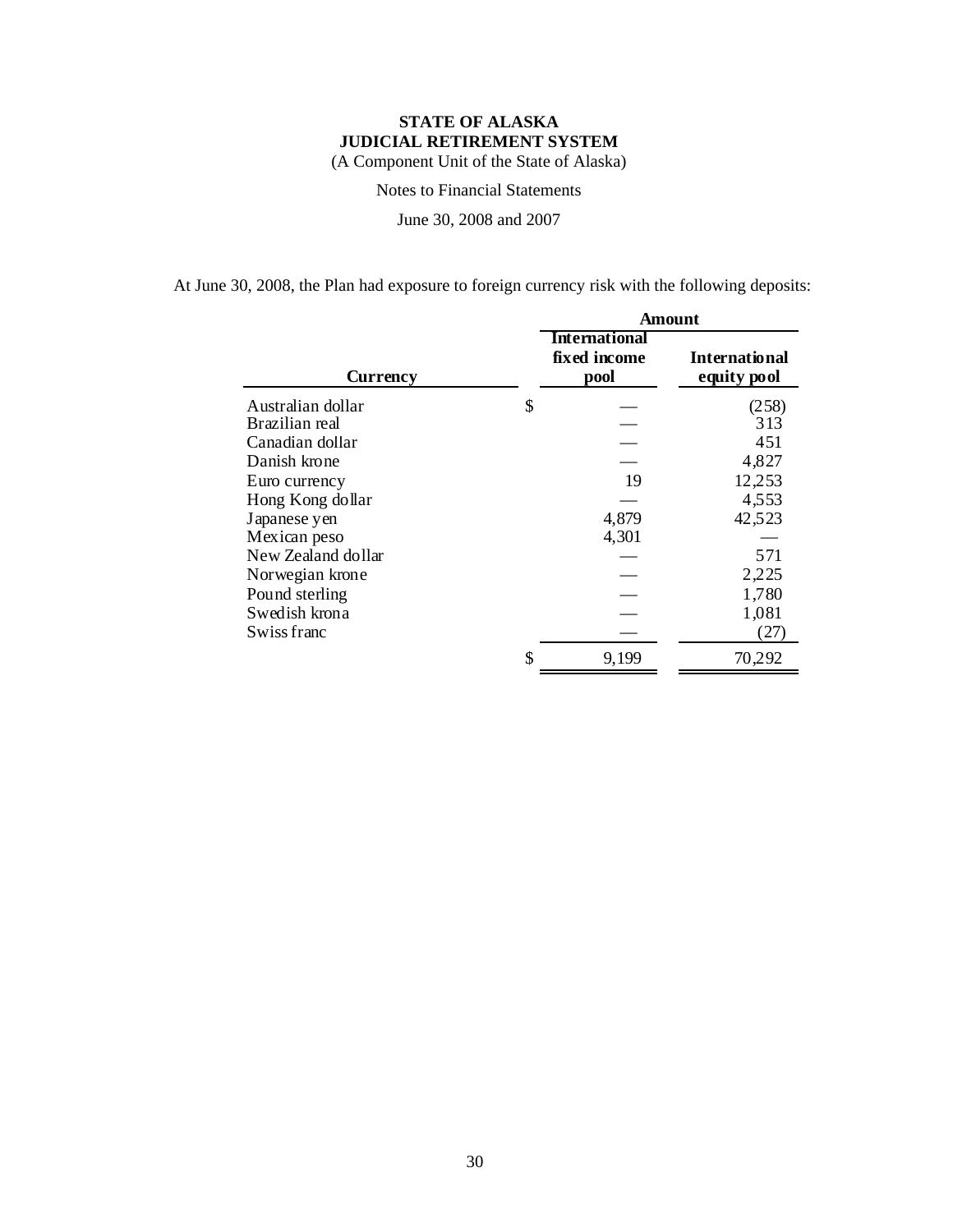**STATE OF ALASKA**
**JUDICIAL RETIREMENT SYSTEM**
(A Component Unit of the State of Alaska)

Notes to Financial Statements

June 30, 2008 and 2007

At June 30, 2008, the Plan had exposure to foreign currency risk with the following deposits:

| Currency | Amount | |
|---|---|---|
| | **International fixed income pool** | **International equity pool** |
| Australian dollar | $ — | (258) |
| Brazilian real | — | 313 |
| Canadian dollar | — | 451 |
| Danish krone | — | 4,827 |
| Euro currency | 19 | 12,253 |
| Hong Kong dollar | — | 4,553 |
| Japanese yen | 4,879 | 42,523 |
| Mexican peso | 4,301 | — |
| New Zealand dollar | — | 571 |
| Norwegian krone | — | 2,225 |
| Pound sterling | — | 1,780 |
| Swedish krona | — | 1,081 |
| Swiss franc | — | (27) |
| | $ 9,199 | 70,292 |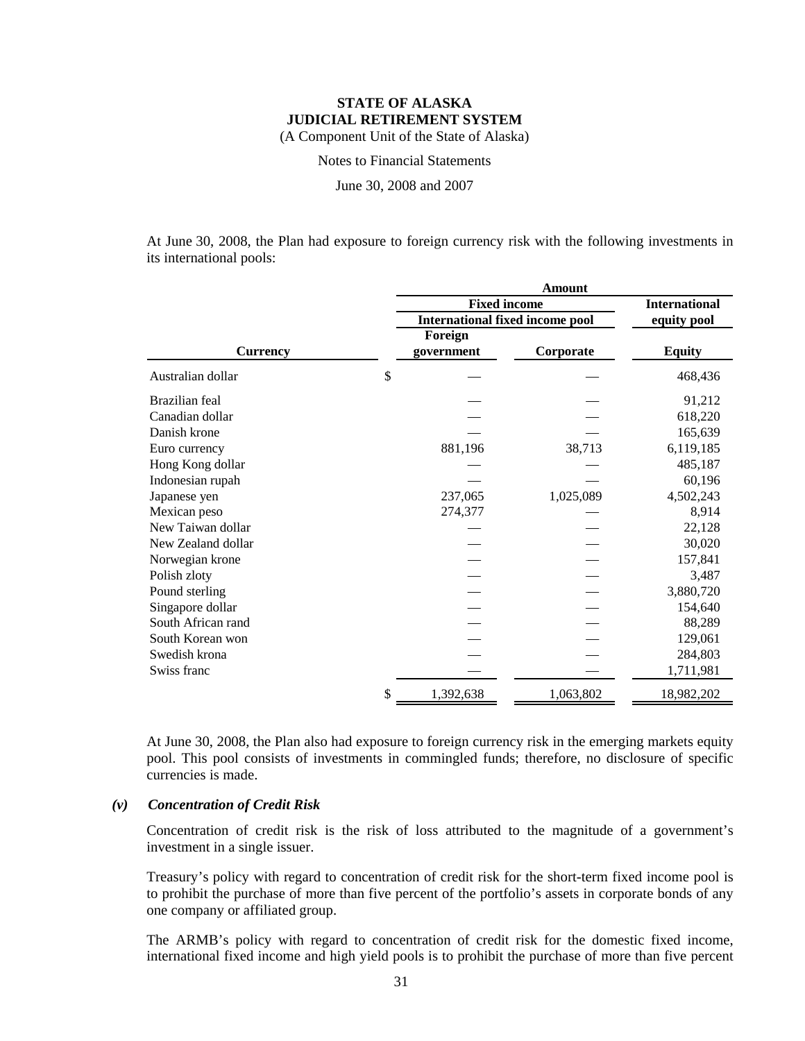At June 30, 2008, the Plan had exposure to foreign currency risk with the following investments in its international pools:

| | Amount | | |
|---|---|---|---|
| | Fixed income | | International |
| | International fixed income pool | | equity pool |
| Currency | Foreign government | Corporate | Equity |
| Australian dollar | $ — | — | 468,436 |
| Brazilian feal | — | — | 91,212 |
| Canadian dollar | — | — | 618,220 |
| Danish krone | — | — | 165,639 |
| Euro currency | 881,196 | 38,713 | 6,119,185 |
| Hong Kong dollar | — | — | 485,187 |
| Indonesian rupah | — | — | 60,196 |
| Japanese yen | 237,065 | 1,025,089 | 4,502,243 |
| Mexican peso | 274,377 | — | 8,914 |
| New Taiwan dollar | — | — | 22,128 |
| New Zealand dollar | — | — | 30,020 |
| Norwegian krone | — | — | 157,841 |
| Polish zloty | — | — | 3,487 |
| Pound sterling | — | — | 3,880,720 |
| Singapore dollar | — | — | 154,640 |
| South African rand | — | — | 88,289 |
| South Korean won | — | — | 129,061 |
| Swedish krona | — | — | 284,803 |
| Swiss franc | — | — | 1,711,981 |
| | $ 1,392,638 | 1,063,802 | 18,982,202 |

At June 30, 2008, the Plan also had exposure to foreign currency risk in the emerging markets equity pool. This pool consists of investments in commingled funds; therefore, no disclosure of specific currencies is made.

### *(v) Concentration of Credit Risk*

Concentration of credit risk is the risk of loss attributed to the magnitude of a government's investment in a single issuer.

Treasury's policy with regard to concentration of credit risk for the short-term fixed income pool is to prohibit the purchase of more than five percent of the portfolio's assets in corporate bonds of any one company or affiliated group.

The ARMB's policy with regard to concentration of credit risk for the domestic fixed income, international fixed income and high yield pools is to prohibit the purchase of more than five percent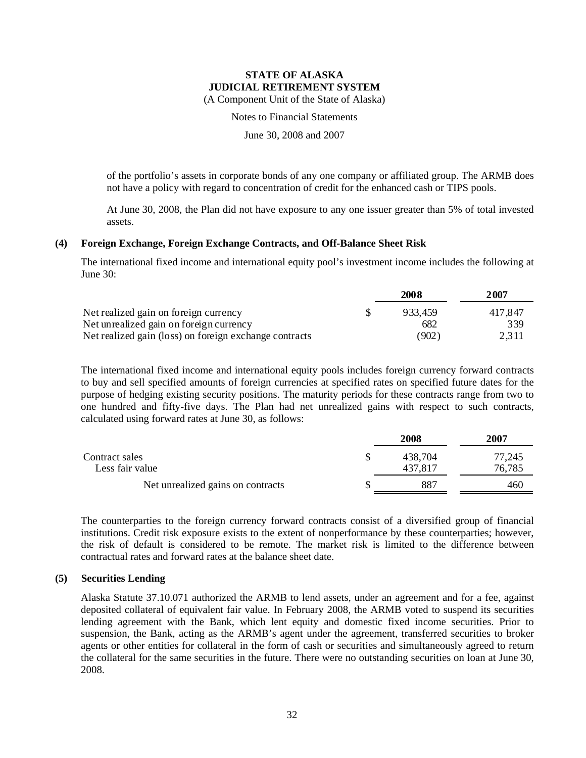of the portfolio's assets in corporate bonds of any one company or affiliated group. The ARMB does not have a policy with regard to concentration of credit for the enhanced cash or TIPS pools.

At June 30, 2008, the Plan did not have exposure to any one issuer greater than 5% of total invested assets.

### (4) Foreign Exchange, Foreign Exchange Contracts, and Off-Balance Sheet Risk

The international fixed income and international equity pool's investment income includes the following at June 30:

| | 2008 | 2007 |
|---|---|---|
| Net realized gain on foreign currency | $ 933,459 | 417,847 |
| Net unrealized gain on foreign currency | 682 | 339 |
| Net realized gain (loss) on foreign exchange contracts | (902) | 2,311 |

The international fixed income and international equity pools includes foreign currency forward contracts to buy and sell specified amounts of foreign currencies at specified rates on specified future dates for the purpose of hedging existing security positions. The maturity periods for these contracts range from two to one hundred and fifty-five days. The Plan had net unrealized gains with respect to such contracts, calculated using forward rates at June 30, as follows:

| | 2008 | 2007 |
|---|---|---|
| Contract sales | $ 438,704 | 77,245 |
| Less fair value | 437,817 | 76,785 |
| Net unrealized gains on contracts | $ 887 | 460 |

The counterparties to the foreign currency forward contracts consist of a diversified group of financial institutions. Credit risk exposure exists to the extent of nonperformance by these counterparties; however, the risk of default is considered to be remote. The market risk is limited to the difference between contractual rates and forward rates at the balance sheet date.

### (5) Securities Lending

Alaska Statute 37.10.071 authorized the ARMB to lend assets, under an agreement and for a fee, against deposited collateral of equivalent fair value. In February 2008, the ARMB voted to suspend its securities lending agreement with the Bank, which lent equity and domestic fixed income securities. Prior to suspension, the Bank, acting as the ARMB's agent under the agreement, transferred securities to broker agents or other entities for collateral in the form of cash or securities and simultaneously agreed to return the collateral for the same securities in the future. There were no outstanding securities on loan at June 30, 2008.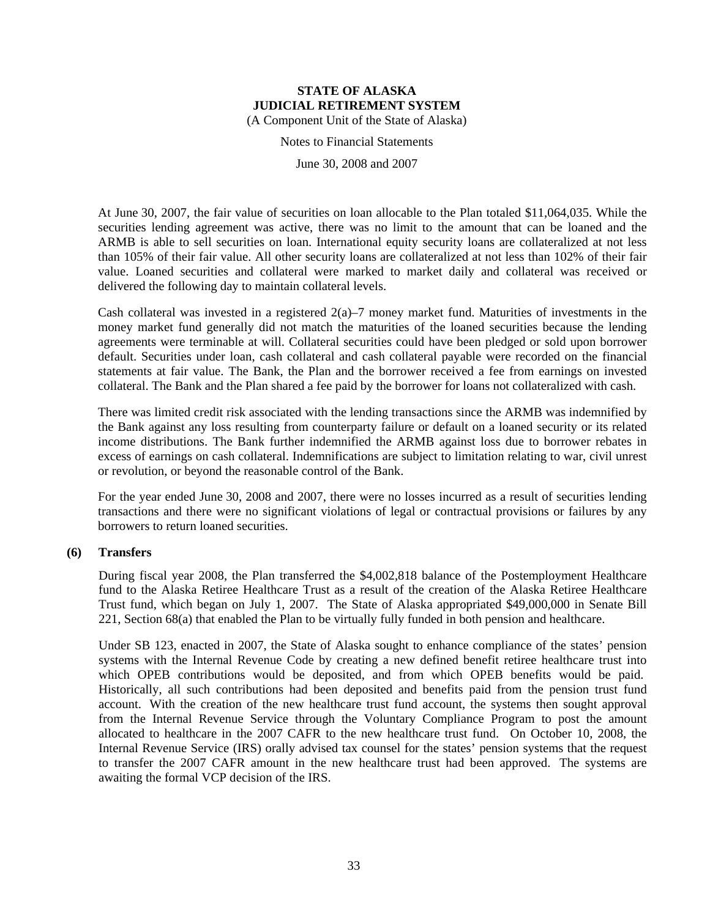At June 30, 2007, the fair value of securities on loan allocable to the Plan totaled $11,064,035. While the securities lending agreement was active, there was no limit to the amount that can be loaned and the ARMB is able to sell securities on loan. International equity security loans are collateralized at not less than 105% of their fair value. All other security loans are collateralized at not less than 102% of their fair value. Loaned securities and collateral were marked to market daily and collateral was received or delivered the following day to maintain collateral levels.

Cash collateral was invested in a registered 2(a)–7 money market fund. Maturities of investments in the money market fund generally did not match the maturities of the loaned securities because the lending agreements were terminable at will. Collateral securities could have been pledged or sold upon borrower default. Securities under loan, cash collateral and cash collateral payable were recorded on the financial statements at fair value. The Bank, the Plan and the borrower received a fee from earnings on invested collateral. The Bank and the Plan shared a fee paid by the borrower for loans not collateralized with cash.

There was limited credit risk associated with the lending transactions since the ARMB was indemnified by the Bank against any loss resulting from counterparty failure or default on a loaned security or its related income distributions. The Bank further indemnified the ARMB against loss due to borrower rebates in excess of earnings on cash collateral. Indemnifications are subject to limitation relating to war, civil unrest or revolution, or beyond the reasonable control of the Bank.

For the year ended June 30, 2008 and 2007, there were no losses incurred as a result of securities lending transactions and there were no significant violations of legal or contractual provisions or failures by any borrowers to return loaned securities.

## (6) Transfers

During fiscal year 2008, the Plan transferred the $4,002,818 balance of the Postemployment Healthcare fund to the Alaska Retiree Healthcare Trust as a result of the creation of the Alaska Retiree Healthcare Trust fund, which began on July 1, 2007. The State of Alaska appropriated $49,000,000 in Senate Bill 221, Section 68(a) that enabled the Plan to be virtually fully funded in both pension and healthcare.

Under SB 123, enacted in 2007, the State of Alaska sought to enhance compliance of the states' pension systems with the Internal Revenue Code by creating a new defined benefit retiree healthcare trust into which OPEB contributions would be deposited, and from which OPEB benefits would be paid. Historically, all such contributions had been deposited and benefits paid from the pension trust fund account. With the creation of the new healthcare trust fund account, the systems then sought approval from the Internal Revenue Service through the Voluntary Compliance Program to post the amount allocated to healthcare in the 2007 CAFR to the new healthcare trust fund. On October 10, 2008, the Internal Revenue Service (IRS) orally advised tax counsel for the states' pension systems that the request to transfer the 2007 CAFR amount in the new healthcare trust had been approved. The systems are awaiting the formal VCP decision of the IRS.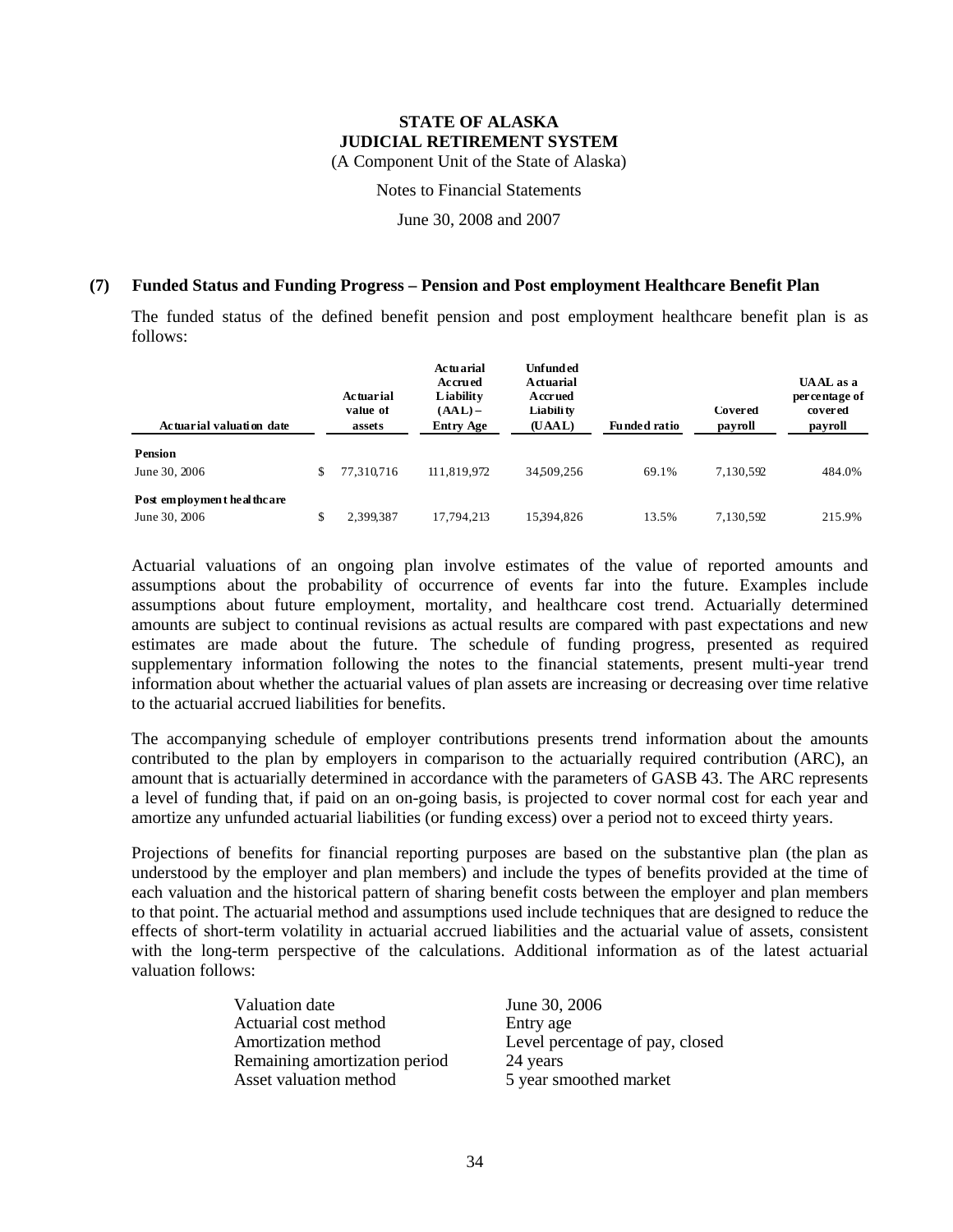# STATE OF ALASKA
# JUDICIAL RETIREMENT SYSTEM

(A Component Unit of the State of Alaska)

Notes to Financial Statements

June 30, 2008 and 2007

## (7) Funded Status and Funding Progress – Pension and Post employment Healthcare Benefit Plan

The funded status of the defined benefit pension and post employment healthcare benefit plan is as follows:

| Actuarial valuation date | Actuarial value of assets | Actuarial Accrued Liability (AAL) – Entry Age | Unfunded Actuarial Accrued Liability (UAAL) | Funded ratio | Covered payroll | UAAL as a percentage of covered payroll |
|---|---|---|---|---|---|---|
| **Pension** | | | | | | |
| June 30, 2006 | $ 77,310,716 | 111,819,972 | 34,509,256 | 69.1% | 7,130,592 | 484.0% |
| **Post employment healthcare** | | | | | | |
| June 30, 2006 | $ 2,399,387 | 17,794,213 | 15,394,826 | 13.5% | 7,130,592 | 215.9% |

Actuarial valuations of an ongoing plan involve estimates of the value of reported amounts and assumptions about the probability of occurrence of events far into the future. Examples include assumptions about future employment, mortality, and healthcare cost trend. Actuarially determined amounts are subject to continual revisions as actual results are compared with past expectations and new estimates are made about the future. The schedule of funding progress, presented as required supplementary information following the notes to the financial statements, present multi-year trend information about whether the actuarial values of plan assets are increasing or decreasing over time relative to the actuarial accrued liabilities for benefits.

The accompanying schedule of employer contributions presents trend information about the amounts contributed to the plan by employers in comparison to the actuarially required contribution (ARC), an amount that is actuarially determined in accordance with the parameters of GASB 43. The ARC represents a level of funding that, if paid on an on-going basis, is projected to cover normal cost for each year and amortize any unfunded actuarial liabilities (or funding excess) over a period not to exceed thirty years.

Projections of benefits for financial reporting purposes are based on the substantive plan (the plan as understood by the employer and plan members) and include the types of benefits provided at the time of each valuation and the historical pattern of sharing benefit costs between the employer and plan members to that point. The actuarial method and assumptions used include techniques that are designed to reduce the effects of short-term volatility in actuarial accrued liabilities and the actuarial value of assets, consistent with the long-term perspective of the calculations. Additional information as of the latest actuarial valuation follows:

| | |
|---|---|
| Valuation date | June 30, 2006 |
| Actuarial cost method | Entry age |
| Amortization method | Level percentage of pay, closed |
| Remaining amortization period | 24 years |
| Asset valuation method | 5 year smoothed market |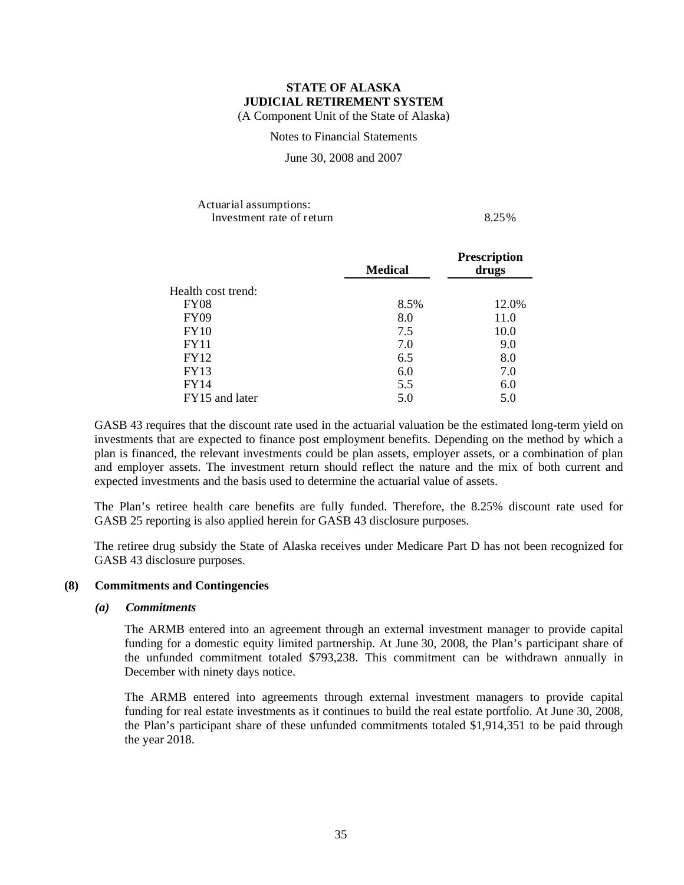Actuarial assumptions:

| | |
|---|---|
| Investment rate of return | 8.25% |

| | Medical | Prescription drugs |
|---|---|---|
| Health cost trend: | | |
| FY08 | 8.5% | 12.0% |
| FY09 | 8.0 | 11.0 |
| FY10 | 7.5 | 10.0 |
| FY11 | 7.0 | 9.0 |
| FY12 | 6.5 | 8.0 |
| FY13 | 6.0 | 7.0 |
| FY14 | 5.5 | 6.0 |
| FY15 and later | 5.0 | 5.0 |

GASB 43 requires that the discount rate used in the actuarial valuation be the estimated long-term yield on investments that are expected to finance post employment benefits. Depending on the method by which a plan is financed, the relevant investments could be plan assets, employer assets, or a combination of plan and employer assets. The investment return should reflect the nature and the mix of both current and expected investments and the basis used to determine the actuarial value of assets.

The Plan's retiree health care benefits are fully funded. Therefore, the 8.25% discount rate used for GASB 25 reporting is also applied herein for GASB 43 disclosure purposes.

The retiree drug subsidy the State of Alaska receives under Medicare Part D has not been recognized for GASB 43 disclosure purposes.

## (8) Commitments and Contingencies

### *(a) Commitments*

The ARMB entered into an agreement through an external investment manager to provide capital funding for a domestic equity limited partnership. At June 30, 2008, the Plan's participant share of the unfunded commitment totaled $793,238. This commitment can be withdrawn annually in December with ninety days notice.

The ARMB entered into agreements through external investment managers to provide capital funding for real estate investments as it continues to build the real estate portfolio. At June 30, 2008, the Plan's participant share of these unfunded commitments totaled $1,914,351 to be paid through the year 2018.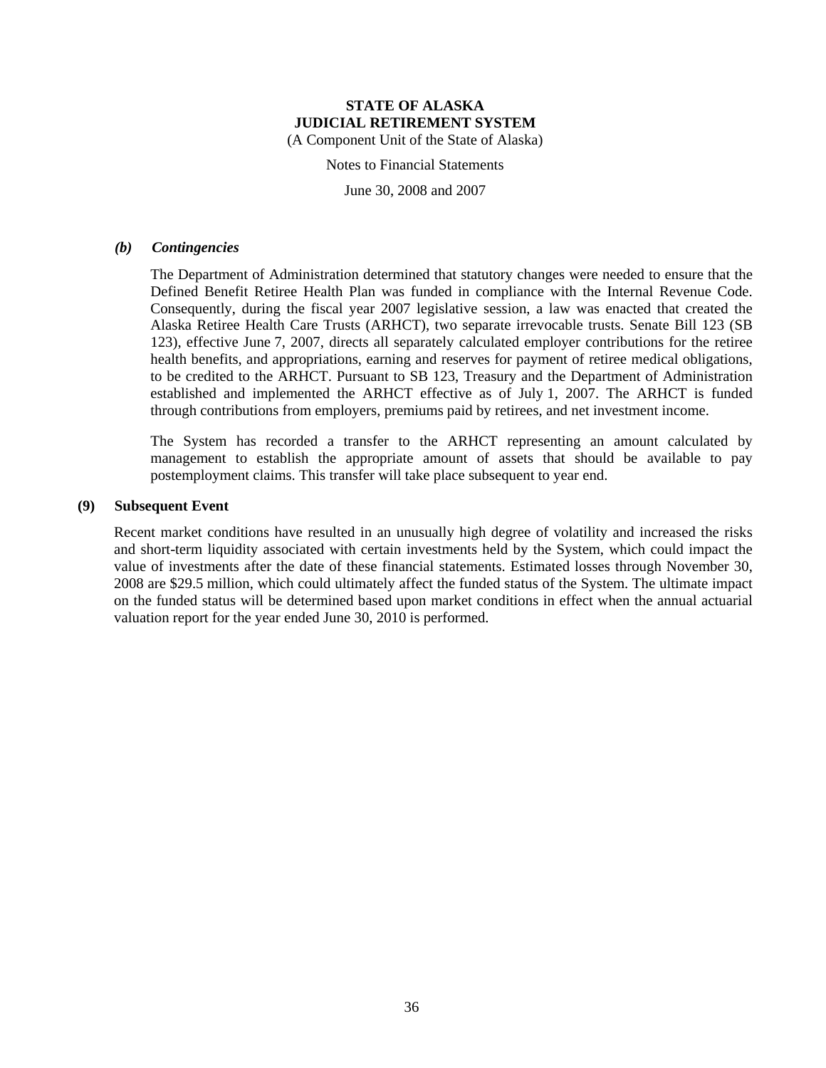### *(b) Contingencies*

The Department of Administration determined that statutory changes were needed to ensure that the Defined Benefit Retiree Health Plan was funded in compliance with the Internal Revenue Code. Consequently, during the fiscal year 2007 legislative session, a law was enacted that created the Alaska Retiree Health Care Trusts (ARHCT), two separate irrevocable trusts. Senate Bill 123 (SB 123), effective June 7, 2007, directs all separately calculated employer contributions for the retiree health benefits, and appropriations, earning and reserves for payment of retiree medical obligations, to be credited to the ARHCT. Pursuant to SB 123, Treasury and the Department of Administration established and implemented the ARHCT effective as of July 1, 2007. The ARHCT is funded through contributions from employers, premiums paid by retirees, and net investment income.

The System has recorded a transfer to the ARHCT representing an amount calculated by management to establish the appropriate amount of assets that should be available to pay postemployment claims. This transfer will take place subsequent to year end.

## (9) Subsequent Event

Recent market conditions have resulted in an unusually high degree of volatility and increased the risks and short-term liquidity associated with certain investments held by the System, which could impact the value of investments after the date of these financial statements. Estimated losses through November 30, 2008 are $29.5 million, which could ultimately affect the funded status of the System. The ultimate impact on the funded status will be determined based upon market conditions in effect when the annual actuarial valuation report for the year ended June 30, 2010 is performed.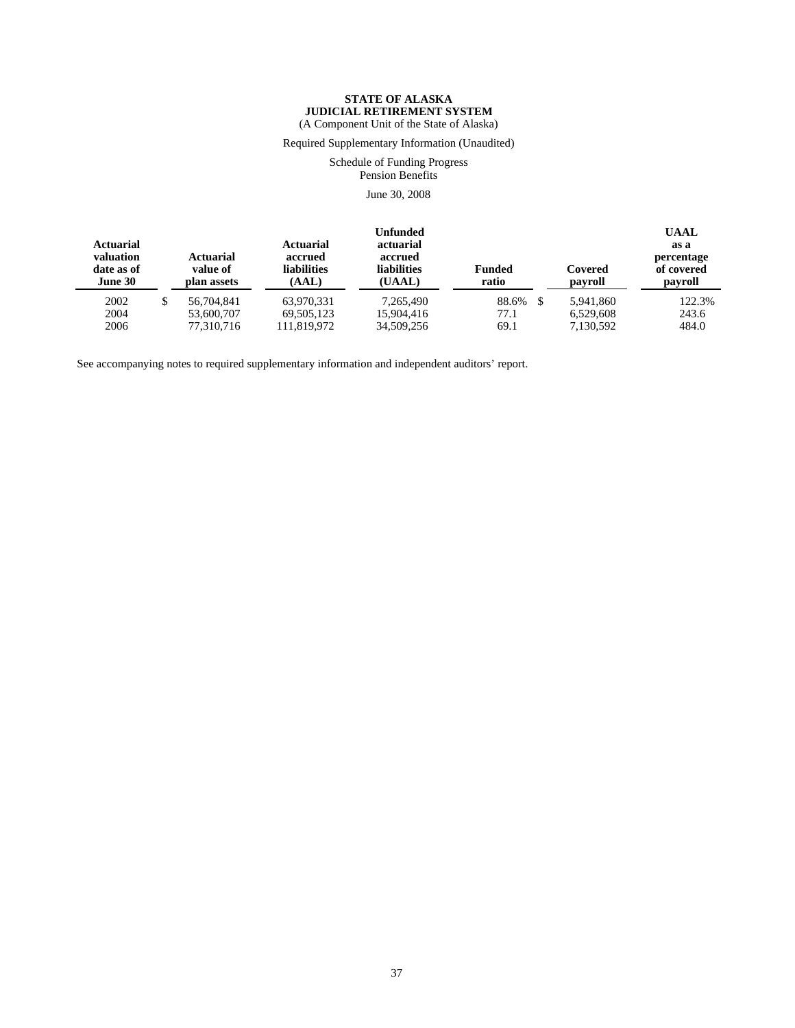**STATE OF ALASKA**
**JUDICIAL RETIREMENT SYSTEM**
(A Component Unit of the State of Alaska)

Required Supplementary Information (Unaudited)

Schedule of Funding Progress
Pension Benefits

June 30, 2008

| Actuarial valuation date as of June 30 | Actuarial value of plan assets | Actuarial accrued liabilities (AAL) | Unfunded actuarial accrued liabilities (UAAL) | Funded ratio | Covered payroll | UAAL as a percentage of covered payroll |
|---|---|---|---|---|---|---|
| 2002 | $ 56,704,841 | 63,970,331 | 7,265,490 | 88.6% | $ 5,941,860 | 122.3% |
| 2004 | 53,600,707 | 69,505,123 | 15,904,416 | 77.1 | 6,529,608 | 243.6 |
| 2006 | 77,310,716 | 111,819,972 | 34,509,256 | 69.1 | 7,130,592 | 484.0 |

See accompanying notes to required supplementary information and independent auditors' report.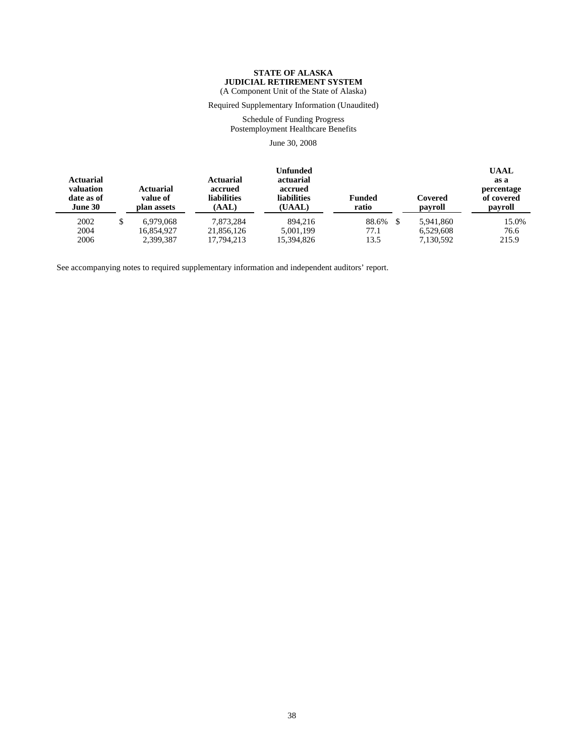**STATE OF ALASKA**
**JUDICIAL RETIREMENT SYSTEM**
(A Component Unit of the State of Alaska)

Required Supplementary Information (Unaudited)

Schedule of Funding Progress
Postemployment Healthcare Benefits

June 30, 2008

| Actuarial valuation date as of June 30 | Actuarial value of plan assets | Actuarial accrued liabilities (AAL) | Unfunded actuarial accrued liabilities (UAAL) | Funded ratio | Covered payroll | UAAL as a percentage of covered payroll |
|---|---|---|---|---|---|---|
| 2002 | $ 6,979,068 | 7,873,284 | 894,216 | 88.6% | $ 5,941,860 | 15.0% |
| 2004 | 16,854,927 | 21,856,126 | 5,001,199 | 77.1 | 6,529,608 | 76.6 |
| 2006 | 2,399,387 | 17,794,213 | 15,394,826 | 13.5 | 7,130,592 | 215.9 |

See accompanying notes to required supplementary information and independent auditors' report.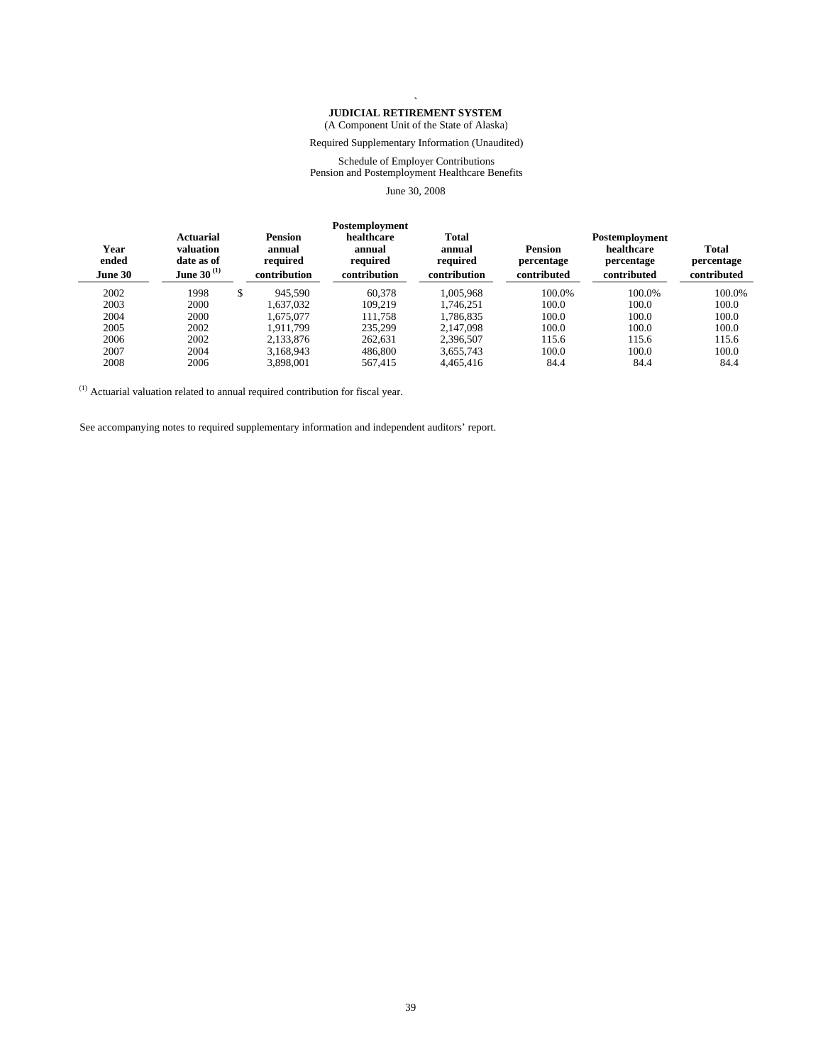# JUDICIAL RETIREMENT SYSTEM

(A Component Unit of the State of Alaska)

Required Supplementary Information (Unaudited)

Schedule of Employer Contributions
Pension and Postemployment Healthcare Benefits

June 30, 2008

| Year ended June 30 | Actuarial valuation date as of June 30 [(1)] | Pension annual required contribution | Postemployment healthcare annual required contribution | Total annual required contribution | Pension percentage contributed | Postemployment healthcare percentage contributed | Total percentage contributed |
|---|---|---|---|---|---|---|---|
| 2002 | 1998 | $ 945,590 | 60,378 | 1,005,968 | 100.0% | 100.0% | 100.0% |
| 2003 | 2000 | 1,637,032 | 109,219 | 1,746,251 | 100.0 | 100.0 | 100.0 |
| 2004 | 2000 | 1,675,077 | 111,758 | 1,786,835 | 100.0 | 100.0 | 100.0 |
| 2005 | 2002 | 1,911,799 | 235,299 | 2,147,098 | 100.0 | 100.0 | 100.0 |
| 2006 | 2002 | 2,133,876 | 262,631 | 2,396,507 | 115.6 | 115.6 | 115.6 |
| 2007 | 2004 | 3,168,943 | 486,800 | 3,655,743 | 100.0 | 100.0 | 100.0 |
| 2008 | 2006 | 3,898,001 | 567,415 | 4,465,416 | 84.4 | 84.4 | 84.4 |

(1) Actuarial valuation related to annual required contribution for fiscal year.

See accompanying notes to required supplementary information and independent auditors' report.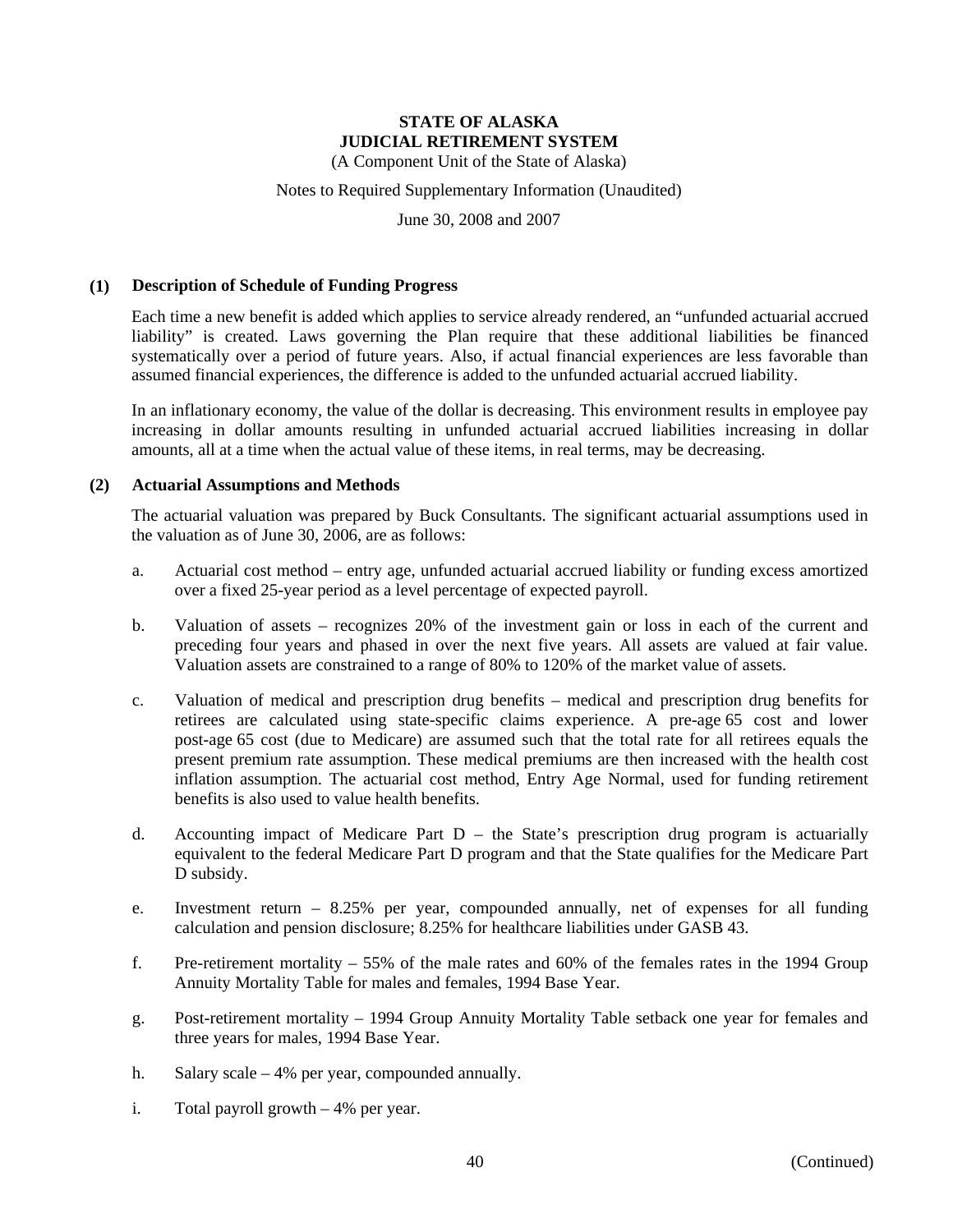# STATE OF ALASKA
# JUDICIAL RETIREMENT SYSTEM

(A Component Unit of the State of Alaska)

Notes to Required Supplementary Information (Unaudited)

June 30, 2008 and 2007

## (1) Description of Schedule of Funding Progress

Each time a new benefit is added which applies to service already rendered, an "unfunded actuarial accrued liability" is created. Laws governing the Plan require that these additional liabilities be financed systematically over a period of future years. Also, if actual financial experiences are less favorable than assumed financial experiences, the difference is added to the unfunded actuarial accrued liability.

In an inflationary economy, the value of the dollar is decreasing. This environment results in employee pay increasing in dollar amounts resulting in unfunded actuarial accrued liabilities increasing in dollar amounts, all at a time when the actual value of these items, in real terms, may be decreasing.

## (2) Actuarial Assumptions and Methods

The actuarial valuation was prepared by Buck Consultants. The significant actuarial assumptions used in the valuation as of June 30, 2006, are as follows:

a. Actuarial cost method – entry age, unfunded actuarial accrued liability or funding excess amortized over a fixed 25-year period as a level percentage of expected payroll.

b. Valuation of assets – recognizes 20% of the investment gain or loss in each of the current and preceding four years and phased in over the next five years. All assets are valued at fair value. Valuation assets are constrained to a range of 80% to 120% of the market value of assets.

c. Valuation of medical and prescription drug benefits – medical and prescription drug benefits for retirees are calculated using state-specific claims experience. A pre-age 65 cost and lower post-age 65 cost (due to Medicare) are assumed such that the total rate for all retirees equals the present premium rate assumption. These medical premiums are then increased with the health cost inflation assumption. The actuarial cost method, Entry Age Normal, used for funding retirement benefits is also used to value health benefits.

d. Accounting impact of Medicare Part D – the State's prescription drug program is actuarially equivalent to the federal Medicare Part D program and that the State qualifies for the Medicare Part D subsidy.

e. Investment return – 8.25% per year, compounded annually, net of expenses for all funding calculation and pension disclosure; 8.25% for healthcare liabilities under GASB 43.

f. Pre-retirement mortality – 55% of the male rates and 60% of the females rates in the 1994 Group Annuity Mortality Table for males and females, 1994 Base Year.

g. Post-retirement mortality – 1994 Group Annuity Mortality Table setback one year for females and three years for males, 1994 Base Year.

h. Salary scale – 4% per year, compounded annually.

i. Total payroll growth – 4% per year.

(Continued)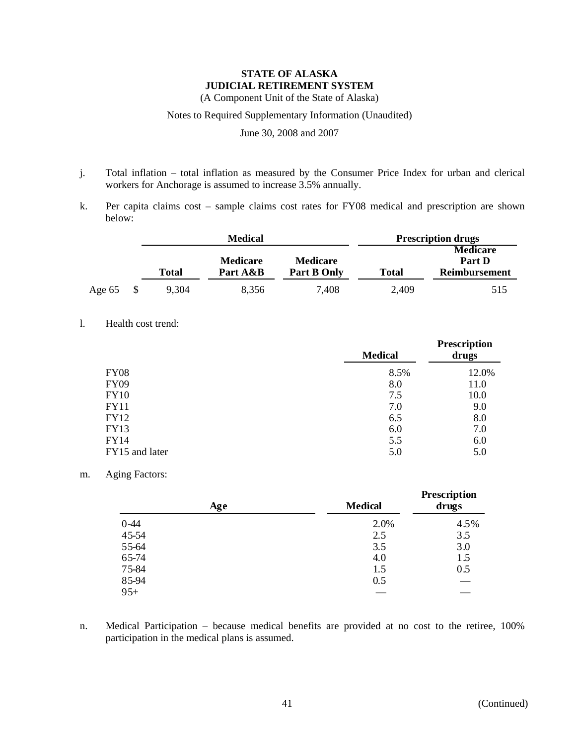**STATE OF ALASKA**
**JUDICIAL RETIREMENT SYSTEM**
(A Component Unit of the State of Alaska)

Notes to Required Supplementary Information (Unaudited)

June 30, 2008 and 2007

j. Total inflation – total inflation as measured by the Consumer Price Index for urban and clerical workers for Anchorage is assumed to increase 3.5% annually.

k. Per capita claims cost – sample claims cost rates for FY08 medical and prescription are shown below:

| | Medical | | | Prescription drugs | |
|---|---|---|---|---|---|
| | **Total** | **Medicare Part A&B** | **Medicare Part B Only** | **Total** | **Medicare Part D Reimbursement** |
| Age 65 | $ 9,304 | 8,356 | 7,408 | 2,409 | 515 |

l. Health cost trend:

| | Medical | Prescription drugs |
|---|---|---|
| FY08 | 8.5% | 12.0% |
| FY09 | 8.0 | 11.0 |
| FY10 | 7.5 | 10.0 |
| FY11 | 7.0 | 9.0 |
| FY12 | 6.5 | 8.0 |
| FY13 | 6.0 | 7.0 |
| FY14 | 5.5 | 6.0 |
| FY15 and later | 5.0 | 5.0 |

m. Aging Factors:

| Age | Medical | Prescription drugs |
|---|---|---|
| 0-44 | 2.0% | 4.5% |
| 45-54 | 2.5 | 3.5 |
| 55-64 | 3.5 | 3.0 |
| 65-74 | 4.0 | 1.5 |
| 75-84 | 1.5 | 0.5 |
| 85-94 | 0.5 | — |
| 95+ | — | — |

n. Medical Participation – because medical benefits are provided at no cost to the retiree, 100% participation in the medical plans is assumed.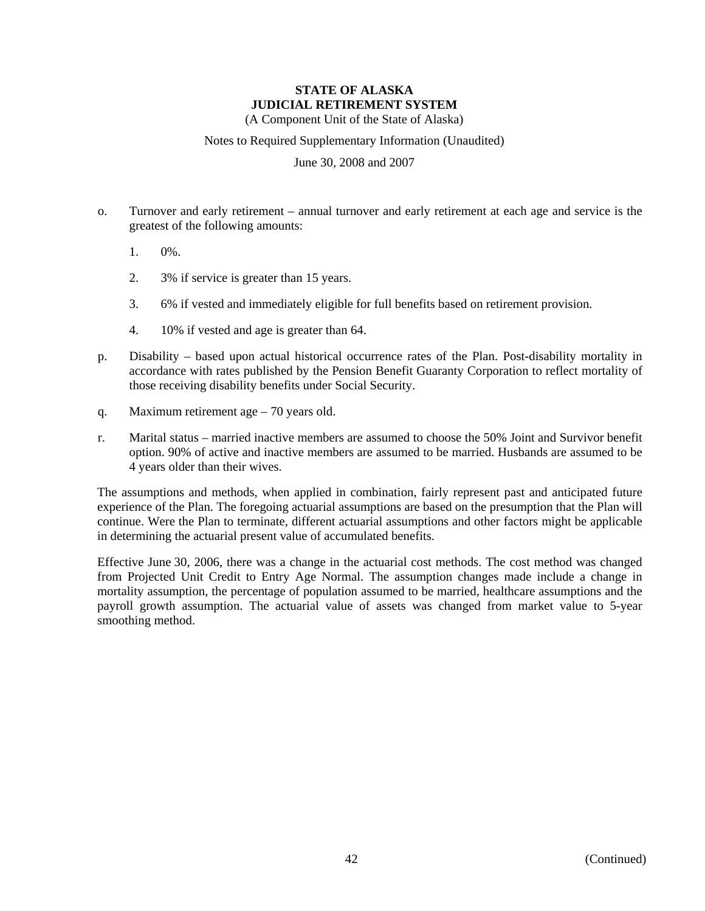o. Turnover and early retirement – annual turnover and early retirement at each age and service is the greatest of the following amounts:

   1. 0%.

   2. 3% if service is greater than 15 years.

   3. 6% if vested and immediately eligible for full benefits based on retirement provision.

   4. 10% if vested and age is greater than 64.

p. Disability – based upon actual historical occurrence rates of the Plan. Post-disability mortality in accordance with rates published by the Pension Benefit Guaranty Corporation to reflect mortality of those receiving disability benefits under Social Security.

q. Maximum retirement age – 70 years old.

r. Marital status – married inactive members are assumed to choose the 50% Joint and Survivor benefit option. 90% of active and inactive members are assumed to be married. Husbands are assumed to be 4 years older than their wives.

The assumptions and methods, when applied in combination, fairly represent past and anticipated future experience of the Plan. The foregoing actuarial assumptions are based on the presumption that the Plan will continue. Were the Plan to terminate, different actuarial assumptions and other factors might be applicable in determining the actuarial present value of accumulated benefits.

Effective June 30, 2006, there was a change in the actuarial cost methods. The cost method was changed from Projected Unit Credit to Entry Age Normal. The assumption changes made include a change in mortality assumption, the percentage of population assumed to be married, healthcare assumptions and the payroll growth assumption. The actuarial value of assets was changed from market value to 5-year smoothing method.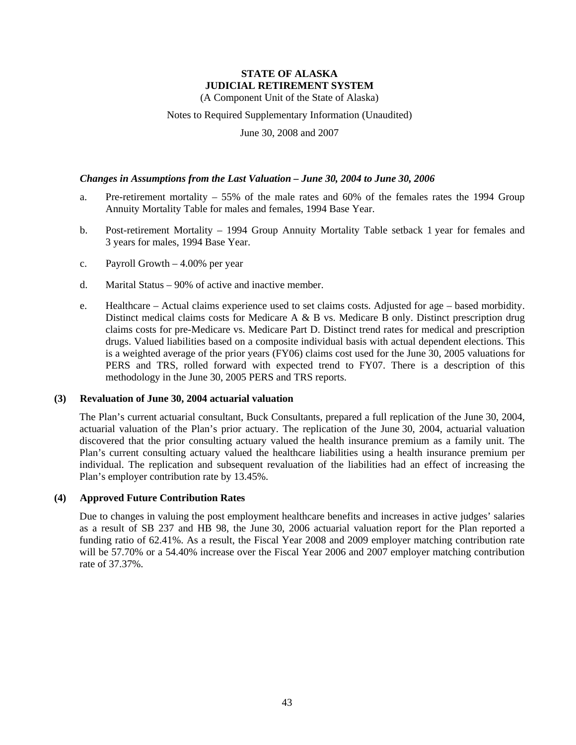### *Changes in Assumptions from the Last Valuation – June 30, 2004 to June 30, 2006*

a. Pre-retirement mortality – 55% of the male rates and 60% of the females rates the 1994 Group Annuity Mortality Table for males and females, 1994 Base Year.

b. Post-retirement Mortality – 1994 Group Annuity Mortality Table setback 1 year for females and 3 years for males, 1994 Base Year.

c. Payroll Growth – 4.00% per year

d. Marital Status – 90% of active and inactive member.

e. Healthcare – Actual claims experience used to set claims costs. Adjusted for age – based morbidity. Distinct medical claims costs for Medicare A & B vs. Medicare B only. Distinct prescription drug claims costs for pre-Medicare vs. Medicare Part D. Distinct trend rates for medical and prescription drugs. Valued liabilities based on a composite individual basis with actual dependent elections. This is a weighted average of the prior years (FY06) claims cost used for the June 30, 2005 valuations for PERS and TRS, rolled forward with expected trend to FY07. There is a description of this methodology in the June 30, 2005 PERS and TRS reports.

## (3) Revaluation of June 30, 2004 actuarial valuation

The Plan's current actuarial consultant, Buck Consultants, prepared a full replication of the June 30, 2004, actuarial valuation of the Plan's prior actuary. The replication of the June 30, 2004, actuarial valuation discovered that the prior consulting actuary valued the health insurance premium as a family unit. The Plan's current consulting actuary valued the healthcare liabilities using a health insurance premium per individual. The replication and subsequent revaluation of the liabilities had an effect of increasing the Plan's employer contribution rate by 13.45%.

## (4) Approved Future Contribution Rates

Due to changes in valuing the post employment healthcare benefits and increases in active judges' salaries as a result of SB 237 and HB 98, the June 30, 2006 actuarial valuation report for the Plan reported a funding ratio of 62.41%. As a result, the Fiscal Year 2008 and 2009 employer matching contribution rate will be 57.70% or a 54.40% increase over the Fiscal Year 2006 and 2007 employer matching contribution rate of 37.37%.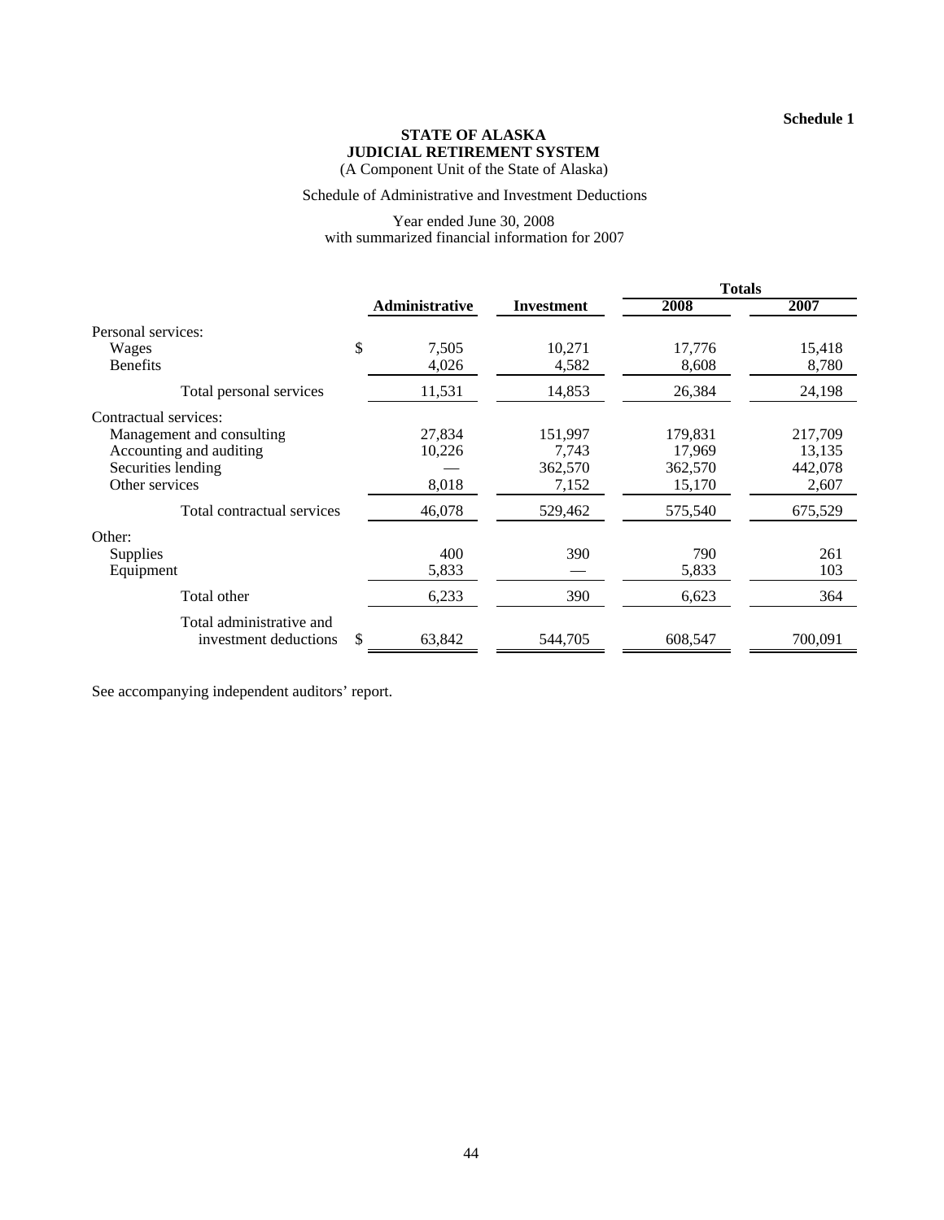**Schedule 1**

**STATE OF ALASKA**
**JUDICIAL RETIREMENT SYSTEM**
(A Component Unit of the State of Alaska)

Schedule of Administrative and Investment Deductions

Year ended June 30, 2008
with summarized financial information for 2007

| | Administrative | Investment | Totals 2008 | Totals 2007 |
|---|---|---|---|---|
| Personal services: | | | | |
| Wages | $ 7,505 | 10,271 | 17,776 | 15,418 |
| Benefits | 4,026 | 4,582 | 8,608 | 8,780 |
| Total personal services | 11,531 | 14,853 | 26,384 | 24,198 |
| Contractual services: | | | | |
| Management and consulting | 27,834 | 151,997 | 179,831 | 217,709 |
| Accounting and auditing | 10,226 | 7,743 | 17,969 | 13,135 |
| Securities lending | — | 362,570 | 362,570 | 442,078 |
| Other services | 8,018 | 7,152 | 15,170 | 2,607 |
| Total contractual services | 46,078 | 529,462 | 575,540 | 675,529 |
| Other: | | | | |
| Supplies | 400 | 390 | 790 | 261 |
| Equipment | 5,833 | — | 5,833 | 103 |
| Total other | 6,233 | 390 | 6,623 | 364 |
| Total administrative and investment deductions | $ 63,842 | 544,705 | 608,547 | 700,091 |

See accompanying independent auditors' report.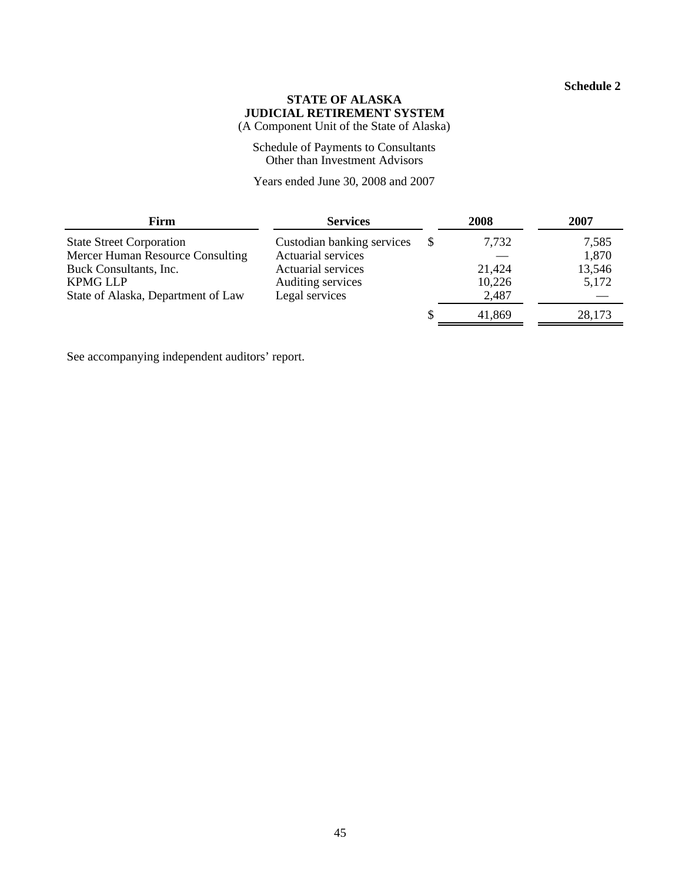**Schedule 2**

**STATE OF ALASKA**
**JUDICIAL RETIREMENT SYSTEM**
(A Component Unit of the State of Alaska)

Schedule of Payments to Consultants
Other than Investment Advisors

Years ended June 30, 2008 and 2007

| Firm | Services | 2008 | 2007 |
|---|---|---|---|
| State Street Corporation | Custodian banking services | $ 7,732 | 7,585 |
| Mercer Human Resource Consulting | Actuarial services | — | 1,870 |
| Buck Consultants, Inc. | Actuarial services | 21,424 | 13,546 |
| KPMG LLP | Auditing services | 10,226 | 5,172 |
| State of Alaska, Department of Law | Legal services | 2,487 | — |
| | | $ 41,869 | 28,173 |

See accompanying independent auditors' report.